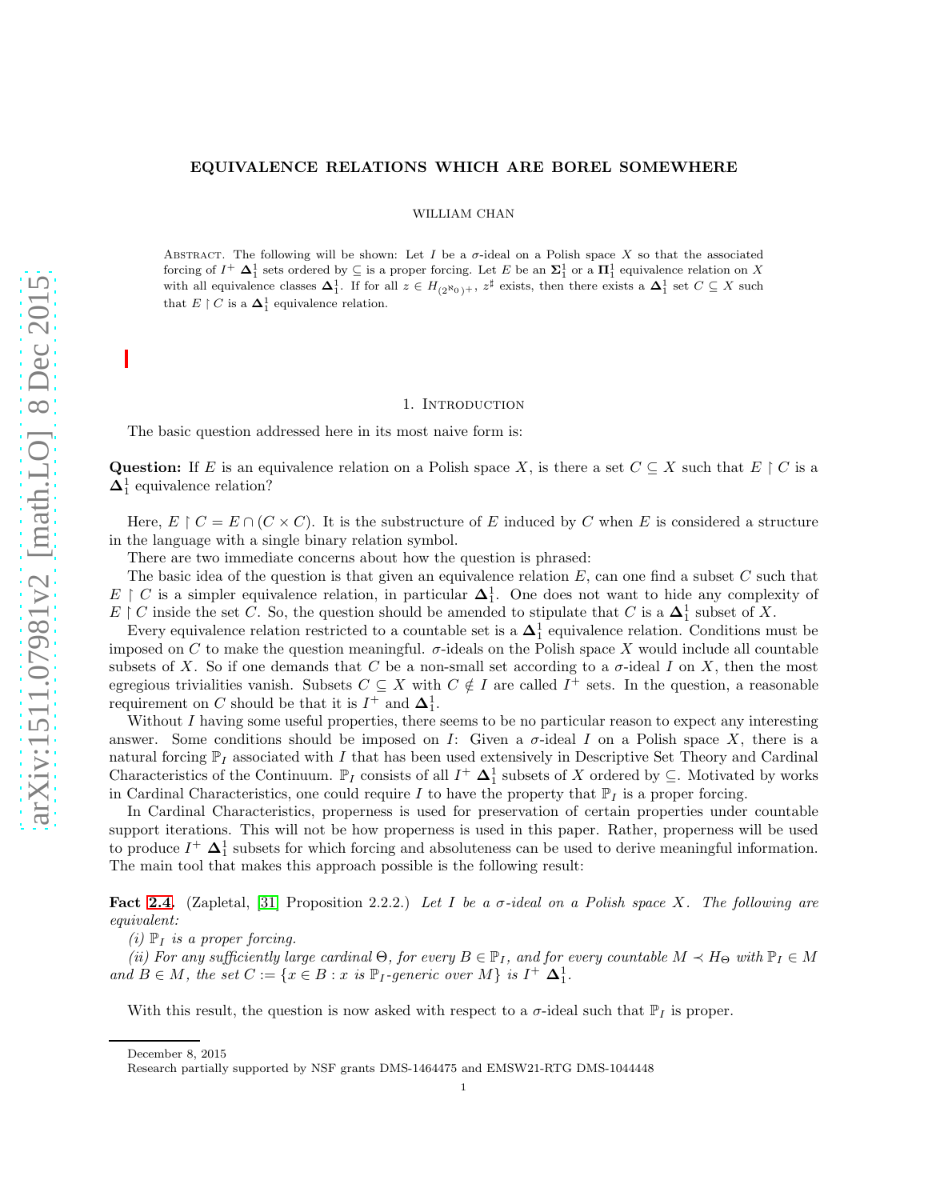# EQUIVALENCE RELATIONS WHICH ARE BOREL SOMEWHERE

WILLIAM CHAN

Abstract. The following will be shown: Let $I$ be a $\sigma$-ideal on a Polish space $X$ so that the associated forcing of $I^+$ $\mathbf{\Delta}^1_1$ sets ordered by $\subseteq$ is a proper forcing. Let $E$ be an $\mathbf{\Sigma}^1_1$ or a $\mathbf{\Pi}^1_1$ equivalence relation on $X$ with all equivalence classes $\mathbf{\Delta}^1_1$. If for all $z \in H_{(2^{\aleph_0})^+}$, $z^\sharp$ exists, then there exists a $\mathbf{\Delta}^1_1$ set $C \subseteq X$ such that $E \upharpoonright C$ is a $\mathbf{\Delta}^1_1$ equivalence relation.

## 1. Introduction

The basic question addressed here in its most naive form is:

**Question:** If $E$ is an equivalence relation on a Polish space $X$, is there a set $C \subseteq X$ such that $E \upharpoonright C$ is a $\mathbf{\Delta}^1_1$ equivalence relation?

Here, $E \upharpoonright C = E \cap (C \times C)$. It is the substructure of $E$ induced by $C$ when $E$ is considered a structure in the language with a single binary relation symbol.

There are two immediate concerns about how the question is phrased:

The basic idea of the question is that given an equivalence relation $E$, can one find a subset $C$ such that $E \upharpoonright C$ is a simpler equivalence relation, in particular $\mathbf{\Delta}^1_1$. One does not want to hide any complexity of $E \upharpoonright C$ inside the set $C$. So, the question should be amended to stipulate that $C$ is a $\mathbf{\Delta}^1_1$ subset of $X$.

Every equivalence relation restricted to a countable set is a $\mathbf{\Delta}^1_1$ equivalence relation. Conditions must be imposed on $C$ to make the question meaningful. $\sigma$-ideals on the Polish space $X$ would include all countable subsets of $X$. So if one demands that $C$ be a non-small set according to a $\sigma$-ideal $I$ on $X$, then the most egregious trivialities vanish. Subsets $C \subseteq X$ with $C \notin I$ are called $I^+$ sets. In the question, a reasonable requirement on $C$ should be that it is $I^+$ and $\mathbf{\Delta}^1_1$.

Without $I$ having some useful properties, there seems to be no particular reason to expect any interesting answer. Some conditions should be imposed on $I$: Given a $\sigma$-ideal $I$ on a Polish space $X$, there is a natural forcing $\mathbb{P}_I$ associated with $I$ that has been used extensively in Descriptive Set Theory and Cardinal Characteristics of the Continuum. $\mathbb{P}_I$ consists of all $I^+$ $\mathbf{\Delta}^1_1$ subsets of $X$ ordered by $\subseteq$. Motivated by works in Cardinal Characteristics, one could require $I$ to have the property that $\mathbb{P}_I$ is a proper forcing.

In Cardinal Characteristics, properness is used for preservation of certain properties under countable support iterations. This will not be how properness is used in this paper. Rather, properness will be used to produce $I^+$ $\mathbf{\Delta}^1_1$ subsets for which forcing and absoluteness can be used to derive meaningful information. The main tool that makes this approach possible is the following result:

**Fact 2.4.** (Zapletal, [31] Proposition 2.2.2.) *Let $I$ be a $\sigma$-ideal on a Polish space $X$. The following are equivalent:*

*(i) $\mathbb{P}_I$ is a proper forcing.*

*(ii) For any sufficiently large cardinal $\Theta$, for every $B \in \mathbb{P}_I$, and for every countable $M \prec H_\Theta$ with $\mathbb{P}_I \in M$ and $B \in M$, the set $C := \{x \in B : x \text{ is } \mathbb{P}_I\text{-generic over } M\}$ is $I^+$ $\mathbf{\Delta}^1_1$.*

With this result, the question is now asked with respect to a $\sigma$-ideal such that $\mathbb{P}_I$ is proper.

December 8, 2015

Research partially supported by NSF grants DMS-1464475 and EMSW21-RTG DMS-1044448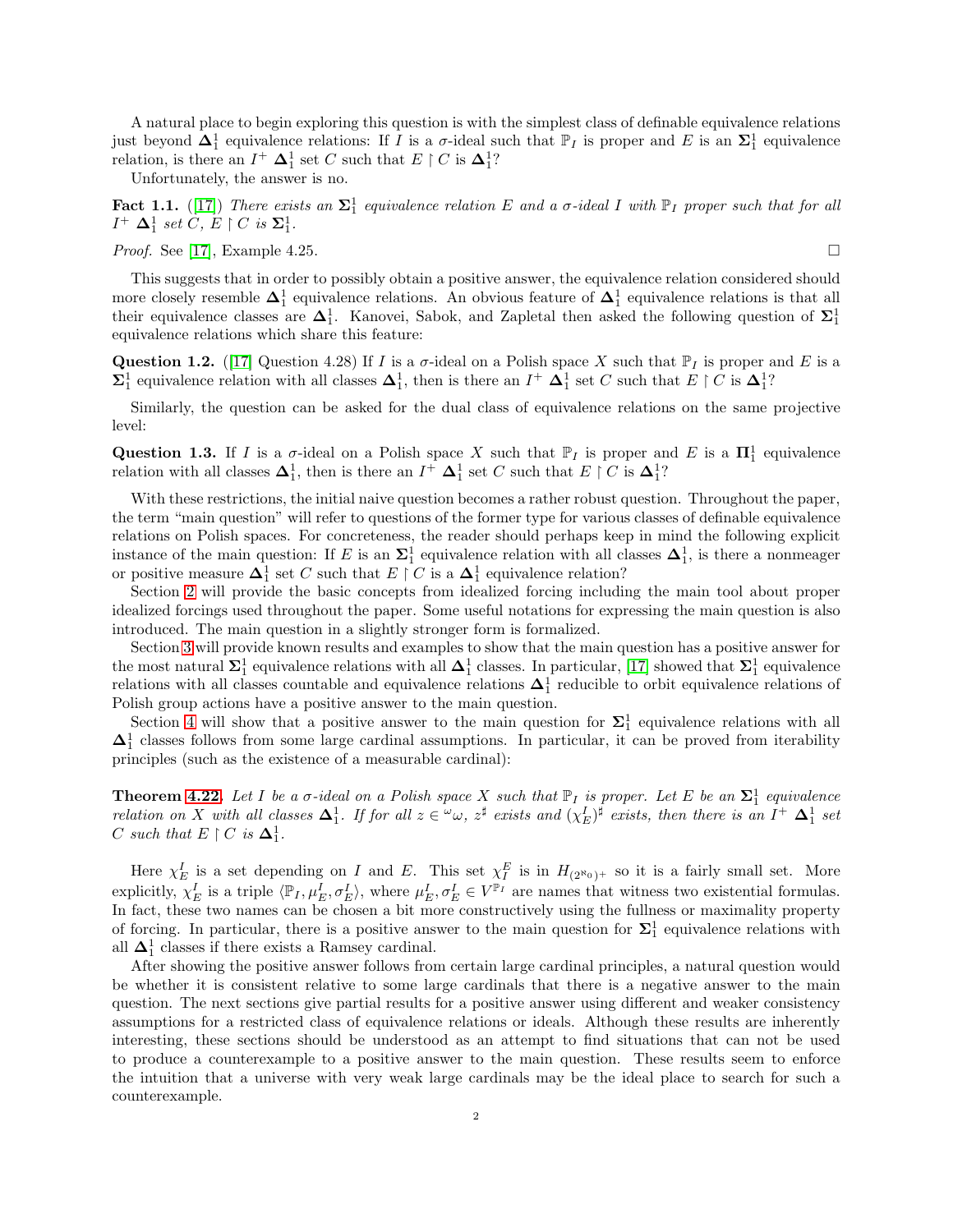A natural place to begin exploring this question is with the simplest class of definable equivalence relations just beyond $\mathbf{\Delta}^1_1$ equivalence relations: If $I$ is a $\sigma$-ideal such that $\mathbb{P}_I$ is proper and $E$ is an $\mathbf{\Sigma}^1_1$ equivalence relation, is there an $I^+$ $\mathbf{\Delta}^1_1$ set $C$ such that $E \upharpoonright C$ is $\mathbf{\Delta}^1_1$?

Unfortunately, the answer is no.

**Fact 1.1.** ([17]) *There exists an $\mathbf{\Sigma}^1_1$ equivalence relation $E$ and a $\sigma$-ideal $I$ with $\mathbb{P}_I$ proper such that for all $I^+$ $\mathbf{\Delta}^1_1$ set $C$, $E \upharpoonright C$ is $\mathbf{\Sigma}^1_1$.*

*Proof.* See [17], Example 4.25. □

This suggests that in order to possibly obtain a positive answer, the equivalence relation considered should more closely resemble $\mathbf{\Delta}^1_1$ equivalence relations. An obvious feature of $\mathbf{\Delta}^1_1$ equivalence relations is that all their equivalence classes are $\mathbf{\Delta}^1_1$. Kanovei, Sabok, and Zapletal then asked the following question of $\mathbf{\Sigma}^1_1$ equivalence relations which share this feature:

**Question 1.2.** ([17] Question 4.28) If $I$ is a $\sigma$-ideal on a Polish space $X$ such that $\mathbb{P}_I$ is proper and $E$ is a $\mathbf{\Sigma}^1_1$ equivalence relation with all classes $\mathbf{\Delta}^1_1$, then is there an $I^+$ $\mathbf{\Delta}^1_1$ set $C$ such that $E \upharpoonright C$ is $\mathbf{\Delta}^1_1$?

Similarly, the question can be asked for the dual class of equivalence relations on the same projective level:

**Question 1.3.** If $I$ is a $\sigma$-ideal on a Polish space $X$ such that $\mathbb{P}_I$ is proper and $E$ is a $\mathbf{\Pi}^1_1$ equivalence relation with all classes $\mathbf{\Delta}^1_1$, then is there an $I^+$ $\mathbf{\Delta}^1_1$ set $C$ such that $E \upharpoonright C$ is $\mathbf{\Delta}^1_1$?

With these restrictions, the initial naive question becomes a rather robust question. Throughout the paper, the term "main question" will refer to questions of the former type for various classes of definable equivalence relations on Polish spaces. For concreteness, the reader should perhaps keep in mind the following explicit instance of the main question: If $E$ is an $\mathbf{\Sigma}^1_1$ equivalence relation with all classes $\mathbf{\Delta}^1_1$, is there a nonmeager or positive measure $\mathbf{\Delta}^1_1$ set $C$ such that $E \upharpoonright C$ is a $\mathbf{\Delta}^1_1$ equivalence relation?

Section 2 will provide the basic concepts from idealized forcing including the main tool about proper idealized forcings used throughout the paper. Some useful notations for expressing the main question is also introduced. The main question in a slightly stronger form is formalized.

Section 3 will provide known results and examples to show that the main question has a positive answer for the most natural $\mathbf{\Sigma}^1_1$ equivalence relations with all $\mathbf{\Delta}^1_1$ classes. In particular, [17] showed that $\mathbf{\Sigma}^1_1$ equivalence relations with all classes countable and equivalence relations $\mathbf{\Delta}^1_1$ reducible to orbit equivalence relations of Polish group actions have a positive answer to the main question.

Section 4 will show that a positive answer to the main question for $\mathbf{\Sigma}^1_1$ equivalence relations with all $\mathbf{\Delta}^1_1$ classes follows from some large cardinal assumptions. In particular, it can be proved from iterability principles (such as the existence of a measurable cardinal):

**Theorem 4.22.** *Let $I$ be a $\sigma$-ideal on a Polish space $X$ such that $\mathbb{P}_I$ is proper. Let $E$ be an $\mathbf{\Sigma}^1_1$ equivalence relation on $X$ with all classes $\mathbf{\Delta}^1_1$. If for all $z \in {}^\omega\omega$, $z^\sharp$ exists and $(\chi^I_E)^\sharp$ exists, then there is an $I^+$ $\mathbf{\Delta}^1_1$ set $C$ such that $E \upharpoonright C$ is $\mathbf{\Delta}^1_1$.*

Here $\chi^I_E$ is a set depending on $I$ and $E$. This set $\chi^E_I$ is in $H_{(2^{\aleph_0})^+}$ so it is a fairly small set. More explicitly, $\chi^I_E$ is a triple $\langle \mathbb{P}_I, \mu^I_E, \sigma^I_E \rangle$, where $\mu^I_E, \sigma^I_E \in V^{\mathbb{P}_I}$ are names that witness two existential formulas. In fact, these two names can be chosen a bit more constructively using the fullness or maximality property of forcing. In particular, there is a positive answer to the main question for $\mathbf{\Sigma}^1_1$ equivalence relations with all $\mathbf{\Delta}^1_1$ classes if there exists a Ramsey cardinal.

After showing the positive answer follows from certain large cardinal principles, a natural question would be whether it is consistent relative to some large cardinals that there is a negative answer to the main question. The next sections give partial results for a positive answer using different and weaker consistency assumptions for a restricted class of equivalence relations or ideals. Although these results are inherently interesting, these sections should be understood as an attempt to find situations that can not be used to produce a counterexample to a positive answer to the main question. These results seem to enforce the intuition that a universe with very weak large cardinals may be the ideal place to search for such a counterexample.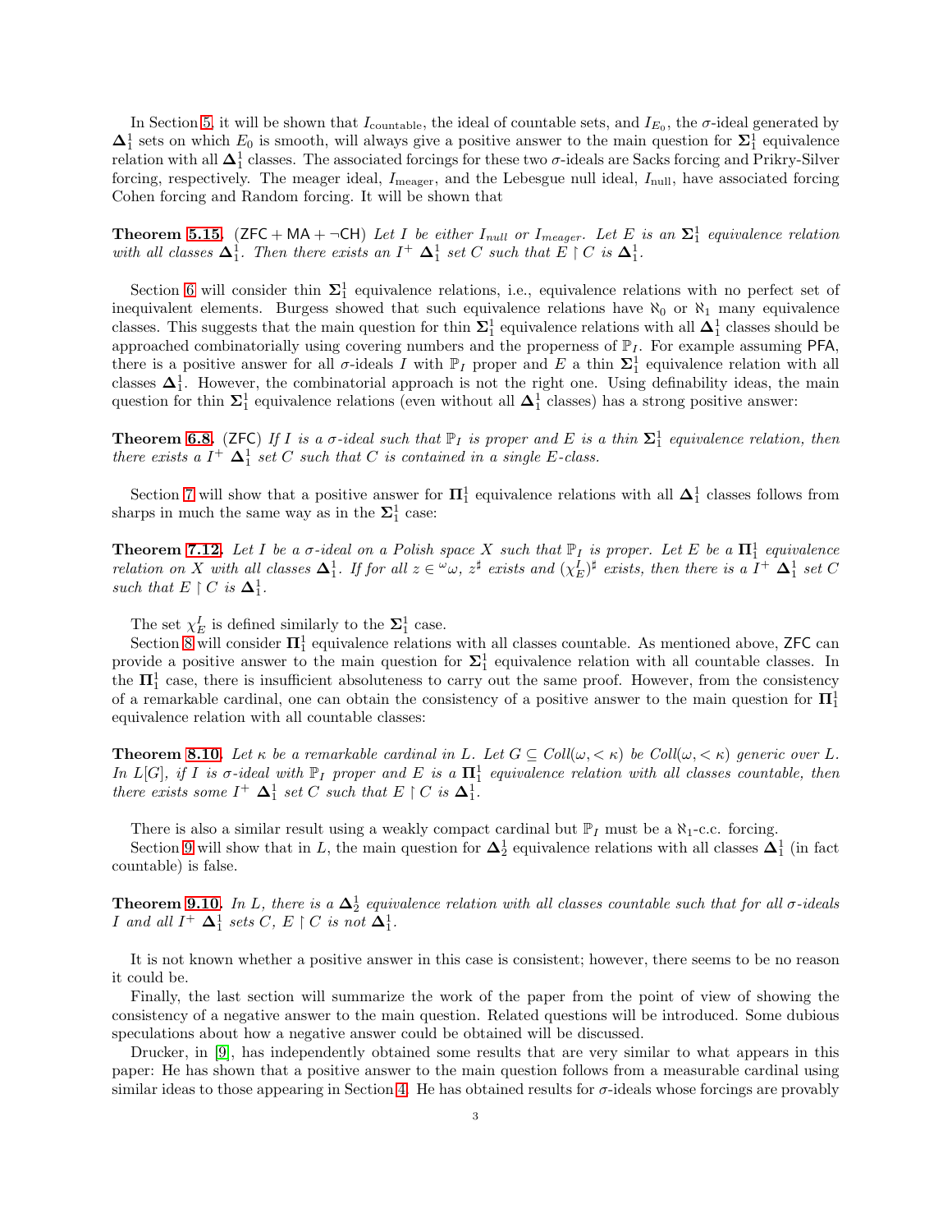In Section 5, it will be shown that $I_{\text{countable}}$, the ideal of countable sets, and $I_{E_0}$, the $\sigma$-ideal generated by $\boldsymbol{\Delta}^1_1$ sets on which $E_0$ is smooth, will always give a positive answer to the main question for $\boldsymbol{\Sigma}^1_1$ equivalence relation with all $\boldsymbol{\Delta}^1_1$ classes. The associated forcings for these two $\sigma$-ideals are Sacks forcing and Prikry-Silver forcing, respectively. The meager ideal, $I_{\text{meager}}$, and the Lebesgue null ideal, $I_{\text{null}}$, have associated forcing Cohen forcing and Random forcing. It will be shown that

**Theorem 5.15.** (ZFC + MA + ¬CH) *Let $I$ be either $I_{null}$ or $I_{meager}$. Let $E$ is an $\boldsymbol{\Sigma}^1_1$ equivalence relation with all classes $\boldsymbol{\Delta}^1_1$. Then there exists an $I^+$ $\boldsymbol{\Delta}^1_1$ set $C$ such that $E \upharpoonright C$ is $\boldsymbol{\Delta}^1_1$.*

Section 6 will consider thin $\boldsymbol{\Sigma}^1_1$ equivalence relations, i.e., equivalence relations with no perfect set of inequivalent elements. Burgess showed that such equivalence relations have $\aleph_0$ or $\aleph_1$ many equivalence classes. This suggests that the main question for thin $\boldsymbol{\Sigma}^1_1$ equivalence relations with all $\boldsymbol{\Delta}^1_1$ classes should be approached combinatorially using covering numbers and the properness of $\mathbb{P}_I$. For example assuming PFA, there is a positive answer for all $\sigma$-ideals $I$ with $\mathbb{P}_I$ proper and $E$ a thin $\boldsymbol{\Sigma}^1_1$ equivalence relation with all classes $\boldsymbol{\Delta}^1_1$. However, the combinatorial approach is not the right one. Using definability ideas, the main question for thin $\boldsymbol{\Sigma}^1_1$ equivalence relations (even without all $\boldsymbol{\Delta}^1_1$ classes) has a strong positive answer:

**Theorem 6.8.** (ZFC) *If $I$ is a $\sigma$-ideal such that $\mathbb{P}_I$ is proper and $E$ is a thin $\boldsymbol{\Sigma}^1_1$ equivalence relation, then there exists a $I^+$ $\boldsymbol{\Delta}^1_1$ set $C$ such that $C$ is contained in a single $E$-class.*

Section 7 will show that a positive answer for $\boldsymbol{\Pi}^1_1$ equivalence relations with all $\boldsymbol{\Delta}^1_1$ classes follows from sharps in much the same way as in the $\boldsymbol{\Sigma}^1_1$ case:

**Theorem 7.12.** *Let $I$ be a $\sigma$-ideal on a Polish space $X$ such that $\mathbb{P}_I$ is proper. Let $E$ be a $\boldsymbol{\Pi}^1_1$ equivalence relation on $X$ with all classes $\boldsymbol{\Delta}^1_1$. If for all $z \in {}^\omega\omega$, $z^\sharp$ exists and $(\chi^I_E)^\sharp$ exists, then there is a $I^+$ $\boldsymbol{\Delta}^1_1$ set $C$ such that $E \upharpoonright C$ is $\boldsymbol{\Delta}^1_1$.*

The set $\chi^I_E$ is defined similarly to the $\boldsymbol{\Sigma}^1_1$ case.

Section 8 will consider $\boldsymbol{\Pi}^1_1$ equivalence relations with all classes countable. As mentioned above, ZFC can provide a positive answer to the main question for $\boldsymbol{\Sigma}^1_1$ equivalence relation with all countable classes. In the $\boldsymbol{\Pi}^1_1$ case, there is insufficient absoluteness to carry out the same proof. However, from the consistency of a remarkable cardinal, one can obtain the consistency of a positive answer to the main question for $\boldsymbol{\Pi}^1_1$ equivalence relation with all countable classes:

**Theorem 8.10.** *Let $\kappa$ be a remarkable cardinal in $L$. Let $G \subseteq Coll(\omega, <\kappa)$ be $Coll(\omega, <\kappa)$ generic over $L$. In $L[G]$, if $I$ is $\sigma$-ideal with $\mathbb{P}_I$ proper and $E$ is a $\boldsymbol{\Pi}^1_1$ equivalence relation with all classes countable, then there exists some $I^+$ $\boldsymbol{\Delta}^1_1$ set $C$ such that $E \upharpoonright C$ is $\boldsymbol{\Delta}^1_1$.*

There is also a similar result using a weakly compact cardinal but $\mathbb{P}_I$ must be a $\aleph_1$-c.c. forcing.

Section 9 will show that in $L$, the main question for $\boldsymbol{\Delta}^1_2$ equivalence relations with all classes $\boldsymbol{\Delta}^1_1$ (in fact countable) is false.

**Theorem 9.10.** *In $L$, there is a $\boldsymbol{\Delta}^1_2$ equivalence relation with all classes countable such that for all $\sigma$-ideals $I$ and all $I^+$ $\boldsymbol{\Delta}^1_1$ sets $C$, $E \upharpoonright C$ is not $\boldsymbol{\Delta}^1_1$.*

It is not known whether a positive answer in this case is consistent; however, there seems to be no reason it could be.

Finally, the last section will summarize the work of the paper from the point of view of showing the consistency of a negative answer to the main question. Related questions will be introduced. Some dubious speculations about how a negative answer could be obtained will be discussed.

Drucker, in [9], has independently obtained some results that are very similar to what appears in this paper: He has shown that a positive answer to the main question follows from a measurable cardinal using similar ideas to those appearing in Section 4. He has obtained results for $\sigma$-ideals whose forcings are provably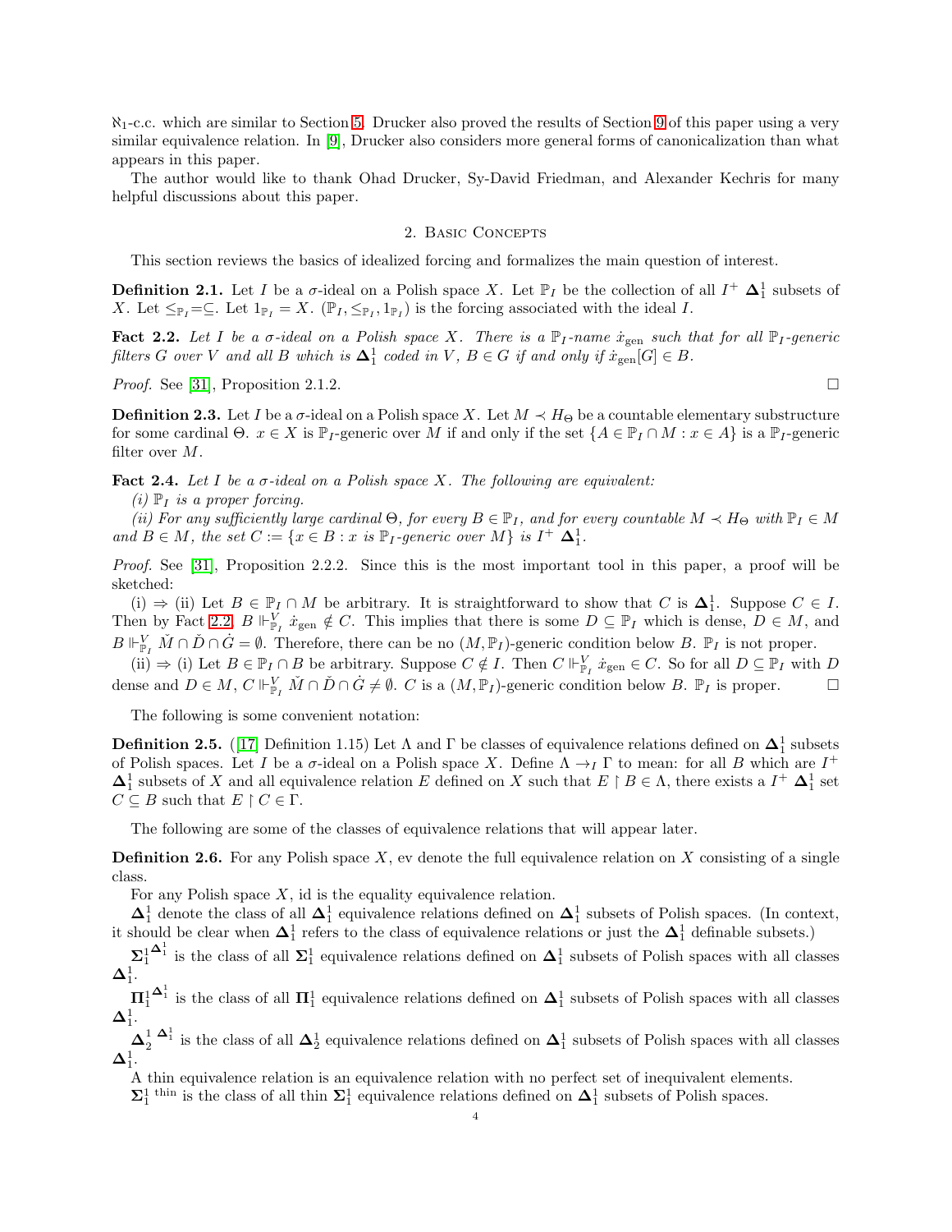$\aleph_1$-c.c. which are similar to Section 5. Drucker also proved the results of Section 9 of this paper using a very similar equivalence relation. In [9], Drucker also considers more general forms of canonicalization than what appears in this paper.

The author would like to thank Ohad Drucker, Sy-David Friedman, and Alexander Kechris for many helpful discussions about this paper.

## 2. Basic Concepts

This section reviews the basics of idealized forcing and formalizes the main question of interest.

**Definition 2.1.** Let $I$ be a $\sigma$-ideal on a Polish space $X$. Let $\mathbb{P}_I$ be the collection of all $I^+$ $\mathbf{\Delta}_1^1$ subsets of $X$. Let $\leq_{\mathbb{P}_I} = \subseteq$. Let $1_{\mathbb{P}_I} = X$. $(\mathbb{P}_I, \leq_{\mathbb{P}_I}, 1_{\mathbb{P}_I})$ is the forcing associated with the ideal $I$.

**Fact 2.2.** *Let $I$ be a $\sigma$-ideal on a Polish space $X$. There is a $\mathbb{P}_I$-name $\dot{x}_{\text{gen}}$ such that for all $\mathbb{P}_I$-generic filters $G$ over $V$ and all $B$ which is $\mathbf{\Delta}_1^1$ coded in $V$, $B \in G$ if and only if $\dot{x}_{\text{gen}}[G] \in B$.*

*Proof.* See [31], Proposition 2.1.2. □

**Definition 2.3.** Let $I$ be a $\sigma$-ideal on a Polish space $X$. Let $M \prec H_\Theta$ be a countable elementary substructure for some cardinal $\Theta$. $x \in X$ is $\mathbb{P}_I$-generic over $M$ if and only if the set $\{A \in \mathbb{P}_I \cap M : x \in A\}$ is a $\mathbb{P}_I$-generic filter over $M$.

**Fact 2.4.** *Let $I$ be a $\sigma$-ideal on a Polish space $X$. The following are equivalent:*

*(i) $\mathbb{P}_I$ is a proper forcing.*

*(ii) For any sufficiently large cardinal $\Theta$, for every $B \in \mathbb{P}_I$, and for every countable $M \prec H_\Theta$ with $\mathbb{P}_I \in M$ and $B \in M$, the set $C := \{x \in B : x \text{ is } \mathbb{P}_I\text{-generic over } M\}$ is $I^+$ $\mathbf{\Delta}_1^1$.*

*Proof.* See [31], Proposition 2.2.2. Since this is the most important tool in this paper, a proof will be sketched:

(i) ⇒ (ii) Let $B \in \mathbb{P}_I \cap M$ be arbitrary. It is straightforward to show that $C$ is $\mathbf{\Delta}_1^1$. Suppose $C \in I$. Then by Fact 2.2, $B \Vdash_{\mathbb{P}_I}^V \dot{x}_{\text{gen}} \notin C$. This implies that there is some $D \subseteq \mathbb{P}_I$ which is dense, $D \in M$, and $B \Vdash_{\mathbb{P}_I}^V \check{M} \cap \check{D} \cap \dot{G} = \emptyset$. Therefore, there can be no $(M, \mathbb{P}_I)$-generic condition below $B$. $\mathbb{P}_I$ is not proper.

(ii) ⇒ (i) Let $B \in \mathbb{P}_I \cap B$ be arbitrary. Suppose $C \notin I$. Then $C \Vdash_{\mathbb{P}_I}^V \dot{x}_{\text{gen}} \in C$. So for all $D \subseteq \mathbb{P}_I$ with $D$ dense and $D \in M$, $C \Vdash_{\mathbb{P}_I}^V \check{M} \cap \check{D} \cap \dot{G} \neq \emptyset$. $C$ is a $(M, \mathbb{P}_I)$-generic condition below $B$. $\mathbb{P}_I$ is proper. □

The following is some convenient notation:

**Definition 2.5.** ([17] Definition 1.15) Let $\Lambda$ and $\Gamma$ be classes of equivalence relations defined on $\mathbf{\Delta}_1^1$ subsets of Polish spaces. Let $I$ be a $\sigma$-ideal on a Polish space $X$. Define $\Lambda \to_I \Gamma$ to mean: for all $B$ which are $I^+$ $\mathbf{\Delta}_1^1$ subsets of $X$ and all equivalence relation $E$ defined on $X$ such that $E \upharpoonright B \in \Lambda$, there exists a $I^+$ $\mathbf{\Delta}_1^1$ set $C \subseteq B$ such that $E \upharpoonright C \in \Gamma$.

The following are some of the classes of equivalence relations that will appear later.

**Definition 2.6.** For any Polish space $X$, ev denote the full equivalence relation on $X$ consisting of a single class.

For any Polish space $X$, id is the equality equivalence relation.

$\mathbf{\Delta}_1^1$ denote the class of all $\mathbf{\Delta}_1^1$ equivalence relations defined on $\mathbf{\Delta}_1^1$ subsets of Polish spaces. (In context, it should be clear when $\mathbf{\Delta}_1^1$ refers to the class of equivalence relations or just the $\mathbf{\Delta}_1^1$ definable subsets.)

${\mathbf{\Sigma}_1^1}^{\mathbf{\Delta}_1^1}$ is the class of all $\mathbf{\Sigma}_1^1$ equivalence relations defined on $\mathbf{\Delta}_1^1$ subsets of Polish spaces with all classes $\mathbf{\Delta}_1^1$.

${\mathbf{\Pi}_1^1}^{\mathbf{\Delta}_1^1}$ is the class of all $\mathbf{\Pi}_1^1$ equivalence relations defined on $\mathbf{\Delta}_1^1$ subsets of Polish spaces with all classes $\mathbf{\Delta}_1^1$.

${\mathbf{\Delta}_2^1}^{\mathbf{\Delta}_1^1}$ is the class of all $\mathbf{\Delta}_2^1$ equivalence relations defined on $\mathbf{\Delta}_1^1$ subsets of Polish spaces with all classes $\mathbf{\Delta}_1^1$.

A thin equivalence relation is an equivalence relation with no perfect set of inequivalent elements.

${\mathbf{\Sigma}_1^1}^{\text{thin}}$ is the class of all thin $\mathbf{\Sigma}_1^1$ equivalence relations defined on $\mathbf{\Delta}_1^1$ subsets of Polish spaces.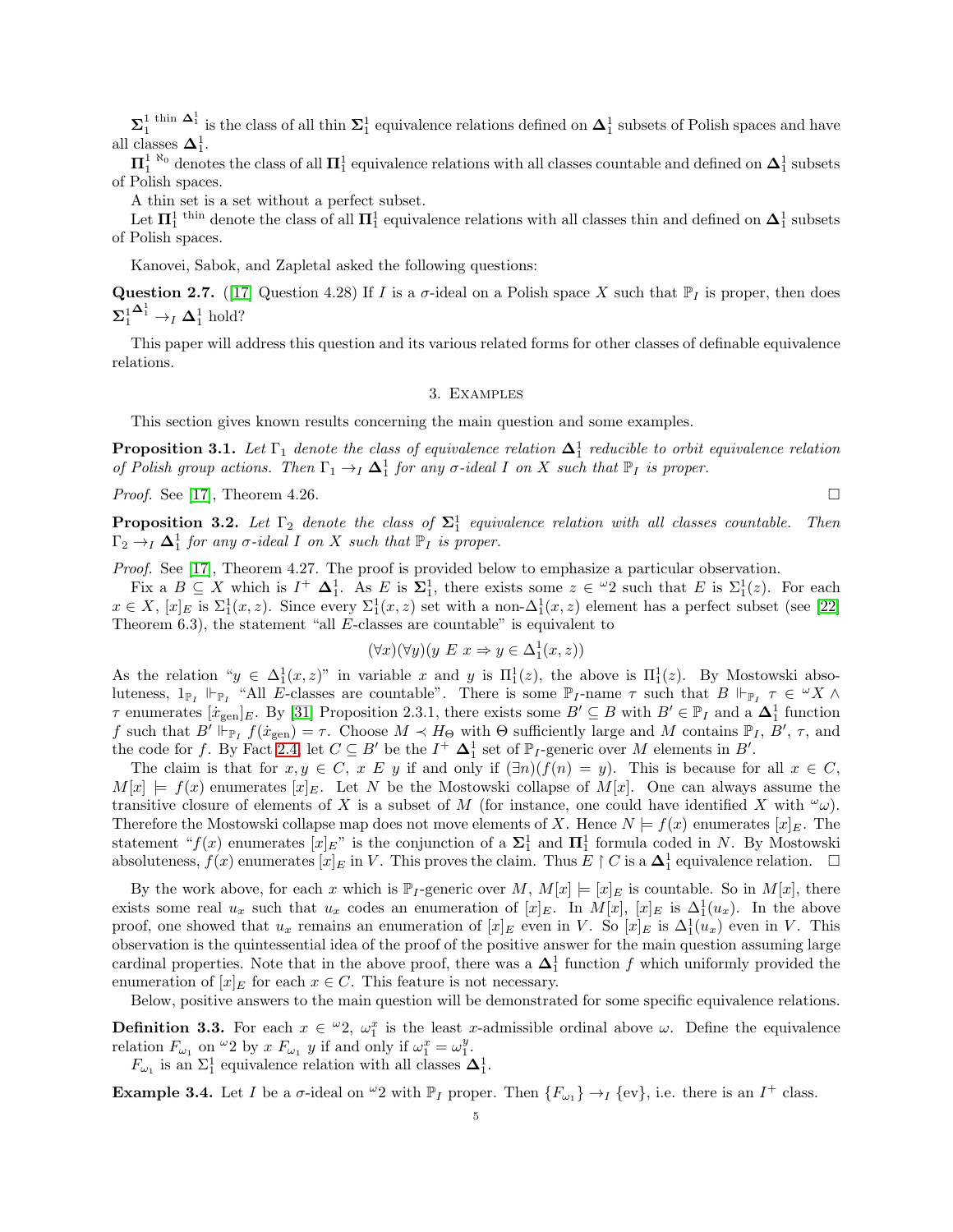$\mathbf{\Sigma}_1^{1\ \text{thin}\ \mathbf{\Delta}_1^1}$ is the class of all thin $\mathbf{\Sigma}_1^1$ equivalence relations defined on $\mathbf{\Delta}_1^1$ subsets of Polish spaces and have all classes $\mathbf{\Delta}_1^1$.

$\mathbf{\Pi}_1^{1\ \aleph_0}$ denotes the class of all $\mathbf{\Pi}_1^1$ equivalence relations with all classes countable and defined on $\mathbf{\Delta}_1^1$ subsets of Polish spaces.

A thin set is a set without a perfect subset.

Let $\mathbf{\Pi}_1^{1\ \text{thin}}$ denote the class of all $\mathbf{\Pi}_1^1$ equivalence relations with all classes thin and defined on $\mathbf{\Delta}_1^1$ subsets of Polish spaces.

Kanovei, Sabok, and Zapletal asked the following questions:

**Question 2.7.** ([17] Question 4.28) If $I$ is a $\sigma$-ideal on a Polish space $X$ such that $\mathbb{P}_I$ is proper, then does $\mathbf{\Sigma}_1^{1\mathbf{\Delta}_1^1} \to_I \mathbf{\Delta}_1^1$ hold?

This paper will address this question and its various related forms for other classes of definable equivalence relations.

## 3. Examples

This section gives known results concerning the main question and some examples.

**Proposition 3.1.** *Let $\Gamma_1$ denote the class of equivalence relation $\mathbf{\Delta}_1^1$ reducible to orbit equivalence relation of Polish group actions. Then $\Gamma_1 \to_I \mathbf{\Delta}_1^1$ for any $\sigma$-ideal $I$ on $X$ such that $\mathbb{P}_I$ is proper.*

*Proof.* See [17], Theorem 4.26. $\square$

**Proposition 3.2.** *Let $\Gamma_2$ denote the class of $\mathbf{\Sigma}_1^1$ equivalence relation with all classes countable. Then $\Gamma_2 \to_I \mathbf{\Delta}_1^1$ for any $\sigma$-ideal $I$ on $X$ such that $\mathbb{P}_I$ is proper.*

*Proof.* See [17], Theorem 4.27. The proof is provided below to emphasize a particular observation.

Fix a $B \subseteq X$ which is $I^+$ $\mathbf{\Delta}_1^1$. As $E$ is $\mathbf{\Sigma}_1^1$, there exists some $z \in {}^\omega 2$ such that $E$ is $\Sigma_1^1(z)$. For each $x \in X$, $[x]_E$ is $\Sigma_1^1(x,z)$. Since every $\Sigma_1^1(x,z)$ set with a non-$\Delta_1^1(x,z)$ element has a perfect subset (see [22] Theorem 6.3), the statement "all $E$-classes are countable" is equivalent to

$$(\forall x)(\forall y)(y\ E\ x \Rightarrow y \in \Delta_1^1(x,z))$$

As the relation "$y \in \Delta_1^1(x,z)$" in variable $x$ and $y$ is $\Pi_1^1(z)$, the above is $\Pi_1^1(z)$. By Mostowski absoluteness, $1_{\mathbb{P}_I} \Vdash_{\mathbb{P}_I}$ "All $E$-classes are countable". There is some $\mathbb{P}_I$-name $\tau$ such that $B \Vdash_{\mathbb{P}_I} \tau \in {}^\omega X \wedge \tau$ enumerates $[\dot{x}_{\text{gen}}]_E$. By [31] Proposition 2.3.1, there exists some $B' \subseteq B$ with $B' \in \mathbb{P}_I$ and a $\mathbf{\Delta}_1^1$ function $f$ such that $B' \Vdash_{\mathbb{P}_I} f(\dot{x}_{\text{gen}}) = \tau$. Choose $M \prec H_\Theta$ with $\Theta$ sufficiently large and $M$ contains $\mathbb{P}_I$, $B'$, $\tau$, and the code for $f$. By Fact 2.4, let $C \subseteq B'$ be the $I^+$ $\mathbf{\Delta}_1^1$ set of $\mathbb{P}_I$-generic over $M$ elements in $B'$.

The claim is that for $x, y \in C$, $x\ E\ y$ if and only if $(\exists n)(f(n) = y)$. This is because for all $x \in C$, $M[x] \models f(x)$ enumerates $[x]_E$. Let $N$ be the Mostowski collapse of $M[x]$. One can always assume the transitive closure of elements of $X$ is a subset of $M$ (for instance, one could have identified $X$ with ${}^\omega\omega$). Therefore the Mostowski collapse map does not move elements of $X$. Hence $N \models f(x)$ enumerates $[x]_E$. The statement "$f(x)$ enumerates $[x]_E$" is the conjunction of a $\mathbf{\Sigma}_1^1$ and $\mathbf{\Pi}_1^1$ formula coded in $N$. By Mostowski absoluteness, $f(x)$ enumerates $[x]_E$ in $V$. This proves the claim. Thus $E \upharpoonright C$ is a $\mathbf{\Delta}_1^1$ equivalence relation. $\square$

By the work above, for each $x$ which is $\mathbb{P}_I$-generic over $M$, $M[x] \models [x]_E$ is countable. So in $M[x]$, there exists some real $u_x$ such that $u_x$ codes an enumeration of $[x]_E$. In $M[x]$, $[x]_E$ is $\Delta_1^1(u_x)$. In the above proof, one showed that $u_x$ remains an enumeration of $[x]_E$ even in $V$. So $[x]_E$ is $\Delta_1^1(u_x)$ even in $V$. This observation is the quintessential idea of the proof of the positive answer for the main question assuming large cardinal properties. Note that in the above proof, there was a $\mathbf{\Delta}_1^1$ function $f$ which uniformly provided the enumeration of $[x]_E$ for each $x \in C$. This feature is not necessary.

Below, positive answers to the main question will be demonstrated for some specific equivalence relations.

**Definition 3.3.** For each $x \in {}^\omega 2$, $\omega_1^x$ is the least $x$-admissible ordinal above $\omega$. Define the equivalence relation $F_{\omega_1}$ on ${}^\omega 2$ by $x\ F_{\omega_1}\ y$ if and only if $\omega_1^x = \omega_1^y$.

$F_{\omega_1}$ is an $\Sigma_1^1$ equivalence relation with all classes $\mathbf{\Delta}_1^1$.

**Example 3.4.** Let $I$ be a $\sigma$-ideal on ${}^\omega 2$ with $\mathbb{P}_I$ proper. Then $\{F_{\omega_1}\} \to_I \{\text{ev}\}$, i.e. there is an $I^+$ class.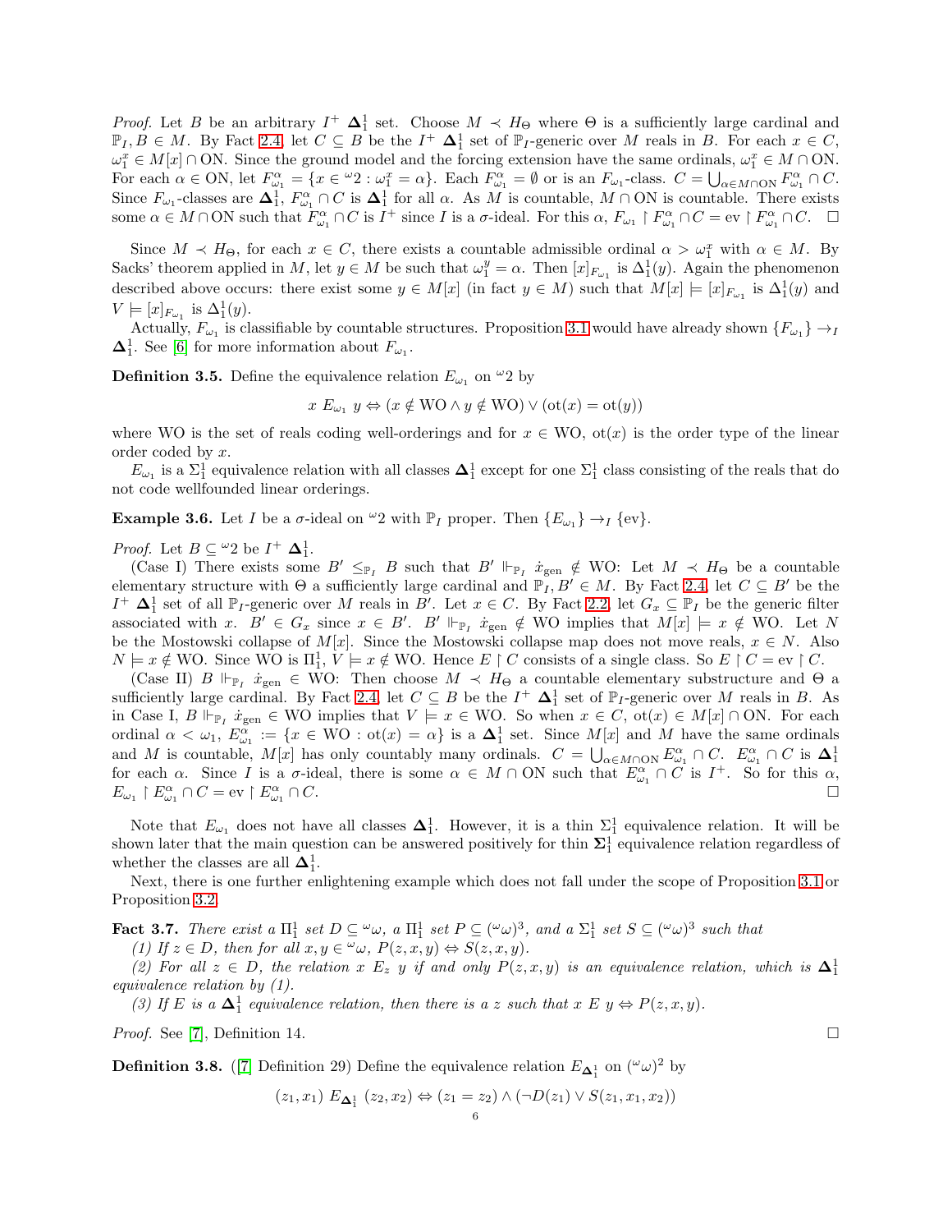*Proof.* Let $B$ be an arbitrary $I^+$ $\mathbf{\Delta}^1_1$ set. Choose $M \prec H_\Theta$ where $\Theta$ is a sufficiently large cardinal and $\mathbb{P}_I, B \in M$. By Fact 2.4, let $C \subseteq B$ be the $I^+$ $\mathbf{\Delta}^1_1$ set of $\mathbb{P}_I$-generic over $M$ reals in $B$. For each $x \in C$, $\omega_1^x \in M[x] \cap \mathrm{ON}$. Since the ground model and the forcing extension have the same ordinals, $\omega_1^x \in M \cap \mathrm{ON}$. For each $\alpha \in \mathrm{ON}$, let $F^\alpha_{\omega_1} = \{x \in {}^\omega 2 : \omega_1^x = \alpha\}$. Each $F^\alpha_{\omega_1} = \emptyset$ or is an $F_{\omega_1}$-class. $C = \bigcup_{\alpha \in M \cap \mathrm{ON}} F^\alpha_{\omega_1} \cap C$. Since $F_{\omega_1}$-classes are $\mathbf{\Delta}^1_1$, $F^\alpha_{\omega_1} \cap C$ is $\mathbf{\Delta}^1_1$ for all $\alpha$. As $M$ is countable, $M \cap \mathrm{ON}$ is countable. There exists some $\alpha \in M \cap \mathrm{ON}$ such that $F^\alpha_{\omega_1} \cap C$ is $I^+$ since $I$ is a $\sigma$-ideal. For this $\alpha$, $F_{\omega_1} \upharpoonright F^\alpha_{\omega_1} \cap C = \mathrm{ev} \upharpoonright F^\alpha_{\omega_1} \cap C$. $\square$

Since $M \prec H_\Theta$, for each $x \in C$, there exists a countable admissible ordinal $\alpha > \omega_1^x$ with $\alpha \in M$. By Sacks' theorem applied in $M$, let $y \in M$ be such that $\omega_1^y = \alpha$. Then $[x]_{F_{\omega_1}}$ is $\Delta^1_1(y)$. Again the phenomenon described above occurs: there exist some $y \in M[x]$ (in fact $y \in M$) such that $M[x] \models [x]_{F_{\omega_1}}$ is $\Delta^1_1(y)$ and $V \models [x]_{F_{\omega_1}}$ is $\Delta^1_1(y)$.

Actually, $F_{\omega_1}$ is classifiable by countable structures. Proposition 3.1 would have already shown $\{F_{\omega_1}\} \to_I \mathbf{\Delta}^1_1$. See [6] for more information about $F_{\omega_1}$.

**Definition 3.5.** Define the equivalence relation $E_{\omega_1}$ on ${}^\omega 2$ by

$$x \; E_{\omega_1} \; y \Leftrightarrow (x \notin \mathrm{WO} \wedge y \notin \mathrm{WO}) \vee (\mathrm{ot}(x) = \mathrm{ot}(y))$$

where WO is the set of reals coding well-orderings and for $x \in \mathrm{WO}$, $\mathrm{ot}(x)$ is the order type of the linear order coded by $x$.

$E_{\omega_1}$ is a $\Sigma^1_1$ equivalence relation with all classes $\mathbf{\Delta}^1_1$ except for one $\Sigma^1_1$ class consisting of the reals that do not code wellfounded linear orderings.

**Example 3.6.** Let $I$ be a $\sigma$-ideal on ${}^\omega 2$ with $\mathbb{P}_I$ proper. Then $\{E_{\omega_1}\} \to_I \{\mathrm{ev}\}$.

*Proof.* Let $B \subseteq {}^\omega 2$ be $I^+$ $\mathbf{\Delta}^1_1$.

(Case I) There exists some $B' \leq_{\mathbb{P}_I} B$ such that $B' \Vdash_{\mathbb{P}_I} \dot{x}_{\text{gen}} \notin \mathrm{WO}$: Let $M \prec H_\Theta$ be a countable elementary structure with $\Theta$ a sufficiently large cardinal and $\mathbb{P}_I, B' \in M$. By Fact 2.4, let $C \subseteq B'$ be the $I^+$ $\mathbf{\Delta}^1_1$ set of all $\mathbb{P}_I$-generic over $M$ reals in $B'$. Let $x \in C$. By Fact 2.2, let $G_x \subseteq \mathbb{P}_I$ be the generic filter associated with $x$. $B' \in G_x$ since $x \in B'$. $B' \Vdash_{\mathbb{P}_I} \dot{x}_{\text{gen}} \notin \mathrm{WO}$ implies that $M[x] \models x \notin \mathrm{WO}$. Let $N$ be the Mostowski collapse of $M[x]$. Since the Mostowski collapse map does not move reals, $x \in N$. Also $N \models x \notin \mathrm{WO}$. Since WO is $\Pi^1_1$, $V \models x \notin \mathrm{WO}$. Hence $E \upharpoonright C$ consists of a single class. So $E \upharpoonright C = \mathrm{ev} \upharpoonright C$.

(Case II) $B \Vdash_{\mathbb{P}_I} \dot{x}_{\text{gen}} \in \mathrm{WO}$: Then choose $M \prec H_\Theta$ a countable elementary substructure and $\Theta$ a sufficiently large cardinal. By Fact 2.4, let $C \subseteq B$ be the $I^+$ $\mathbf{\Delta}^1_1$ set of $\mathbb{P}_I$-generic over $M$ reals in $B$. As in Case I, $B \Vdash_{\mathbb{P}_I} \dot{x}_{\text{gen}} \in \mathrm{WO}$ implies that $V \models x \in \mathrm{WO}$. So when $x \in C$, $\mathrm{ot}(x) \in M[x] \cap \mathrm{ON}$. For each ordinal $\alpha < \omega_1$, $E^\alpha_{\omega_1} := \{x \in \mathrm{WO} : \mathrm{ot}(x) = \alpha\}$ is a $\mathbf{\Delta}^1_1$ set. Since $M[x]$ and $M$ have the same ordinals and $M$ is countable, $M[x]$ has only countably many ordinals. $C = \bigcup_{\alpha \in M \cap \mathrm{ON}} E^\alpha_{\omega_1} \cap C$. $E^\alpha_{\omega_1} \cap C$ is $\mathbf{\Delta}^1_1$ for each $\alpha$. Since $I$ is a $\sigma$-ideal, there is some $\alpha \in M \cap \mathrm{ON}$ such that $E^\alpha_{\omega_1} \cap C$ is $I^+$. So for this $\alpha$, $E_{\omega_1} \upharpoonright E^\alpha_{\omega_1} \cap C = \mathrm{ev} \upharpoonright E^\alpha_{\omega_1} \cap C$. $\square$

Note that $E_{\omega_1}$ does not have all classes $\mathbf{\Delta}^1_1$. However, it is a thin $\Sigma^1_1$ equivalence relation. It will be shown later that the main question can be answered positively for thin $\mathbf{\Sigma}^1_1$ equivalence relation regardless of whether the classes are all $\mathbf{\Delta}^1_1$.

Next, there is one further enlightening example which does not fall under the scope of Proposition 3.1 or Proposition 3.2.

**Fact 3.7.** *There exist a $\Pi^1_1$ set $D \subseteq {}^\omega\omega$, a $\Pi^1_1$ set $P \subseteq ({}^\omega\omega)^3$, and a $\Sigma^1_1$ set $S \subseteq ({}^\omega\omega)^3$ such that*

*(1) If $z \in D$, then for all $x, y \in {}^\omega\omega$, $P(z,x,y) \Leftrightarrow S(z,x,y)$.*

*(2) For all $z \in D$, the relation $x \; E_z \; y$ if and only $P(z,x,y)$ is an equivalence relation, which is $\mathbf{\Delta}^1_1$ equivalence relation by (1).*

*(3) If $E$ is a $\mathbf{\Delta}^1_1$ equivalence relation, then there is a $z$ such that $x \; E \; y \Leftrightarrow P(z,x,y)$.*

*Proof.* See [7], Definition 14. $\square$

**Definition 3.8.** ([7] Definition 29) Define the equivalence relation $E_{\mathbf{\Delta}^1_1}$ on $({}^\omega\omega)^2$ by

$$(z_1, x_1) \; E_{\mathbf{\Delta}^1_1} \; (z_2, x_2) \Leftrightarrow (z_1 = z_2) \wedge (\neg D(z_1) \vee S(z_1, x_1, x_2))$$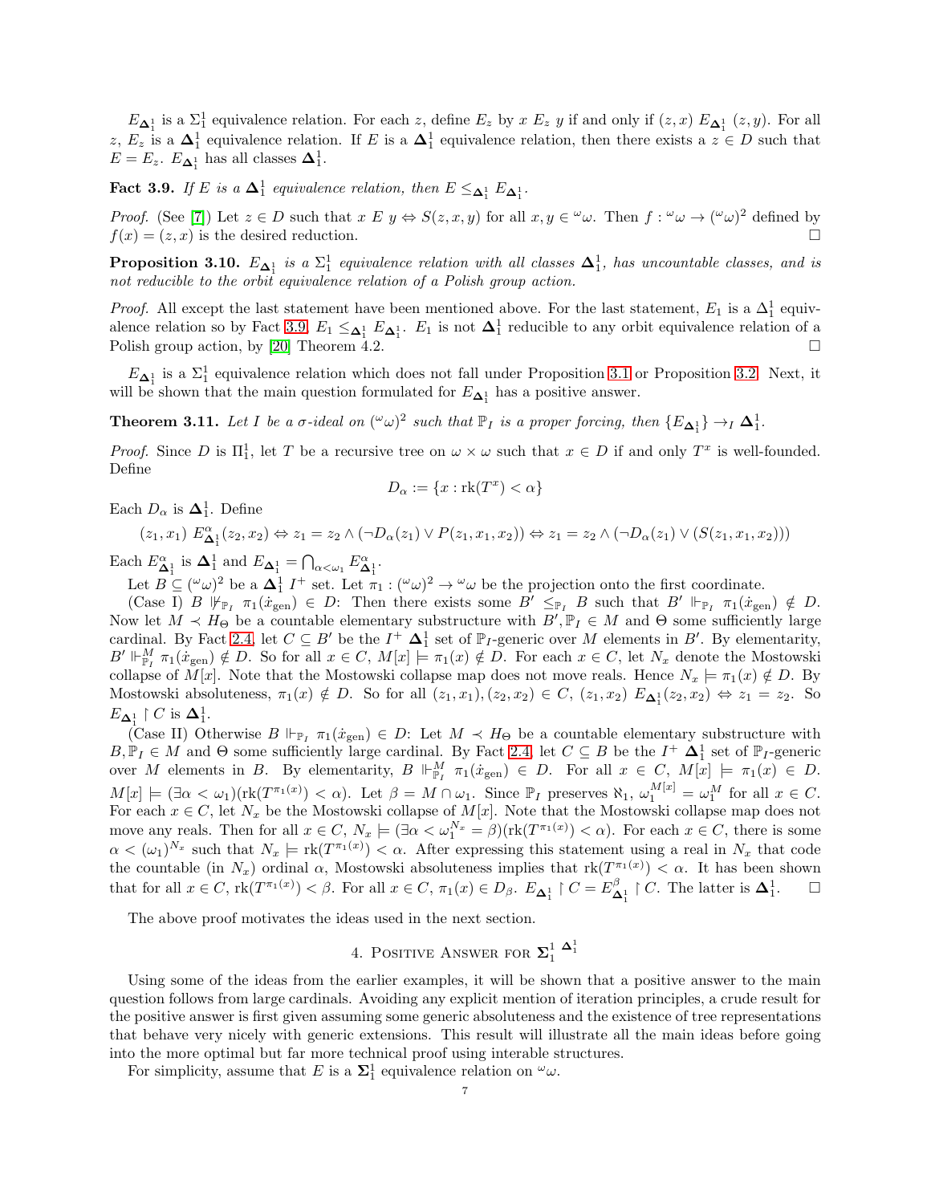$E_{\boldsymbol{\Delta}_1^1}$ is a $\Sigma_1^1$ equivalence relation. For each $z$, define $E_z$ by $x\ E_z\ y$ if and only if $(z,x)\ E_{\boldsymbol{\Delta}_1^1}\ (z,y)$. For all $z$, $E_z$ is a $\boldsymbol{\Delta}_1^1$ equivalence relation. If $E$ is a $\boldsymbol{\Delta}_1^1$ equivalence relation, then there exists a $z \in D$ such that $E = E_z$. $E_{\boldsymbol{\Delta}_1^1}$ has all classes $\boldsymbol{\Delta}_1^1$.

**Fact 3.9.** *If $E$ is a $\boldsymbol{\Delta}_1^1$ equivalence relation, then $E \leq_{\boldsymbol{\Delta}_1^1} E_{\boldsymbol{\Delta}_1^1}$.*

*Proof.* (See [7]) Let $z \in D$ such that $x\ E\ y \Leftrightarrow S(z,x,y)$ for all $x, y \in {}^\omega\omega$. Then $f : {}^\omega\omega \to ({}^\omega\omega)^2$ defined by $f(x) = (z,x)$ is the desired reduction. $\square$

**Proposition 3.10.** *$E_{\boldsymbol{\Delta}_1^1}$ is a $\Sigma_1^1$ equivalence relation with all classes $\boldsymbol{\Delta}_1^1$, has uncountable classes, and is not reducible to the orbit equivalence relation of a Polish group action.*

*Proof.* All except the last statement have been mentioned above. For the last statement, $E_1$ is a $\Delta_1^1$ equivalence relation so by Fact 3.9, $E_1 \leq_{\boldsymbol{\Delta}_1^1} E_{\boldsymbol{\Delta}_1^1}$. $E_1$ is not $\boldsymbol{\Delta}_1^1$ reducible to any orbit equivalence relation of a Polish group action, by [20] Theorem 4.2. $\square$

$E_{\boldsymbol{\Delta}_1^1}$ is a $\Sigma_1^1$ equivalence relation which does not fall under Proposition 3.1 or Proposition 3.2. Next, it will be shown that the main question formulated for $E_{\boldsymbol{\Delta}_1^1}$ has a positive answer.

**Theorem 3.11.** *Let $I$ be a $\sigma$-ideal on $({}^\omega\omega)^2$ such that $\mathbb{P}_I$ is a proper forcing, then $\{E_{\boldsymbol{\Delta}_1^1}\} \to_I \boldsymbol{\Delta}_1^1$.*

*Proof.* Since $D$ is $\Pi_1^1$, let $T$ be a recursive tree on $\omega \times \omega$ such that $x \in D$ if and only $T^x$ is well-founded. Define

$$D_\alpha := \{x : \text{rk}(T^x) < \alpha\}$$

Each $D_\alpha$ is $\boldsymbol{\Delta}_1^1$. Define

$$(z_1,x_1)\ E^\alpha_{\boldsymbol{\Delta}_1^1}(z_2,x_2) \Leftrightarrow z_1 = z_2 \wedge (\neg D_\alpha(z_1) \vee P(z_1,x_1,x_2)) \Leftrightarrow z_1 = z_2 \wedge (\neg D_\alpha(z_1) \vee (S(z_1,x_1,x_2)))$$

Each $E^\alpha_{\boldsymbol{\Delta}_1^1}$ is $\boldsymbol{\Delta}_1^1$ and $E_{\boldsymbol{\Delta}_1^1} = \bigcap_{\alpha<\omega_1} E^\alpha_{\boldsymbol{\Delta}_1^1}$.

Let $B \subseteq ({}^\omega\omega)^2$ be a $\boldsymbol{\Delta}_1^1$ $I^+$ set. Let $\pi_1 : ({}^\omega\omega)^2 \to {}^\omega\omega$ be the projection onto the first coordinate.

(Case I) $B \not\Vdash_{\mathbb{P}_I} \pi_1(\dot{x}_{\text{gen}}) \in D$: Then there exists some $B' \leq_{\mathbb{P}_I} B$ such that $B' \Vdash_{\mathbb{P}_I} \pi_1(\dot{x}_{\text{gen}}) \notin D$. Now let $M \prec H_\Theta$ be a countable elementary substructure with $B', \mathbb{P}_I \in M$ and $\Theta$ some sufficiently large cardinal. By Fact 2.4, let $C \subseteq B'$ be the $I^+$ $\boldsymbol{\Delta}_1^1$ set of $\mathbb{P}_I$-generic over $M$ elements in $B'$. By elementarity, $B' \Vdash^M_{\mathbb{P}_I} \pi_1(\dot{x}_{\text{gen}}) \notin D$. So for all $x \in C$, $M[x] \models \pi_1(x) \notin D$. For each $x \in C$, let $N_x$ denote the Mostowski collapse of $M[x]$. Note that the Mostowski collapse map does not move reals. Hence $N_x \models \pi_1(x) \notin D$. By Mostowski absoluteness, $\pi_1(x) \notin D$. So for all $(z_1,x_1),(z_2,x_2) \in C$, $(z_1,x_2)\ E_{\boldsymbol{\Delta}_1^1}(z_2,x_2) \Leftrightarrow z_1 = z_2$. So $E_{\boldsymbol{\Delta}_1^1} \restriction C$ is $\boldsymbol{\Delta}_1^1$.

(Case II) Otherwise $B \Vdash_{\mathbb{P}_I} \pi_1(\dot{x}_{\text{gen}}) \in D$: Let $M \prec H_\Theta$ be a countable elementary substructure with $B, \mathbb{P}_I \in M$ and $\Theta$ some sufficiently large cardinal. By Fact 2.4, let $C \subseteq B$ be the $I^+$ $\boldsymbol{\Delta}_1^1$ set of $\mathbb{P}_I$-generic over $M$ elements in $B$. By elementarity, $B \Vdash^M_{\mathbb{P}_I} \pi_1(\dot{x}_{\text{gen}}) \in D$. For all $x \in C$, $M[x] \models \pi_1(x) \in D$. $M[x] \models (\exists \alpha < \omega_1)(\text{rk}(T^{\pi_1(x)}) < \alpha)$. Let $\beta = M \cap \omega_1$. Since $\mathbb{P}_I$ preserves $\aleph_1$, $\omega_1^{M[x]} = \omega_1^M$ for all $x \in C$. For each $x \in C$, let $N_x$ be the Mostowski collapse of $M[x]$. Note that the Mostowski collapse map does not move any reals. Then for all $x \in C$, $N_x \models (\exists \alpha < \omega_1^{N_x} = \beta)(\text{rk}(T^{\pi_1(x)}) < \alpha)$. For each $x \in C$, there is some $\alpha < (\omega_1)^{N_x}$ such that $N_x \models \text{rk}(T^{\pi_1(x)}) < \alpha$. After expressing this statement using a real in $N_x$ that code the countable (in $N_x$) ordinal $\alpha$, Mostowski absoluteness implies that $\text{rk}(T^{\pi_1(x)}) < \alpha$. It has been shown that for all $x \in C$, $\text{rk}(T^{\pi_1(x)}) < \beta$. For all $x \in C$, $\pi_1(x) \in D_\beta$. $E_{\boldsymbol{\Delta}_1^1} \restriction C = E^\beta_{\boldsymbol{\Delta}_1^1} \restriction C$. The latter is $\boldsymbol{\Delta}_1^1$. $\square$

The above proof motivates the ideas used in the next section.

## 4. Positive Answer for $\boldsymbol{\Sigma}_1^1$ $^{\boldsymbol{\Delta}_1^1}$

Using some of the ideas from the earlier examples, it will be shown that a positive answer to the main question follows from large cardinals. Avoiding any explicit mention of iteration principles, a crude result for the positive answer is first given assuming some generic absoluteness and the existence of tree representations that behave very nicely with generic extensions. This result will illustrate all the main ideas before going into the more optimal but far more technical proof using interable structures.

For simplicity, assume that $E$ is a $\boldsymbol{\Sigma}_1^1$ equivalence relation on ${}^\omega\omega$.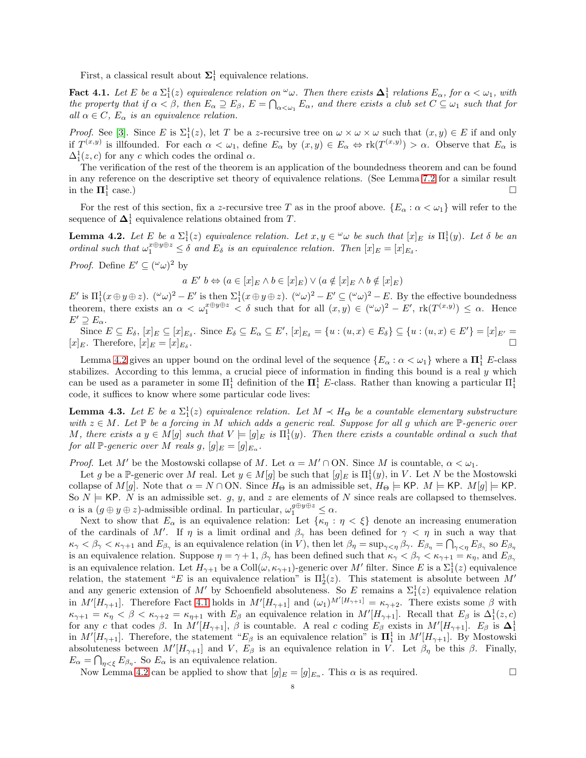First, a classical result about $\mathbf{\Sigma}_1^1$ equivalence relations.

**Fact 4.1.** *Let $E$ be a $\Sigma_1^1(z)$ equivalence relation on ${}^\omega\omega$. Then there exists $\mathbf{\Delta}_1^1$ relations $E_\alpha$, for $\alpha < \omega_1$, with the property that if $\alpha < \beta$, then $E_\alpha \supseteq E_\beta$, $E = \bigcap_{\alpha<\omega_1} E_\alpha$, and there exists a club set $C \subseteq \omega_1$ such that for all $\alpha \in C$, $E_\alpha$ is an equivalence relation.*

*Proof.* See [3]. Since $E$ is $\Sigma_1^1(z)$, let $T$ be a $z$-recursive tree on $\omega \times \omega \times \omega$ such that $(x, y) \in E$ if and only if $T^{(x,y)}$ is illfounded. For each $\alpha < \omega_1$, define $E_\alpha$ by $(x, y) \in E_\alpha \Leftrightarrow \text{rk}(T^{(x,y)}) > \alpha$. Observe that $E_\alpha$ is $\Delta_1^1(z, c)$ for any $c$ which codes the ordinal $\alpha$.

The verification of the rest of the theorem is an application of the boundedness theorem and can be found in any reference on the descriptive set theory of equivalence relations. (See Lemma 7.2 for a similar result in the $\mathbf{\Pi}_1^1$ case.) $\square$

For the rest of this section, fix a $z$-recursive tree $T$ as in the proof above. $\{E_\alpha : \alpha < \omega_1\}$ will refer to the sequence of $\mathbf{\Delta}_1^1$ equivalence relations obtained from $T$.

**Lemma 4.2.** *Let $E$ be a $\Sigma_1^1(z)$ equivalence relation. Let $x, y \in {}^\omega\omega$ be such that $[x]_E$ is $\Pi_1^1(y)$. Let $\delta$ be an ordinal such that $\omega_1^{x\oplus y\oplus z} \leq \delta$ and $E_\delta$ is an equivalence relation. Then $[x]_E = [x]_{E_\delta}$.*

*Proof.* Define $E' \subseteq ({}^\omega\omega)^2$ by

$$a \ E' \ b \Leftrightarrow (a \in [x]_E \wedge b \in [x]_E) \vee (a \notin [x]_E \wedge b \notin [x]_E)$$

$E'$ is $\Pi_1^1(x \oplus y \oplus z)$. $({}^\omega\omega)^2 - E'$ is then $\Sigma_1^1(x \oplus y \oplus z)$. $({}^\omega\omega)^2 - E' \subseteq ({}^\omega\omega)^2 - E$. By the effective boundedness theorem, there exists an $\alpha < \omega_1^{x\oplus y\oplus z} < \delta$ such that for all $(x, y) \in ({}^\omega\omega)^2 - E'$, $\text{rk}(T^{(x,y)}) \leq \alpha$. Hence $E' \supseteq E_\alpha$.

Since $E \subseteq E_\delta$, $[x]_E \subseteq [x]_{E_\delta}$. Since $E_\delta \subseteq E_\alpha \subseteq E'$, $[x]_{E_\delta} = \{u : (u, x) \in E_\delta\} \subseteq \{u : (u, x) \in E'\} = [x]_{E'} = [x]_E$. Therefore, $[x]_E = [x]_{E_\delta}$. $\square$

Lemma 4.2 gives an upper bound on the ordinal level of the sequence $\{E_\alpha : \alpha < \omega_1\}$ where a $\mathbf{\Pi}_1^1$ $E$-class stabilizes. According to this lemma, a crucial piece of information in finding this bound is a real $y$ which can be used as a parameter in some $\Pi_1^1$ definition of the $\mathbf{\Pi}_1^1$ $E$-class. Rather than knowing a particular $\Pi_1^1$ code, it suffices to know where some particular code lives:

**Lemma 4.3.** *Let $E$ be a $\Sigma_1^1(z)$ equivalence relation. Let $M \prec H_\Theta$ be a countable elementary substructure with $z \in M$. Let $\mathbb{P}$ be a forcing in $M$ which adds a generic real. Suppose for all $g$ which are $\mathbb{P}$-generic over $M$, there exists a $y \in M[g]$ such that $V \models [g]_E$ is $\Pi_1^1(y)$. Then there exists a countable ordinal $\alpha$ such that for all $\mathbb{P}$-generic over $M$ reals $g$, $[g]_E = [g]_{E_\alpha}$.*

*Proof.* Let $M'$ be the Mostowski collapse of $M$. Let $\alpha = M' \cap \text{ON}$. Since $M$ is countable, $\alpha < \omega_1$.

Let $g$ be a $\mathbb{P}$-generic over $M$ real. Let $y \in M[g]$ be such that $[g]_E$ is $\Pi_1^1(y)$, in $V$. Let $N$ be the Mostowski collapse of $M[g]$. Note that $\alpha = N \cap \text{ON}$. Since $H_\Theta$ is an admissible set, $H_\Theta \models \mathsf{KP}$. $M \models \mathsf{KP}$. $M[g] \models \mathsf{KP}$. So $N \models \mathsf{KP}$. $N$ is an admissible set. $g$, $y$, and $z$ are elements of $N$ since reals are collapsed to themselves. $\alpha$ is a $(g \oplus y \oplus z)$-admissible ordinal. In particular, $\omega_1^{g\oplus y\oplus z} \leq \alpha$.

Next to show that $E_\alpha$ is an equivalence relation: Let $\{\kappa_\eta : \eta < \xi\}$ denote an increasing enumeration of the cardinals of $M'$. If $\eta$ is a limit ordinal and $\beta_\gamma$ has been defined for $\gamma < \eta$ in such a way that $\kappa_\gamma < \beta_\gamma < \kappa_{\gamma+1}$ and $E_{\beta_\gamma}$ is an equivalence relation (in $V$), then let $\beta_\eta = \sup_{\gamma<\eta} \beta_\gamma$. $E_{\beta_\eta} = \bigcap_{\gamma<\eta} E_{\beta_\gamma}$ so $E_{\beta_\eta}$ is an equivalence relation. Suppose $\eta = \gamma + 1$, $\beta_\gamma$ has been defined such that $\kappa_\gamma < \beta_\gamma < \kappa_{\gamma+1} = \kappa_\eta$, and $E_{\beta_\gamma}$ is an equivalence relation. Let $H_{\gamma+1}$ be a $\text{Coll}(\omega, \kappa_{\gamma+1})$-generic over $M'$ filter. Since $E$ is a $\Sigma_1^1(z)$ equivalence relation, the statement "$E$ is an equivalence relation" is $\Pi_2^1(z)$. This statement is absolute between $M'$ and any generic extension of $M'$ by Schoenfield absoluteness. So $E$ remains a $\Sigma_1^1(z)$ equivalence relation in $M'[H_{\gamma+1}]$. Therefore Fact 4.1 holds in $M'[H_{\gamma+1}]$ and $(\omega_1)^{M'[H_{\gamma+1}]} = \kappa_{\gamma+2}$. There exists some $\beta$ with $\kappa_{\gamma+1} = \kappa_\eta < \beta < \kappa_{\gamma+2} = \kappa_{\eta+1}$ with $E_\beta$ an equivalence relation in $M'[H_{\gamma+1}]$. Recall that $E_\beta$ is $\Delta_1^1(z, c)$ for any $c$ that codes $\beta$. In $M'[H_{\gamma+1}]$, $\beta$ is countable. A real $c$ coding $E_\beta$ exists in $M'[H_{\gamma+1}]$. $E_\beta$ is $\mathbf{\Delta}_1^1$ in $M'[H_{\gamma+1}]$. Therefore, the statement "$E_\beta$ is an equivalence relation" is $\mathbf{\Pi}_1^1$ in $M'[H_{\gamma+1}]$. By Mostowski absoluteness between $M'[H_{\gamma+1}]$ and $V$, $E_\beta$ is an equivalence relation in $V$. Let $\beta_\eta$ be this $\beta$. Finally, $E_\alpha = \bigcap_{\eta<\xi} E_{\beta_\eta}$. So $E_\alpha$ is an equivalence relation.

Now Lemma 4.2 can be applied to show that $[g]_E = [g]_{E_\alpha}$. This $\alpha$ is as required. $\square$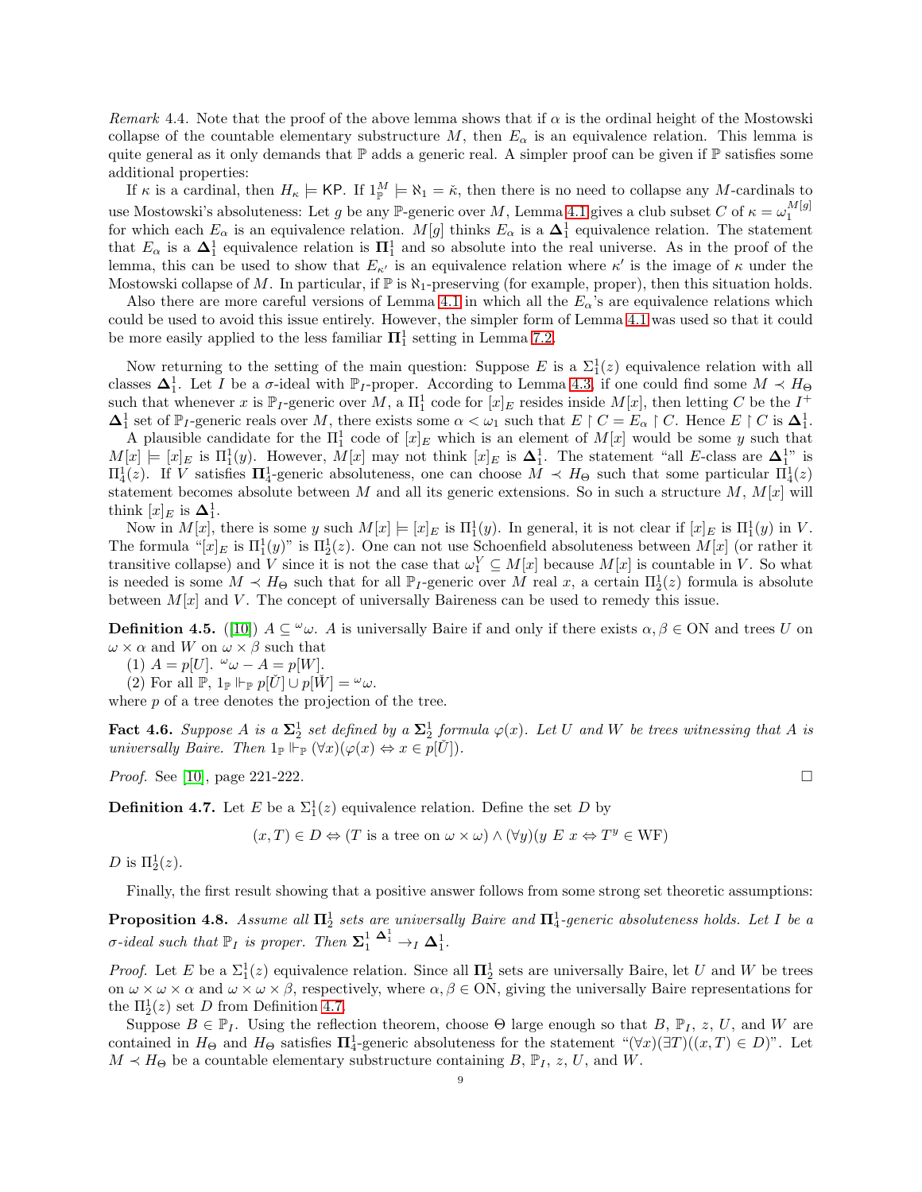*Remark* 4.4. Note that the proof of the above lemma shows that if $\alpha$ is the ordinal height of the Mostowski collapse of the countable elementary substructure $M$, then $E_\alpha$ is an equivalence relation. This lemma is quite general as it only demands that $\mathbb{P}$ adds a generic real. A simpler proof can be given if $\mathbb{P}$ satisfies some additional properties:

If $\kappa$ is a cardinal, then $H_\kappa \models \mathsf{KP}$. If $1_{\mathbb{P}}^M \models \aleph_1 = \check{\kappa}$, then there is no need to collapse any $M$-cardinals to use Mostowski's absoluteness: Let $g$ be any $\mathbb{P}$-generic over $M$, Lemma 4.1 gives a club subset $C$ of $\kappa = \omega_1^{M[g]}$ for which each $E_\alpha$ is an equivalence relation. $M[g]$ thinks $E_\alpha$ is a $\mathbf{\Delta}_1^1$ equivalence relation. The statement that $E_\alpha$ is a $\mathbf{\Delta}_1^1$ equivalence relation is $\mathbf{\Pi}_1^1$ and so absolute into the real universe. As in the proof of the lemma, this can be used to show that $E_{\kappa'}$ is an equivalence relation where $\kappa'$ is the image of $\kappa$ under the Mostowski collapse of $M$. In particular, if $\mathbb{P}$ is $\aleph_1$-preserving (for example, proper), then this situation holds.

Also there are more careful versions of Lemma 4.1 in which all the $E_\alpha$'s are equivalence relations which could be used to avoid this issue entirely. However, the simpler form of Lemma 4.1 was used so that it could be more easily applied to the less familiar $\mathbf{\Pi}_1^1$ setting in Lemma 7.2.

Now returning to the setting of the main question: Suppose $E$ is a $\Sigma_1^1(z)$ equivalence relation with all classes $\mathbf{\Delta}_1^1$. Let $I$ be a $\sigma$-ideal with $\mathbb{P}_I$-proper. According to Lemma 4.3, if one could find some $M \prec H_\Theta$ such that whenever $x$ is $\mathbb{P}_I$-generic over $M$, a $\Pi_1^1$ code for $[x]_E$ resides inside $M[x]$, then letting $C$ be the $I^+$ $\mathbf{\Delta}_1^1$ set of $\mathbb{P}_I$-generic reals over $M$, there exists some $\alpha < \omega_1$ such that $E \upharpoonright C = E_\alpha \upharpoonright C$. Hence $E \upharpoonright C$ is $\mathbf{\Delta}_1^1$.

A plausible candidate for the $\Pi_1^1$ code of $[x]_E$ which is an element of $M[x]$ would be some $y$ such that $M[x] \models [x]_E$ is $\Pi_1^1(y)$. However, $M[x]$ may not think $[x]_E$ is $\mathbf{\Delta}_1^1$. The statement "all $E$-class are $\mathbf{\Delta}_1^1$" is $\Pi_4^1(z)$. If $V$ satisfies $\mathbf{\Pi}_4^1$-generic absoluteness, one can choose $M \prec H_\Theta$ such that some particular $\Pi_4^1(z)$ statement becomes absolute between $M$ and all its generic extensions. So in such a structure $M$, $M[x]$ will think $[x]_E$ is $\mathbf{\Delta}_1^1$.

Now in $M[x]$, there is some $y$ such $M[x] \models [x]_E$ is $\Pi_1^1(y)$. In general, it is not clear if $[x]_E$ is $\Pi_1^1(y)$ in $V$. The formula "$[x]_E$ is $\Pi_1^1(y)$" is $\Pi_2^1(z)$. One can not use Schoenfield absoluteness between $M[x]$ (or rather it transitive collapse) and $V$ since it is not the case that $\omega_1^V \subseteq M[x]$ because $M[x]$ is countable in $V$. So what is needed is some $M \prec H_\Theta$ such that for all $\mathbb{P}_I$-generic over $M$ real $x$, a certain $\Pi_2^1(z)$ formula is absolute between $M[x]$ and $V$. The concept of universally Baireness can be used to remedy this issue.

**Definition 4.5.** ([10]) $A \subseteq {}^\omega\omega$. $A$ is universally Baire if and only if there exists $\alpha, \beta \in \mathrm{ON}$ and trees $U$ on $\omega \times \alpha$ and $W$ on $\omega \times \beta$ such that

(1) $A = p[U]$. ${}^\omega\omega - A = p[W]$.

(2) For all $\mathbb{P}$, $1_{\mathbb{P}} \Vdash_{\mathbb{P}} p[\check{U}] \cup p[\check{W}] = {}^\omega\omega$.

where $p$ of a tree denotes the projection of the tree.

**Fact 4.6.** *Suppose $A$ is a $\mathbf{\Sigma}_2^1$ set defined by a $\mathbf{\Sigma}_2^1$ formula $\varphi(x)$. Let $U$ and $W$ be trees witnessing that $A$ is universally Baire. Then $1_{\mathbb{P}} \Vdash_{\mathbb{P}} (\forall x)(\varphi(x) \Leftrightarrow x \in p[\check{U}])$.*

*Proof.* See [10], page 221-222. □

**Definition 4.7.** Let $E$ be a $\Sigma_1^1(z)$ equivalence relation. Define the set $D$ by

$$(x, T) \in D \Leftrightarrow (T \text{ is a tree on } \omega \times \omega) \wedge (\forall y)(y \ E \ x \Leftrightarrow T^y \in \mathrm{WF})$$

$D$ is $\Pi_2^1(z)$.

Finally, the first result showing that a positive answer follows from some strong set theoretic assumptions:

**Proposition 4.8.** *Assume all $\mathbf{\Pi}_2^1$ sets are universally Baire and $\mathbf{\Pi}_4^1$-generic absoluteness holds. Let $I$ be a $\sigma$-ideal such that $\mathbb{P}_I$ is proper. Then $\mathbf{\Sigma}_1^1 \ {}^{\mathbf{\Delta}_1^1} \rightarrow_I \mathbf{\Delta}_1^1$.*

*Proof.* Let $E$ be a $\Sigma_1^1(z)$ equivalence relation. Since all $\mathbf{\Pi}_2^1$ sets are universally Baire, let $U$ and $W$ be trees on $\omega \times \omega \times \alpha$ and $\omega \times \omega \times \beta$, respectively, where $\alpha, \beta \in \mathrm{ON}$, giving the universally Baire representations for the $\Pi_2^1(z)$ set $D$ from Definition 4.7.

Suppose $B \in \mathbb{P}_I$. Using the reflection theorem, choose $\Theta$ large enough so that $B$, $\mathbb{P}_I$, $z$, $U$, and $W$ are contained in $H_\Theta$ and $H_\Theta$ satisfies $\mathbf{\Pi}_4^1$-generic absoluteness for the statement "$(\forall x)(\exists T)((x, T) \in D)$". Let $M \prec H_\Theta$ be a countable elementary substructure containing $B$, $\mathbb{P}_I$, $z$, $U$, and $W$.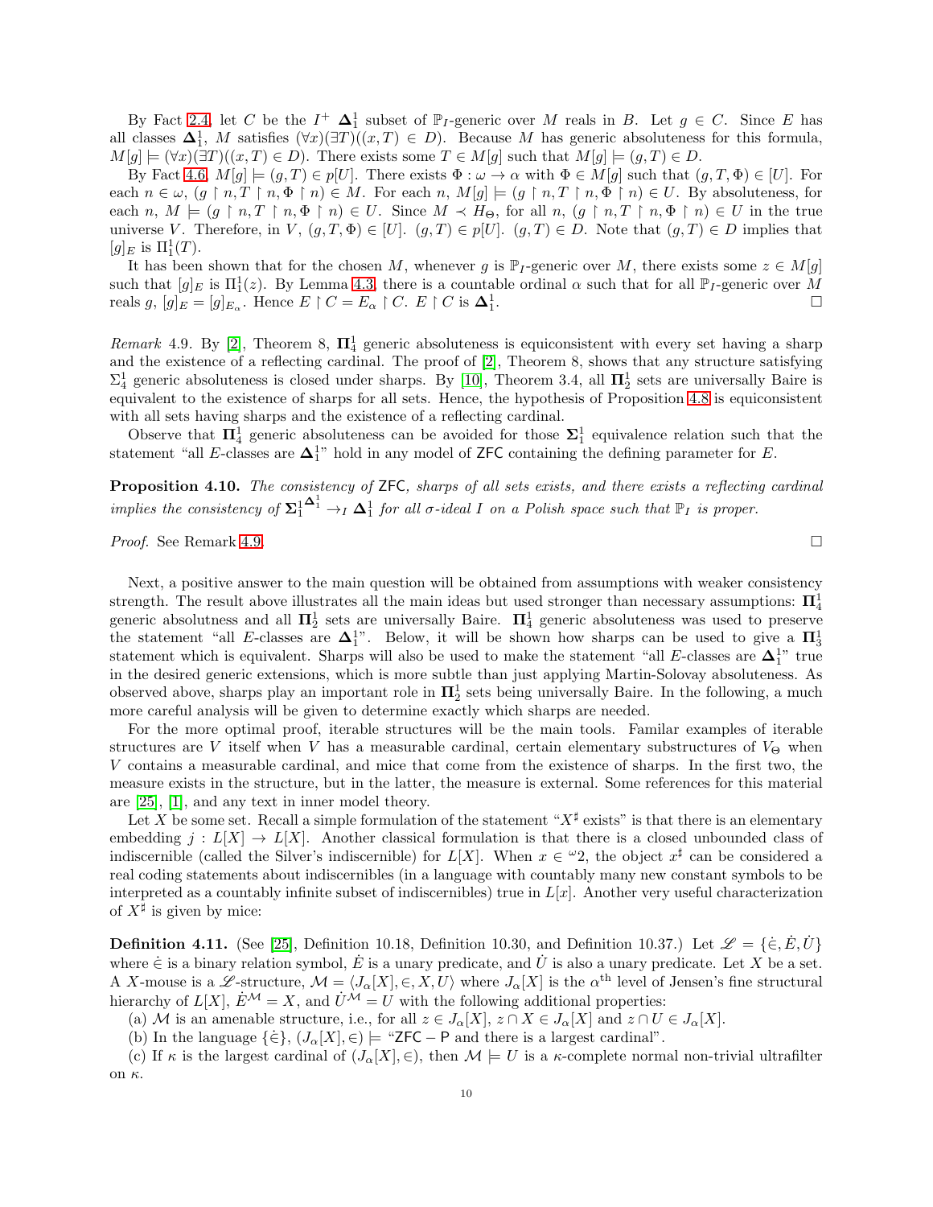By Fact 2.4, let $C$ be the $I^+$ $\mathbf{\Delta}^1_1$ subset of $\mathbb{P}_I$-generic over $M$ reals in $B$. Let $g \in C$. Since $E$ has all classes $\mathbf{\Delta}^1_1$, $M$ satisfies $(\forall x)(\exists T)((x, T) \in D)$. Because $M$ has generic absoluteness for this formula, $M[g] \models (\forall x)(\exists T)((x,T) \in D)$. There exists some $T \in M[g]$ such that $M[g] \models (g, T) \in D$.

By Fact 4.6, $M[g] \models (g, T) \in p[U]$. There exists $\Phi : \omega \to \alpha$ with $\Phi \in M[g]$ such that $(g, T, \Phi) \in [U]$. For each $n \in \omega$, $(g \restriction n, T \restriction n, \Phi \restriction n) \in M$. For each $n$, $M[g] \models (g \restriction n, T \restriction n, \Phi \restriction n) \in U$. By absoluteness, for each $n$, $M \models (g \restriction n, T \restriction n, \Phi \restriction n) \in U$. Since $M \prec H_\Theta$, for all $n$, $(g \restriction n, T \restriction n, \Phi \restriction n) \in U$ in the true universe $V$. Therefore, in $V$, $(g, T, \Phi) \in [U]$. $(g, T) \in p[U]$. $(g, T) \in D$. Note that $(g, T) \in D$ implies that $[g]_E$ is $\Pi^1_1(T)$.

It has been shown that for the chosen $M$, whenever $g$ is $\mathbb{P}_I$-generic over $M$, there exists some $z \in M[g]$ such that $[g]_E$ is $\Pi^1_1(z)$. By Lemma 4.3, there is a countable ordinal $\alpha$ such that for all $\mathbb{P}_I$-generic over $M$ reals $g$, $[g]_E = [g]_{E_\alpha}$. Hence $E \restriction C = E_\alpha \restriction C$. $E \restriction C$ is $\mathbf{\Delta}^1_1$. $\square$

*Remark* 4.9. By [2], Theorem 8, $\mathbf{\Pi}^1_4$ generic absoluteness is equiconsistent with every set having a sharp and the existence of a reflecting cardinal. The proof of [2], Theorem 8, shows that any structure satisfying $\Sigma^1_4$ generic absoluteness is closed under sharps. By [10], Theorem 3.4, all $\mathbf{\Pi}^1_2$ sets are universally Baire is equivalent to the existence of sharps for all sets. Hence, the hypothesis of Proposition 4.8 is equiconsistent with all sets having sharps and the existence of a reflecting cardinal.

Observe that $\mathbf{\Pi}^1_4$ generic absoluteness can be avoided for those $\mathbf{\Sigma}^1_1$ equivalence relation such that the statement "all $E$-classes are $\mathbf{\Delta}^1_1$" hold in any model of ZFC containing the defining parameter for $E$.

**Proposition 4.10.** *The consistency of* ZFC*, sharps of all sets exists, and there exists a reflecting cardinal implies the consistency of* ${\mathbf{\Sigma}^1_1}^{\mathbf{\Delta}^1_1} \to_I \mathbf{\Delta}^1_1$ *for all $\sigma$-ideal $I$ on a Polish space such that $\mathbb{P}_I$ is proper.*

*Proof.* See Remark 4.9. $\square$

Next, a positive answer to the main question will be obtained from assumptions with weaker consistency strength. The result above illustrates all the main ideas but used stronger than necessary assumptions: $\mathbf{\Pi}^1_4$ generic absolutness and all $\mathbf{\Pi}^1_2$ sets are universally Baire. $\mathbf{\Pi}^1_4$ generic absoluteness was used to preserve the statement "all $E$-classes are $\mathbf{\Delta}^1_1$". Below, it will be shown how sharps can be used to give a $\mathbf{\Pi}^1_3$ statement which is equivalent. Sharps will also be used to make the statement "all $E$-classes are $\mathbf{\Delta}^1_1$" true in the desired generic extensions, which is more subtle than just applying Martin-Solovay absoluteness. As observed above, sharps play an important role in $\mathbf{\Pi}^1_2$ sets being universally Baire. In the following, a much more careful analysis will be given to determine exactly which sharps are needed.

For the more optimal proof, iterable structures will be the main tools. Familar examples of iterable structures are $V$ itself when $V$ has a measurable cardinal, certain elementary substructures of $V_\Theta$ when $V$ contains a measurable cardinal, and mice that come from the existence of sharps. In the first two, the measure exists in the structure, but in the latter, the measure is external. Some references for this material are [25], [1], and any text in inner model theory.

Let $X$ be some set. Recall a simple formulation of the statement "$X^\sharp$ exists" is that there is an elementary embedding $j : L[X] \to L[X]$. Another classical formulation is that there is a closed unbounded class of indiscernible (called the Silver's indiscernible) for $L[X]$. When $x \in {}^\omega 2$, the object $x^\sharp$ can be considered a real coding statements about indiscernibles (in a language with countably many new constant symbols to be interpreted as a countably infinite subset of indiscernibles) true in $L[x]$. Another very useful characterization of $X^\sharp$ is given by mice:

**Definition 4.11.** (See [25], Definition 10.18, Definition 10.30, and Definition 10.37.) Let $\mathscr{L} = \{\dot\in, \dot E, \dot U\}$ where $\dot\in$ is a binary relation symbol, $\dot E$ is a unary predicate, and $\dot U$ is also a unary predicate. Let $X$ be a set. A $X$-mouse is a $\mathscr{L}$-structure, $\mathcal{M} = \langle J_\alpha[X], \in, X, U\rangle$ where $J_\alpha[X]$ is the $\alpha^{\text{th}}$ level of Jensen's fine structural hierarchy of $L[X]$, $\dot E^{\mathcal{M}} = X$, and $\dot U^{\mathcal{M}} = U$ with the following additional properties:

(a) $\mathcal{M}$ is an amenable structure, i.e., for all $z \in J_\alpha[X]$, $z \cap X \in J_\alpha[X]$ and $z \cap U \in J_\alpha[X]$.

(b) In the language $\{\dot\in\}$, $(J_\alpha[X], \in) \models$ "ZFC $-$ P and there is a largest cardinal".

(c) If $\kappa$ is the largest cardinal of $(J_\alpha[X], \in)$, then $\mathcal{M} \models U$ is a $\kappa$-complete normal non-trivial ultrafilter on $\kappa$.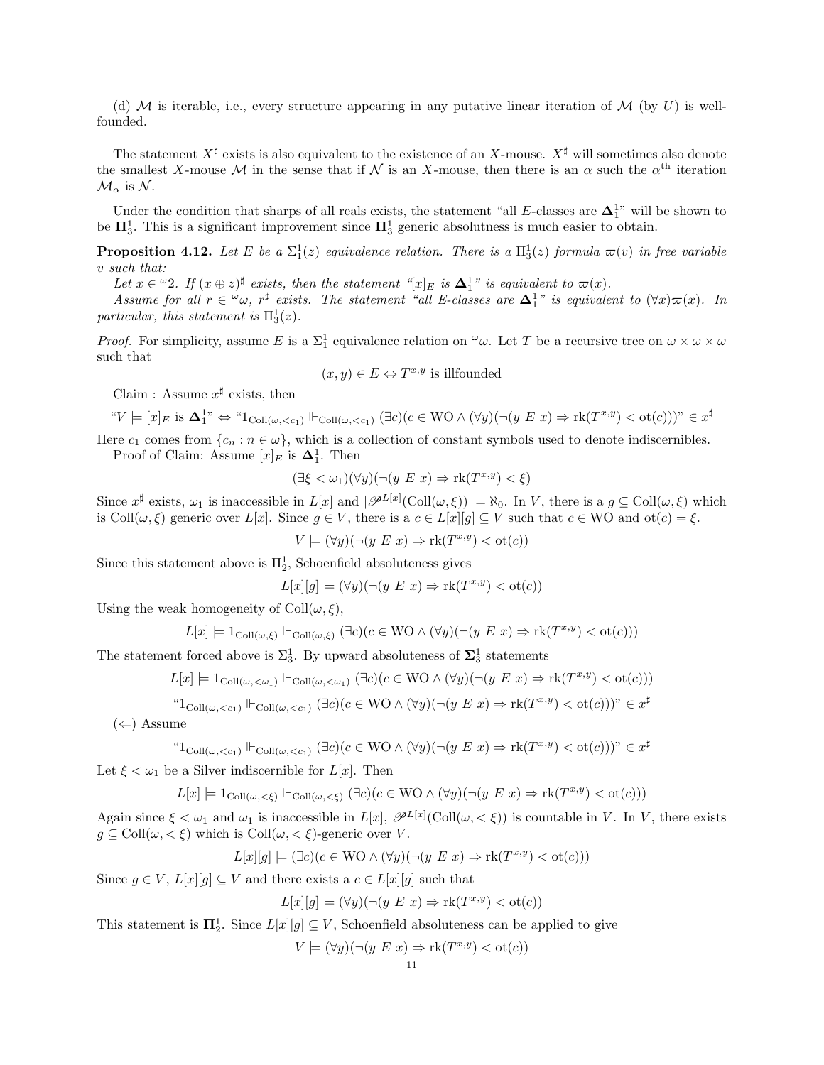(d) $\mathcal{M}$ is iterable, i.e., every structure appearing in any putative linear iteration of $\mathcal{M}$ (by $U$) is wellfounded.

The statement $X^\sharp$ exists is also equivalent to the existence of an $X$-mouse. $X^\sharp$ will sometimes also denote the smallest $X$-mouse $\mathcal{M}$ in the sense that if $\mathcal{N}$ is an $X$-mouse, then there is an $\alpha$ such the $\alpha^{\text{th}}$ iteration $\mathcal{M}_\alpha$ is $\mathcal{N}$.

Under the condition that sharps of all reals exists, the statement "all $E$-classes are $\mathbf{\Delta}^1_1$" will be shown to be $\mathbf{\Pi}^1_3$. This is a significant improvement since $\mathbf{\Pi}^1_3$ generic absolutness is much easier to obtain.

**Proposition 4.12.** *Let $E$ be a $\Sigma^1_1(z)$ equivalence relation. There is a $\Pi^1_3(z)$ formula $\varpi(v)$ in free variable $v$ such that:*

*Let $x \in {}^\omega 2$. If $(x \oplus z)^\sharp$ exists, then the statement "$[x]_E$ is $\mathbf{\Delta}^1_1$" is equivalent to $\varpi(x)$.*

*Assume for all $r \in {}^\omega\omega$, $r^\sharp$ exists. The statement "all $E$-classes are $\mathbf{\Delta}^1_1$" is equivalent to $(\forall x)\varpi(x)$. In particular, this statement is $\Pi^1_3(z)$.*

*Proof.* For simplicity, assume $E$ is a $\Sigma^1_1$ equivalence relation on ${}^\omega\omega$. Let $T$ be a recursive tree on $\omega \times \omega \times \omega$ such that

$$(x, y) \in E \Leftrightarrow T^{x,y} \text{ is illfounded}$$

Claim : Assume $x^\sharp$ exists, then

$$\text{“}V \models [x]_E \text{ is } \mathbf{\Delta}^1_1\text{”} \Leftrightarrow \text{“}1_{\text{Coll}(\omega,<c_1)} \Vdash_{\text{Coll}(\omega,<c_1)} (\exists c)(c \in \text{WO} \wedge (\forall y)(\neg(y\ E\ x) \Rightarrow \text{rk}(T^{x,y}) < \text{ot}(c)))\text{”} \in x^\sharp$$

Here $c_1$ comes from $\{c_n : n \in \omega\}$, which is a collection of constant symbols used to denote indiscernibles.

Proof of Claim: Assume $[x]_E$ is $\mathbf{\Delta}^1_1$. Then

$$(\exists \xi < \omega_1)(\forall y)(\neg(y\ E\ x) \Rightarrow \text{rk}(T^{x,y}) < \xi)$$

Since $x^\sharp$ exists, $\omega_1$ is inaccessible in $L[x]$ and $|\mathscr{P}^{L[x]}(\text{Coll}(\omega, \xi))| = \aleph_0$. In $V$, there is a $g \subseteq \text{Coll}(\omega, \xi)$ which is $\text{Coll}(\omega, \xi)$ generic over $L[x]$. Since $g \in V$, there is a $c \in L[x][g] \subseteq V$ such that $c \in \text{WO}$ and $\text{ot}(c) = \xi$.

$$V \models (\forall y)(\neg(y\ E\ x) \Rightarrow \text{rk}(T^{x,y}) < \text{ot}(c))$$

Since this statement above is $\Pi^1_2$, Schoenfield absoluteness gives

$$L[x][g] \models (\forall y)(\neg(y\ E\ x) \Rightarrow \text{rk}(T^{x,y}) < \text{ot}(c))$$

Using the weak homogeneity of $\text{Coll}(\omega, \xi)$,

$$L[x] \models 1_{\text{Coll}(\omega,\xi)} \Vdash_{\text{Coll}(\omega,\xi)} (\exists c)(c \in \text{WO} \wedge (\forall y)(\neg(y\ E\ x) \Rightarrow \text{rk}(T^{x,y}) < \text{ot}(c)))$$

The statement forced above is $\Sigma^1_3$. By upward absoluteness of $\mathbf{\Sigma}^1_3$ statements

$$L[x] \models 1_{\text{Coll}(\omega,<\omega_1)} \Vdash_{\text{Coll}(\omega,<\omega_1)} (\exists c)(c \in \text{WO} \wedge (\forall y)(\neg(y\ E\ x) \Rightarrow \text{rk}(T^{x,y}) < \text{ot}(c)))$$

$$\text{“}1_{\text{Coll}(\omega,<c_1)} \Vdash_{\text{Coll}(\omega,<c_1)} (\exists c)(c \in \text{WO} \wedge (\forall y)(\neg(y\ E\ x) \Rightarrow \text{rk}(T^{x,y}) < \text{ot}(c)))\text{”} \in x^\sharp$$

($\Leftarrow$) Assume

$$\text{“}1_{\text{Coll}(\omega,<c_1)} \Vdash_{\text{Coll}(\omega,<c_1)} (\exists c)(c \in \text{WO} \wedge (\forall y)(\neg(y\ E\ x) \Rightarrow \text{rk}(T^{x,y}) < \text{ot}(c)))\text{”} \in x^\sharp$$

Let $\xi < \omega_1$ be a Silver indiscernible for $L[x]$. Then

$$L[x] \models 1_{\text{Coll}(\omega,<\xi)} \Vdash_{\text{Coll}(\omega,<\xi)} (\exists c)(c \in \text{WO} \wedge (\forall y)(\neg(y\ E\ x) \Rightarrow \text{rk}(T^{x,y}) < \text{ot}(c)))$$

Again since $\xi < \omega_1$ and $\omega_1$ is inaccessible in $L[x]$, $\mathscr{P}^{L[x]}(\text{Coll}(\omega, <\xi))$ is countable in $V$. In $V$, there exists $g \subseteq \text{Coll}(\omega, <\xi)$ which is $\text{Coll}(\omega, <\xi)$-generic over $V$.

$$L[x][g] \models (\exists c)(c \in \text{WO} \wedge (\forall y)(\neg(y\ E\ x) \Rightarrow \text{rk}(T^{x,y}) < \text{ot}(c)))$$

Since $g \in V$, $L[x][g] \subseteq V$ and there exists a $c \in L[x][g]$ such that

$$L[x][g] \models (\forall y)(\neg(y\ E\ x) \Rightarrow \text{rk}(T^{x,y}) < \text{ot}(c))$$

This statement is $\mathbf{\Pi}^1_2$. Since $L[x][g] \subseteq V$, Schoenfield absoluteness can be applied to give

$$V \models (\forall y)(\neg(y\ E\ x) \Rightarrow \text{rk}(T^{x,y}) < \text{ot}(c))$$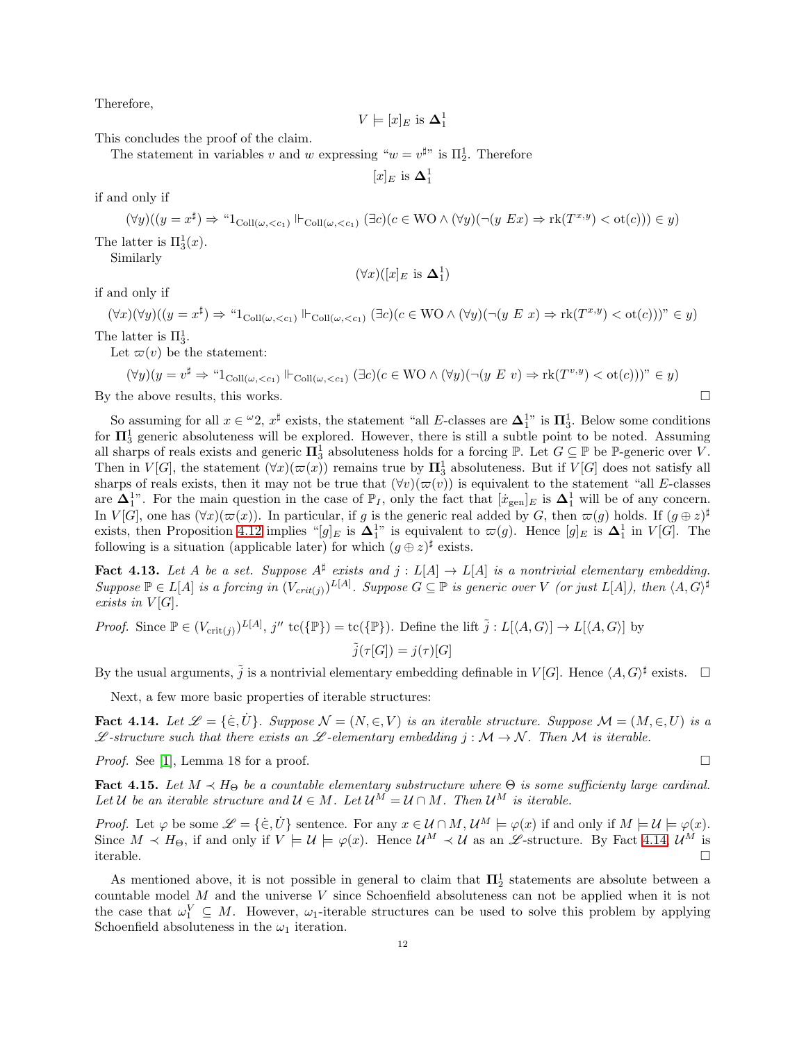Therefore,

$$V \models [x]_E \text{ is } \mathbf{\Delta}^1_1$$

This concludes the proof of the claim.

The statement in variables $v$ and $w$ expressing "$w = v^\sharp$" is $\Pi^1_2$. Therefore

$$[x]_E \text{ is } \mathbf{\Delta}^1_1$$

if and only if

$$(\forall y)((y = x^\sharp) \Rightarrow \text{“}1_{\mathrm{Coll}(\omega,<c_1)} \Vdash_{\mathrm{Coll}(\omega,<c_1)} (\exists c)(c \in \mathrm{WO} \wedge (\forall y)(\neg(y\ Ex) \Rightarrow \mathrm{rk}(T^{x,y}) < \mathrm{ot}(c))) \in y)$$

The latter is $\Pi^1_3(x)$.

Similarly

$$(\forall x)([x]_E \text{ is } \mathbf{\Delta}^1_1)$$

if and only if

$$(\forall x)(\forall y)((y = x^\sharp) \Rightarrow \text{“}1_{\mathrm{Coll}(\omega,<c_1)} \Vdash_{\mathrm{Coll}(\omega,<c_1)} (\exists c)(c \in \mathrm{WO} \wedge (\forall y)(\neg(y\ E\ x) \Rightarrow \mathrm{rk}(T^{x,y}) < \mathrm{ot}(c)))\text{”} \in y)$$

The latter is $\Pi^1_3$.

Let $\varpi(v)$ be the statement:

$$(\forall y)(y = v^\sharp \Rightarrow \text{“}1_{\mathrm{Coll}(\omega,<c_1)} \Vdash_{\mathrm{Coll}(\omega,<c_1)} (\exists c)(c \in \mathrm{WO} \wedge (\forall y)(\neg(y\ E\ v) \Rightarrow \mathrm{rk}(T^{v,y}) < \mathrm{ot}(c)))\text{”} \in y)$$

By the above results, this works. □

So assuming for all $x \in {}^\omega 2$, $x^\sharp$ exists, the statement "all $E$-classes are $\mathbf{\Delta}^1_1$" is $\mathbf{\Pi}^1_3$. Below some conditions for $\mathbf{\Pi}^1_3$ generic absoluteness will be explored. However, there is still a subtle point to be noted. Assuming all sharps of reals exists and generic $\mathbf{\Pi}^1_3$ absoluteness holds for a forcing $\mathbb{P}$. Let $G \subseteq \mathbb{P}$ be $\mathbb{P}$-generic over $V$. Then in $V[G]$, the statement $(\forall x)(\varpi(x))$ remains true by $\mathbf{\Pi}^1_3$ absoluteness. But if $V[G]$ does not satisfy all sharps of reals exists, then it may not be true that $(\forall v)(\varpi(v))$ is equivalent to the statement "all $E$-classes are $\mathbf{\Delta}^1_1$". For the main question in the case of $\mathbb{P}_I$, only the fact that $[\dot{x}_{\mathrm{gen}}]_E$ is $\mathbf{\Delta}^1_1$ will be of any concern. In $V[G]$, one has $(\forall x)(\varpi(x))$. In particular, if $g$ is the generic real added by $G$, then $\varpi(g)$ holds. If $(g \oplus z)^\sharp$ exists, then Proposition 4.12 implies "$[g]_E$ is $\mathbf{\Delta}^1_1$" is equivalent to $\varpi(g)$. Hence $[g]_E$ is $\mathbf{\Delta}^1_1$ in $V[G]$. The following is a situation (applicable later) for which $(g \oplus z)^\sharp$ exists.

**Fact 4.13.** *Let $A$ be a set. Suppose $A^\sharp$ exists and $j : L[A] \to L[A]$ is a nontrivial elementary embedding. Suppose $\mathbb{P} \in L[A]$ is a forcing in $(V_{crit(j)})^{L[A]}$. Suppose $G \subseteq \mathbb{P}$ is generic over $V$ (or just $L[A]$), then $\langle A, G\rangle^\sharp$ exist in $V[G]$.*

*Proof.* Since $\mathbb{P} \in (V_{\mathrm{crit}(j)})^{L[A]}$, $j''\ \mathrm{tc}(\{\mathbb{P}\}) = \mathrm{tc}(\{\mathbb{P}\})$. Define the lift $\tilde{j} : L[\langle A, G\rangle] \to L[\langle A, G\rangle]$ by

$$\tilde{j}(\tau[G]) = j(\tau)[G]$$

By the usual arguments, $\tilde{j}$ is a nontrivial elementary embedding definable in $V[G]$. Hence $\langle A, G\rangle^\sharp$ exists. □

Next, a few more basic properties of iterable structures:

**Fact 4.14.** *Let $\mathscr{L} = \{\dot{\in}, \dot{U}\}$. Suppose $\mathcal{N} = (N, \in, V)$ is an iterable structure. Suppose $\mathcal{M} = (M, \in, U)$ is a $\mathscr{L}$-structure such that there exists an $\mathscr{L}$-elementary embedding $j : \mathcal{M} \to \mathcal{N}$. Then $\mathcal{M}$ is iterable.*

*Proof.* See [1], Lemma 18 for a proof. □

**Fact 4.15.** *Let $M \prec H_\Theta$ be a countable elementary substructure where $\Theta$ is some sufficienty large cardinal. Let $\mathcal{U}$ be an iterable structure and $\mathcal{U} \in M$. Let $\mathcal{U}^M = \mathcal{U} \cap M$. Then $\mathcal{U}^M$ is iterable.*

*Proof.* Let $\varphi$ be some $\mathscr{L} = \{\dot{\in}, \dot{U}\}$ sentence. For any $x \in \mathcal{U} \cap M$, $\mathcal{U}^M \models \varphi(x)$ if and only if $M \models \mathcal{U} \models \varphi(x)$. Since $M \prec H_\Theta$, if and only if $V \models \mathcal{U} \models \varphi(x)$. Hence $\mathcal{U}^M \prec \mathcal{U}$ as an $\mathscr{L}$-structure. By Fact 4.14, $\mathcal{U}^M$ is iterable. □

As mentioned above, it is not possible in general to claim that $\mathbf{\Pi}^1_2$ statements are absolute between a countable model $M$ and the universe $V$ since Schoenfield absoluteness can not be applied when it is not the case that $\omega_1^V \subseteq M$. However, $\omega_1$-iterable structures can be used to solve this problem by applying Schoenfield absoluteness in the $\omega_1$ iteration.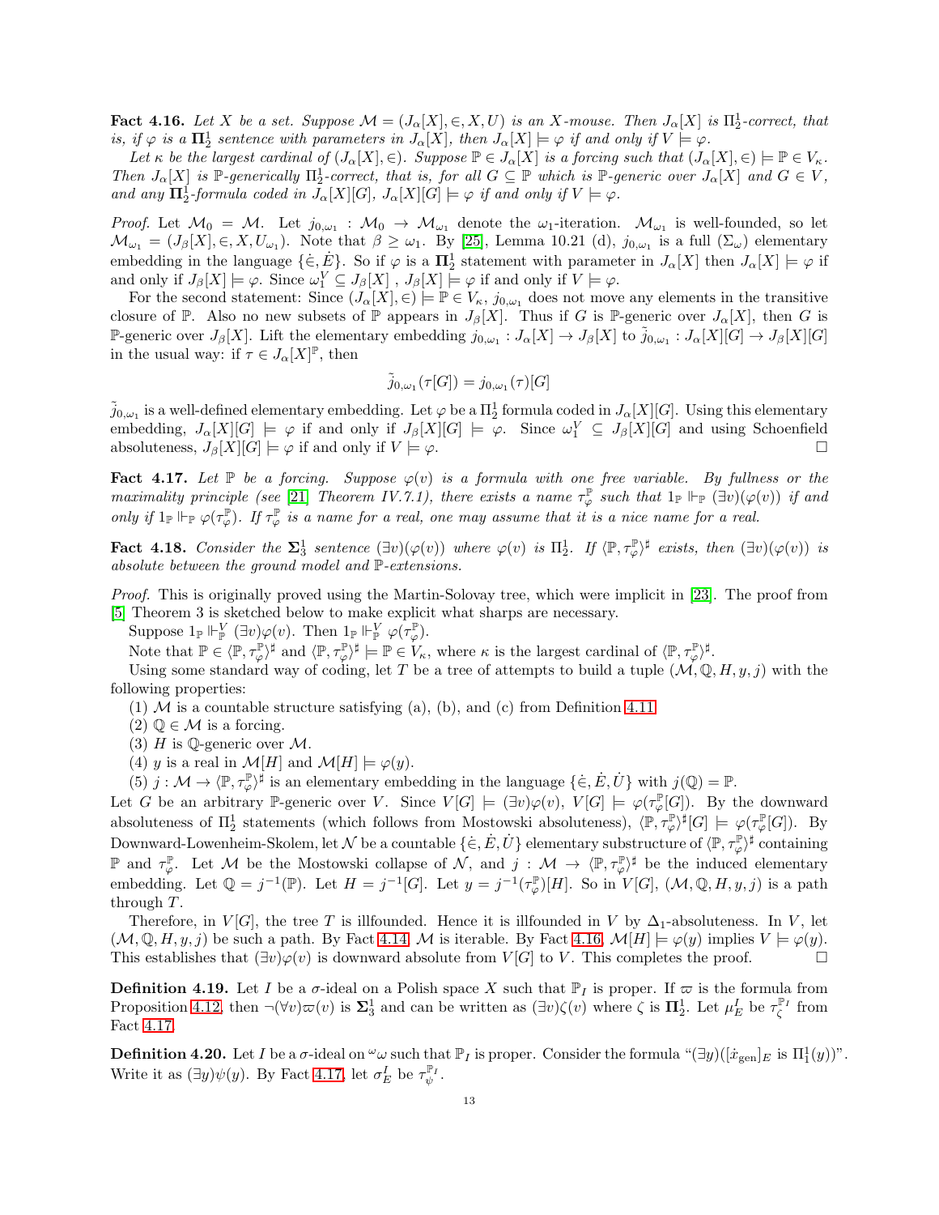**Fact 4.16.** *Let $X$ be a set. Suppose $\mathcal{M} = (J_\alpha[X], \in, X, U)$ is an $X$-mouse. Then $J_\alpha[X]$ is $\Pi^1_2$-correct, that is, if $\varphi$ is a $\mathbf{\Pi}^1_2$ sentence with parameters in $J_\alpha[X]$, then $J_\alpha[X] \models \varphi$ if and only if $V \models \varphi$.*

*Let $\kappa$ be the largest cardinal of $(J_\alpha[X], \in)$. Suppose $\mathbb{P} \in J_\alpha[X]$ is a forcing such that $(J_\alpha[X], \in) \models \mathbb{P} \in V_\kappa$. Then $J_\alpha[X]$ is $\mathbb{P}$-generically $\Pi^1_2$-correct, that is, for all $G \subseteq \mathbb{P}$ which is $\mathbb{P}$-generic over $J_\alpha[X]$ and $G \in V$, and any $\mathbf{\Pi}^1_2$-formula coded in $J_\alpha[X][G]$, $J_\alpha[X][G] \models \varphi$ if and only if $V \models \varphi$.*

*Proof.* Let $\mathcal{M}_0 = \mathcal{M}$. Let $j_{0,\omega_1} : \mathcal{M}_0 \to \mathcal{M}_{\omega_1}$ denote the $\omega_1$-iteration. $\mathcal{M}_{\omega_1}$ is well-founded, so let $\mathcal{M}_{\omega_1} = (J_\beta[X], \in, X, U_{\omega_1})$. Note that $\beta \geq \omega_1$. By [25], Lemma 10.21 (d), $j_{0,\omega_1}$ is a full ($\Sigma_\omega$) elementary embedding in the language $\{\dot{\in}, \dot{E}\}$. So if $\varphi$ is a $\mathbf{\Pi}^1_2$ statement with parameter in $J_\alpha[X]$ then $J_\alpha[X] \models \varphi$ if and only if $J_\beta[X] \models \varphi$. Since $\omega_1^V \subseteq J_\beta[X]$ , $J_\beta[X] \models \varphi$ if and only if $V \models \varphi$.

For the second statement: Since $(J_\alpha[X], \in) \models \mathbb{P} \in V_\kappa$, $j_{0,\omega_1}$ does not move any elements in the transitive closure of $\mathbb{P}$. Also no new subsets of $\mathbb{P}$ appears in $J_\beta[X]$. Thus if $G$ is $\mathbb{P}$-generic over $J_\alpha[X]$, then $G$ is $\mathbb{P}$-generic over $J_\beta[X]$. Lift the elementary embedding $j_{0,\omega_1} : J_\alpha[X] \to J_\beta[X]$ to $\tilde{j}_{0,\omega_1} : J_\alpha[X][G] \to J_\beta[X][G]$ in the usual way: if $\tau \in J_\alpha[X]^{\mathbb{P}}$, then

$$\tilde{j}_{0,\omega_1}(\tau[G]) = j_{0,\omega_1}(\tau)[G]$$

$\tilde{j}_{0,\omega_1}$ is a well-defined elementary embedding. Let $\varphi$ be a $\Pi^1_2$ formula coded in $J_\alpha[X][G]$. Using this elementary embedding, $J_\alpha[X][G] \models \varphi$ if and only if $J_\beta[X][G] \models \varphi$. Since $\omega_1^V \subseteq J_\beta[X][G]$ and using Schoenfield absoluteness, $J_\beta[X][G] \models \varphi$ if and only if $V \models \varphi$. □

**Fact 4.17.** *Let $\mathbb{P}$ be a forcing. Suppose $\varphi(v)$ is a formula with one free variable. By fullness or the maximality principle (see [21] Theorem IV.7.1), there exists a name $\tau^{\mathbb{P}}_\varphi$ such that $1_{\mathbb{P}} \Vdash_{\mathbb{P}} (\exists v)(\varphi(v))$ if and only if $1_{\mathbb{P}} \Vdash_{\mathbb{P}} \varphi(\tau^{\mathbb{P}}_\varphi)$. If $\tau^{\mathbb{P}}_\varphi$ is a name for a real, one may assume that it is a nice name for a real.*

**Fact 4.18.** *Consider the $\mathbf{\Sigma}^1_3$ sentence $(\exists v)(\varphi(v))$ where $\varphi(v)$ is $\Pi^1_2$. If $\langle \mathbb{P}, \tau^{\mathbb{P}}_\varphi \rangle^\sharp$ exists, then $(\exists v)(\varphi(v))$ is absolute between the ground model and $\mathbb{P}$-extensions.*

*Proof.* This is originally proved using the Martin-Solovay tree, which were implicit in [23]. The proof from [5] Theorem 3 is sketched below to make explicit what sharps are necessary.

Suppose $1_{\mathbb{P}} \Vdash^V_{\mathbb{P}} (\exists v)\varphi(v)$. Then $1_{\mathbb{P}} \Vdash^V_{\mathbb{P}} \varphi(\tau^{\mathbb{P}}_\varphi)$.

Note that $\mathbb{P} \in \langle \mathbb{P}, \tau^{\mathbb{P}}_\varphi \rangle^\sharp$ and $\langle \mathbb{P}, \tau^{\mathbb{P}}_\varphi \rangle^\sharp \models \mathbb{P} \in V_\kappa$, where $\kappa$ is the largest cardinal of $\langle \mathbb{P}, \tau^{\mathbb{P}}_\varphi \rangle^\sharp$.

Using some standard way of coding, let $T$ be a tree of attempts to build a tuple $(\mathcal{M}, \mathbb{Q}, H, y, j)$ with the following properties:

(1) $\mathcal{M}$ is a countable structure satisfying (a), (b), and (c) from Definition 4.11.
(2) $\mathbb{Q} \in \mathcal{M}$ is a forcing.
(3) $H$ is $\mathbb{Q}$-generic over $\mathcal{M}$.
(4) $y$ is a real in $\mathcal{M}[H]$ and $\mathcal{M}[H] \models \varphi(y)$.
(5) $j : \mathcal{M} \to \langle \mathbb{P}, \tau^{\mathbb{P}}_\varphi \rangle^\sharp$ is an elementary embedding in the language $\{\dot{\in}, \dot{E}, \dot{U}\}$ with $j(\mathbb{Q}) = \mathbb{P}$.

Let $G$ be an arbitrary $\mathbb{P}$-generic over $V$. Since $V[G] \models (\exists v)\varphi(v)$, $V[G] \models \varphi(\tau^{\mathbb{P}}_\varphi[G])$. By the downward absoluteness of $\Pi^1_2$ statements (which follows from Mostowski absoluteness), $\langle \mathbb{P}, \tau^{\mathbb{P}}_\varphi \rangle^\sharp[G] \models \varphi(\tau^{\mathbb{P}}_\varphi[G])$. By Downward-Lowenheim-Skolem, let $\mathcal{N}$ be a countable $\{\dot{\in}, \dot{E}, \dot{U}\}$ elementary substructure of $\langle \mathbb{P}, \tau^{\mathbb{P}}_\varphi \rangle^\sharp$ containing $\mathbb{P}$ and $\tau^{\mathbb{P}}_\varphi$. Let $\mathcal{M}$ be the Mostowski collapse of $\mathcal{N}$, and $j : \mathcal{M} \to \langle \mathbb{P}, \tau^{\mathbb{P}}_\varphi \rangle^\sharp$ be the induced elementary embedding. Let $\mathbb{Q} = j^{-1}(\mathbb{P})$. Let $H = j^{-1}[G]$. Let $y = j^{-1}(\tau^{\mathbb{P}}_\varphi)[H]$. So in $V[G]$, $(\mathcal{M}, \mathbb{Q}, H, y, j)$ is a path through $T$.

Therefore, in $V[G]$, the tree $T$ is illfounded. Hence it is illfounded in $V$ by $\Delta_1$-absoluteness. In $V$, let $(\mathcal{M}, \mathbb{Q}, H, y, j)$ be such a path. By Fact 4.14, $\mathcal{M}$ is iterable. By Fact 4.16, $\mathcal{M}[H] \models \varphi(y)$ implies $V \models \varphi(y)$. This establishes that $(\exists v)\varphi(v)$ is downward absolute from $V[G]$ to $V$. This completes the proof. □

**Definition 4.19.** Let $I$ be a $\sigma$-ideal on a Polish space $X$ such that $\mathbb{P}_I$ is proper. If $\varpi$ is the formula from Proposition 4.12, then $\neg(\forall v)\varpi(v)$ is $\mathbf{\Sigma}^1_3$ and can be written as $(\exists v)\zeta(v)$ where $\zeta$ is $\mathbf{\Pi}^1_2$. Let $\mu^I_E$ be $\tau^{\mathbb{P}_I}_\zeta$ from Fact 4.17.

**Definition 4.20.** Let $I$ be a $\sigma$-ideal on ${}^\omega\omega$ such that $\mathbb{P}_I$ is proper. Consider the formula "$(\exists y)([\dot{x}_{\text{gen}}]_E$ is $\Pi^1_1(y))$". Write it as $(\exists y)\psi(y)$. By Fact 4.17, let $\sigma^I_E$ be $\tau^{\mathbb{P}_I}_\psi$.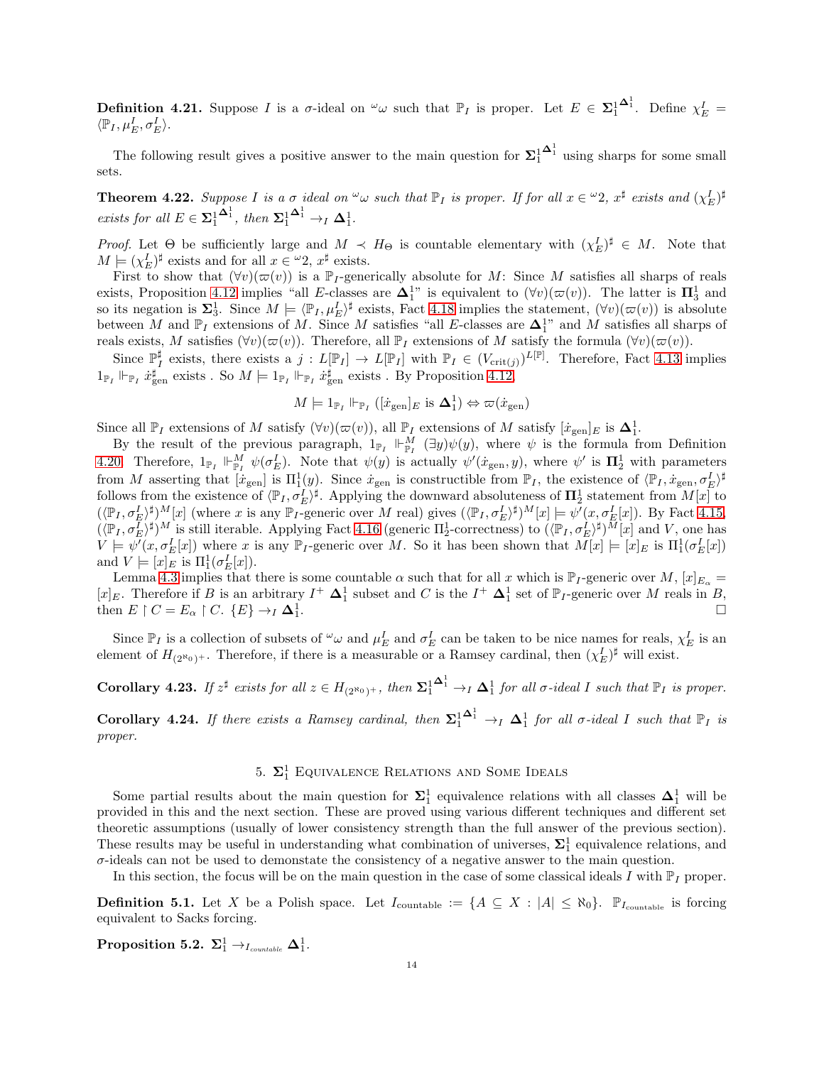**Definition 4.21.** Suppose $I$ is a $\sigma$-ideal on ${}^\omega\omega$ such that $\mathbb{P}_I$ is proper. Let $E \in {\mathbf{\Sigma}_1^1}^{\mathbf{\Delta}_1^1}$. Define $\chi_E^I = \langle \mathbb{P}_I, \mu_E^I, \sigma_E^I \rangle$.

The following result gives a positive answer to the main question for ${\mathbf{\Sigma}_1^1}^{\mathbf{\Delta}_1^1}$ using sharps for some small sets.

**Theorem 4.22.** *Suppose $I$ is a $\sigma$ ideal on ${}^\omega\omega$ such that $\mathbb{P}_I$ is proper. If for all $x \in {}^\omega 2$, $x^\sharp$ exists and $(\chi_E^I)^\sharp$ exists for all $E \in {\mathbf{\Sigma}_1^1}^{\mathbf{\Delta}_1^1}$, then ${\mathbf{\Sigma}_1^1}^{\mathbf{\Delta}_1^1} \to_I \mathbf{\Delta}_1^1$.*

*Proof.* Let $\Theta$ be sufficiently large and $M \prec H_\Theta$ is countable elementary with $(\chi_E^I)^\sharp \in M$. Note that $M \models (\chi_E^I)^\sharp$ exists and for all $x \in {}^\omega 2$, $x^\sharp$ exists.

First to show that $(\forall v)(\varpi(v))$ is a $\mathbb{P}_I$-generically absolute for $M$: Since $M$ satisfies all sharps of reals exists, Proposition 4.12 implies "all $E$-classes are $\mathbf{\Delta}_1^1$" is equivalent to $(\forall v)(\varpi(v))$. The latter is $\mathbf{\Pi}_3^1$ and so its negation is $\mathbf{\Sigma}_3^1$. Since $M \models \langle \mathbb{P}_I, \mu_E^I \rangle^\sharp$ exists, Fact 4.18 implies the statement, $(\forall v)(\varpi(v))$ is absolute between $M$ and $\mathbb{P}_I$ extensions of $M$. Since $M$ satisfies "all $E$-classes are $\mathbf{\Delta}_1^1$" and $M$ satisfies all sharps of reals exists, $M$ satisfies $(\forall v)(\varpi(v))$. Therefore, all $\mathbb{P}_I$ extensions of $M$ satisfy the formula $(\forall v)(\varpi(v))$.

Since $\mathbb{P}_I^\sharp$ exists, there exists a $j : L[\mathbb{P}_I] \to L[\mathbb{P}_I]$ with $\mathbb{P}_I \in (V_{\text{crit}(j)})^{L[\mathbb{P}]}$. Therefore, Fact 4.13 implies $1_{\mathbb{P}_I} \Vdash_{\mathbb{P}_I} \dot{x}_{\text{gen}}^\sharp$ exists . So $M \models 1_{\mathbb{P}_I} \Vdash_{\mathbb{P}_I} \dot{x}_{\text{gen}}^\sharp$ exists . By Proposition 4.12,

$$M \models 1_{\mathbb{P}_I} \Vdash_{\mathbb{P}_I} ([\dot{x}_{\text{gen}}]_E \text{ is } \mathbf{\Delta}_1^1) \Leftrightarrow \varpi(\dot{x}_{\text{gen}})$$

Since all $\mathbb{P}_I$ extensions of $M$ satisfy $(\forall v)(\varpi(v))$, all $\mathbb{P}_I$ extensions of $M$ satisfy $[\dot{x}_{\text{gen}}]_E$ is $\mathbf{\Delta}_1^1$.

By the result of the previous paragraph, $1_{\mathbb{P}_I} \Vdash_{\mathbb{P}_I}^M (\exists y)\psi(y)$, where $\psi$ is the formula from Definition 4.20. Therefore, $1_{\mathbb{P}_I} \Vdash_{\mathbb{P}_I}^M \psi(\sigma_E^I)$. Note that $\psi(y)$ is actually $\psi'(\dot{x}_{\text{gen}}, y)$, where $\psi'$ is $\mathbf{\Pi}_2^1$ with parameters from $M$ asserting that $[\dot{x}_{\text{gen}}]$ is $\Pi_1^1(y)$. Since $\dot{x}_{\text{gen}}$ is constructible from $\mathbb{P}_I$, the existence of $\langle \mathbb{P}_I, \dot{x}_{\text{gen}}, \sigma_E^I \rangle^\sharp$ follows from the existence of $\langle \mathbb{P}_I, \sigma_E^I \rangle^\sharp$. Applying the downward absoluteness of $\mathbf{\Pi}_2^1$ statement from $M[x]$ to $(\langle \mathbb{P}_I, \sigma_E^I \rangle^\sharp)^M[x]$ (where $x$ is any $\mathbb{P}_I$-generic over $M$ real) gives $(\langle \mathbb{P}_I, \sigma_E^I \rangle^\sharp)^M[x] \models \psi'(x, \sigma_E^I[x])$. By Fact 4.15, $(\langle \mathbb{P}_I, \sigma_E^I \rangle^\sharp)^M$ is still iterable. Applying Fact 4.16 (generic $\Pi_2^1$-correctness) to $(\langle \mathbb{P}_I, \sigma_E^I \rangle^\sharp)^M[x]$ and $V$, one has $V \models \psi'(x, \sigma_E^I[x])$ where $x$ is any $\mathbb{P}_I$-generic over $M$. So it has been shown that $M[x] \models [x]_E$ is $\Pi_1^1(\sigma_E^I[x])$ and $V \models [x]_E$ is $\Pi_1^1(\sigma_E^I[x])$.

Lemma 4.3 implies that there is some countable $\alpha$ such that for all $x$ which is $\mathbb{P}_I$-generic over $M$, $[x]_{E_\alpha} = [x]_E$. Therefore if $B$ is an arbitrary $I^+$ $\mathbf{\Delta}_1^1$ subset and $C$ is the $I^+$ $\mathbf{\Delta}_1^1$ set of $\mathbb{P}_I$-generic over $M$ reals in $B$, then $E \restriction C = E_\alpha \restriction C$. $\{E\} \to_I \mathbf{\Delta}_1^1$. $\square$

Since $\mathbb{P}_I$ is a collection of subsets of ${}^\omega\omega$ and $\mu_E^I$ and $\sigma_E^I$ can be taken to be nice names for reals, $\chi_E^I$ is an element of $H_{(2^{\aleph_0})^+}$. Therefore, if there is a measurable or a Ramsey cardinal, then $(\chi_E^I)^\sharp$ will exist.

**Corollary 4.23.** *If $z^\sharp$ exists for all $z \in H_{(2^{\aleph_0})^+}$, then ${\mathbf{\Sigma}_1^1}^{\mathbf{\Delta}_1^1} \to_I \mathbf{\Delta}_1^1$ for all $\sigma$-ideal $I$ such that $\mathbb{P}_I$ is proper.*

**Corollary 4.24.** *If there exists a Ramsey cardinal, then ${\mathbf{\Sigma}_1^1}^{\mathbf{\Delta}_1^1} \to_I \mathbf{\Delta}_1^1$ for all $\sigma$-ideal $I$ such that $\mathbb{P}_I$ is proper.*

## 5. $\mathbf{\Sigma}_1^1$ Equivalence Relations and Some Ideals

Some partial results about the main question for $\mathbf{\Sigma}_1^1$ equivalence relations with all classes $\mathbf{\Delta}_1^1$ will be provided in this and the next section. These are proved using various different techniques and different set theoretic assumptions (usually of lower consistency strength than the full answer of the previous section). These results may be useful in understanding what combination of universes, $\mathbf{\Sigma}_1^1$ equivalence relations, and $\sigma$-ideals can not be used to demonstate the consistency of a negative answer to the main question.

In this section, the focus will be on the main question in the case of some classical ideals $I$ with $\mathbb{P}_I$ proper.

**Definition 5.1.** Let $X$ be a Polish space. Let $I_{\text{countable}} := \{A \subseteq X : |A| \leq \aleph_0\}$. $\mathbb{P}_{I_{\text{countable}}}$ is forcing equivalent to Sacks forcing.

**Proposition 5.2.** $\mathbf{\Sigma}_1^1 \to_{I_{countable}} \mathbf{\Delta}_1^1$.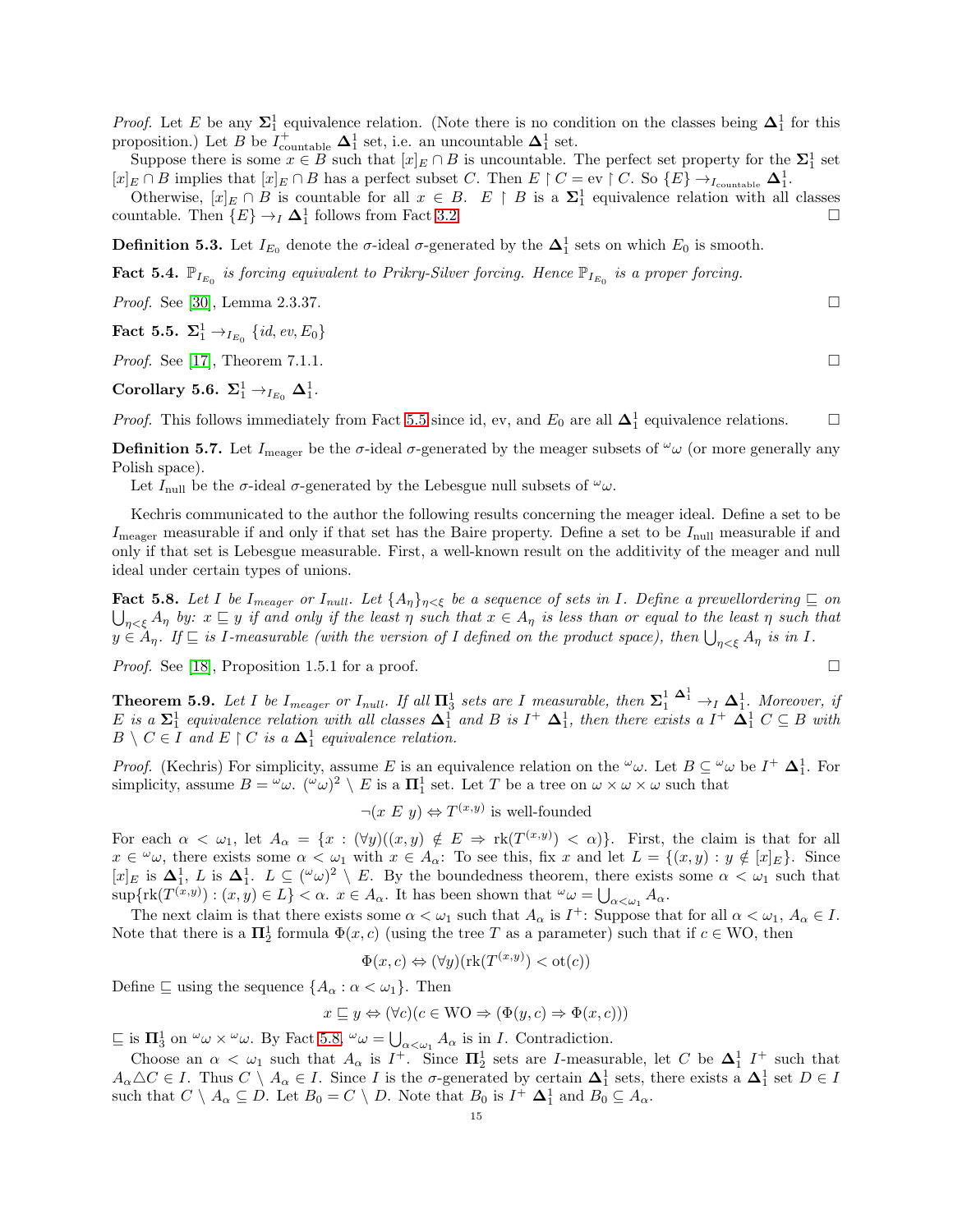*Proof.* Let $E$ be any $\mathbf{\Sigma}^1_1$ equivalence relation. (Note there is no condition on the classes being $\mathbf{\Delta}^1_1$ for this proposition.) Let $B$ be $I^+_{\text{countable}}$ $\mathbf{\Delta}^1_1$ set, i.e. an uncountable $\mathbf{\Delta}^1_1$ set.

Suppose there is some $x \in B$ such that $[x]_E \cap B$ is uncountable. The perfect set property for the $\mathbf{\Sigma}^1_1$ set $[x]_E \cap B$ implies that $[x]_E \cap B$ has a perfect subset $C$. Then $E \upharpoonright C = \text{ev} \upharpoonright C$. So $\{E\} \to_{I_{\text{countable}}} \mathbf{\Delta}^1_1$.

Otherwise, $[x]_E \cap B$ is countable for all $x \in B$. $E \upharpoonright B$ is a $\mathbf{\Sigma}^1_1$ equivalence relation with all classes countable. Then $\{E\} \to_I \mathbf{\Delta}^1_1$ follows from Fact 3.2. $\square$

**Definition 5.3.** Let $I_{E_0}$ denote the $\sigma$-ideal $\sigma$-generated by the $\mathbf{\Delta}^1_1$ sets on which $E_0$ is smooth.

**Fact 5.4.** *$\mathbb{P}_{I_{E_0}}$ is forcing equivalent to Prikry-Silver forcing. Hence $\mathbb{P}_{I_{E_0}}$ is a proper forcing.*

*Proof.* See [30], Lemma 2.3.37. $\square$

**Fact 5.5.** $\mathbf{\Sigma}^1_1 \to_{I_{E_0}} \{id, ev, E_0\}$

*Proof.* See [17], Theorem 7.1.1. $\square$

**Corollary 5.6.** $\mathbf{\Sigma}^1_1 \to_{I_{E_0}} \mathbf{\Delta}^1_1$.

*Proof.* This follows immediately from Fact 5.5 since id, ev, and $E_0$ are all $\mathbf{\Delta}^1_1$ equivalence relations. $\square$

**Definition 5.7.** Let $I_{\text{meager}}$ be the $\sigma$-ideal $\sigma$-generated by the meager subsets of ${}^\omega\omega$ (or more generally any Polish space).

Let $I_{\text{null}}$ be the $\sigma$-ideal $\sigma$-generated by the Lebesgue null subsets of ${}^\omega\omega$.

Kechris communicated to the author the following results concerning the meager ideal. Define a set to be $I_{\text{meager}}$ measurable if and only if that set has the Baire property. Define a set to be $I_{\text{null}}$ measurable if and only if that set is Lebesgue measurable. First, a well-known result on the additivity of the meager and null ideal under certain types of unions.

**Fact 5.8.** *Let $I$ be $I_{meager}$ or $I_{null}$. Let $\{A_\eta\}_{\eta<\xi}$ be a sequence of sets in $I$. Define a prewellordering $\sqsubseteq$ on $\bigcup_{\eta<\xi} A_\eta$ by: $x \sqsubseteq y$ if and only if the least $\eta$ such that $x \in A_\eta$ is less than or equal to the least $\eta$ such that $y \in A_\eta$. If $\sqsubseteq$ is $I$-measurable (with the version of $I$ defined on the product space), then $\bigcup_{\eta<\xi} A_\eta$ is in $I$.*

*Proof.* See [18], Proposition 1.5.1 for a proof. $\square$

**Theorem 5.9.** *Let $I$ be $I_{meager}$ or $I_{null}$. If all $\mathbf{\Pi}^1_3$ sets are $I$ measurable, then $\mathbf{\Sigma}^{1\ \mathbf{\Delta}^1_1}_1 \to_I \mathbf{\Delta}^1_1$. Moreover, if $E$ is a $\mathbf{\Sigma}^1_1$ equivalence relation with all classes $\mathbf{\Delta}^1_1$ and $B$ is $I^+$ $\mathbf{\Delta}^1_1$, then there exists a $I^+$ $\mathbf{\Delta}^1_1$ $C \subseteq B$ with $B \setminus C \in I$ and $E \upharpoonright C$ is a $\mathbf{\Delta}^1_1$ equivalence relation.*

*Proof.* (Kechris) For simplicity, assume $E$ is an equivalence relation on the ${}^\omega\omega$. Let $B \subseteq {}^\omega\omega$ be $I^+$ $\mathbf{\Delta}^1_1$. For simplicity, assume $B = {}^\omega\omega$. $({}^\omega\omega)^2 \setminus E$ is a $\mathbf{\Pi}^1_1$ set. Let $T$ be a tree on $\omega \times \omega \times \omega$ such that

$$\neg(x\ E\ y) \Leftrightarrow T^{(x,y)} \text{ is well-founded}$$

For each $\alpha < \omega_1$, let $A_\alpha = \{x : (\forall y)((x,y) \notin E \Rightarrow \text{rk}(T^{(x,y)}) < \alpha)\}$. First, the claim is that for all $x \in {}^\omega\omega$, there exists some $\alpha < \omega_1$ with $x \in A_\alpha$: To see this, fix $x$ and let $L = \{(x,y) : y \notin [x]_E\}$. Since $[x]_E$ is $\mathbf{\Delta}^1_1$, $L$ is $\mathbf{\Delta}^1_1$. $L \subseteq ({}^\omega\omega)^2 \setminus E$. By the boundedness theorem, there exists some $\alpha < \omega_1$ such that $\sup\{\text{rk}(T^{(x,y)}) : (x,y) \in L\} < \alpha$. $x \in A_\alpha$. It has been shown that ${}^\omega\omega = \bigcup_{\alpha<\omega_1} A_\alpha$.

The next claim is that there exists some $\alpha < \omega_1$ such that $A_\alpha$ is $I^+$: Suppose that for all $\alpha < \omega_1$, $A_\alpha \in I$. Note that there is a $\mathbf{\Pi}^1_2$ formula $\Phi(x, c)$ (using the tree $T$ as a parameter) such that if $c \in \text{WO}$, then

$$\Phi(x,c) \Leftrightarrow (\forall y)(\text{rk}(T^{(x,y)}) < \text{ot}(c))$$

Define $\sqsubseteq$ using the sequence $\{A_\alpha : \alpha < \omega_1\}$. Then

$$x \sqsubseteq y \Leftrightarrow (\forall c)(c \in \text{WO} \Rightarrow (\Phi(y,c) \Rightarrow \Phi(x,c)))$$

$\sqsubseteq$ is $\mathbf{\Pi}^1_3$ on ${}^\omega\omega \times {}^\omega\omega$. By Fact 5.8, ${}^\omega\omega = \bigcup_{\alpha<\omega_1} A_\alpha$ is in $I$. Contradiction.

Choose an $\alpha < \omega_1$ such that $A_\alpha$ is $I^+$. Since $\mathbf{\Pi}^1_2$ sets are $I$-measurable, let $C$ be $\mathbf{\Delta}^1_1$ $I^+$ such that $A_\alpha \triangle C \in I$. Thus $C \setminus A_\alpha \in I$. Since $I$ is the $\sigma$-generated by certain $\mathbf{\Delta}^1_1$ sets, there exists a $\mathbf{\Delta}^1_1$ set $D \in I$ such that $C \setminus A_\alpha \subseteq D$. Let $B_0 = C \setminus D$. Note that $B_0$ is $I^+$ $\mathbf{\Delta}^1_1$ and $B_0 \subseteq A_\alpha$.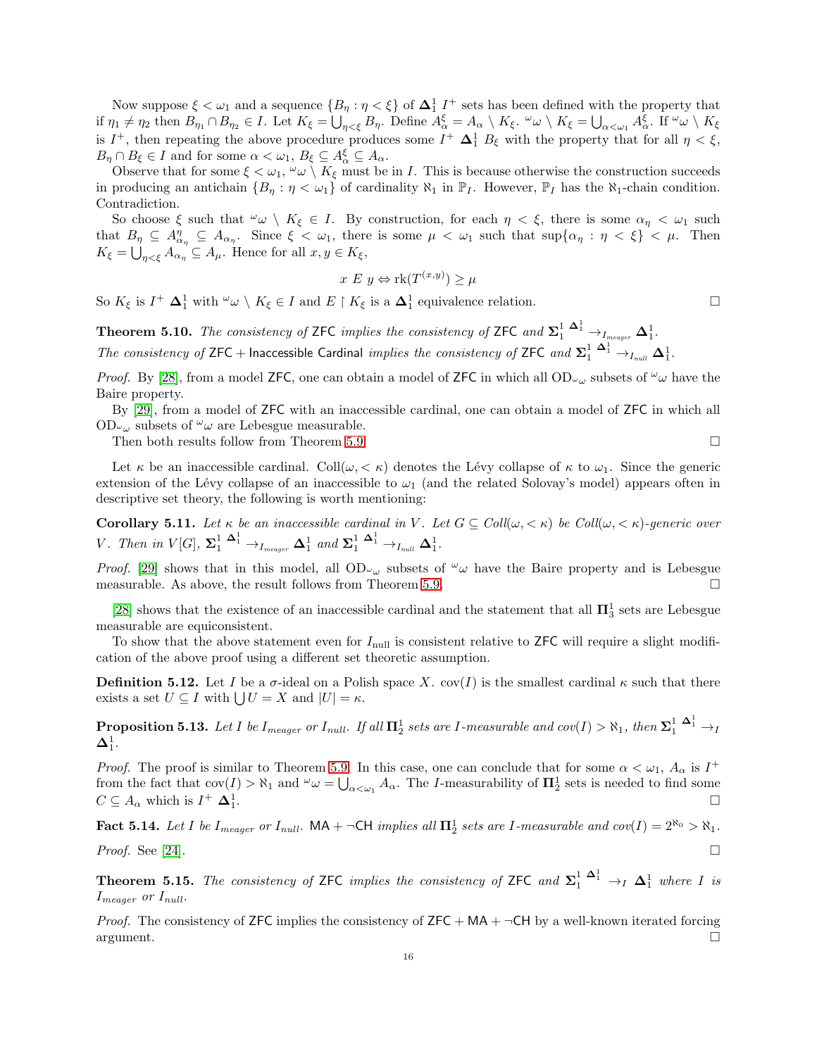Now suppose $\xi < \omega_1$ and a sequence $\{B_\eta : \eta < \xi\}$ of $\mathbf{\Delta}^1_1$ $I^+$ sets has been defined with the property that if $\eta_1 \neq \eta_2$ then $B_{\eta_1} \cap B_{\eta_2} \in I$. Let $K_\xi = \bigcup_{\eta < \xi} B_\eta$. Define $A^\xi_\alpha = A_\alpha \setminus K_\xi$. ${}^\omega\omega \setminus K_\xi = \bigcup_{\alpha < \omega_1} A^\xi_\alpha$. If ${}^\omega\omega \setminus K_\xi$ is $I^+$, then repeating the above procedure produces some $I^+$ $\mathbf{\Delta}^1_1$ $B_\xi$ with the property that for all $\eta < \xi$, $B_\eta \cap B_\xi \in I$ and for some $\alpha < \omega_1$, $B_\xi \subseteq A^\xi_\alpha \subseteq A_\alpha$.

Observe that for some $\xi < \omega_1$, ${}^\omega\omega \setminus K_\xi$ must be in $I$. This is because otherwise the construction succeeds in producing an antichain $\{B_\eta : \eta < \omega_1\}$ of cardinality $\aleph_1$ in $\mathbb{P}_I$. However, $\mathbb{P}_I$ has the $\aleph_1$-chain condition. Contradiction.

So choose $\xi$ such that ${}^\omega\omega \setminus K_\xi \in I$. By construction, for each $\eta < \xi$, there is some $\alpha_\eta < \omega_1$ such that $B_\eta \subseteq A^\eta_{\alpha_\eta} \subseteq A_{\alpha_\eta}$. Since $\xi < \omega_1$, there is some $\mu < \omega_1$ such that $\sup\{\alpha_\eta : \eta < \xi\} < \mu$. Then $K_\xi = \bigcup_{\eta<\xi} A_{\alpha_\eta} \subseteq A_\mu$. Hence for all $x, y \in K_\xi$,

$$x \; E \; y \Leftrightarrow \text{rk}(T^{(x,y)}) \geq \mu$$

So $K_\xi$ is $I^+$ $\mathbf{\Delta}^1_1$ with ${}^\omega\omega \setminus K_\xi \in I$ and $E \upharpoonright K_\xi$ is a $\mathbf{\Delta}^1_1$ equivalence relation. □

**Theorem 5.10.** *The consistency of* ZFC *implies the consistency of* ZFC *and* $\mathbf{\Sigma}^1_1 \overset{\mathbf{\Delta}^1_1}{\to}_{I_{meager}} \mathbf{\Delta}^1_1$.
*The consistency of* ZFC + Inaccessible Cardinal *implies the consistency of* ZFC *and* $\mathbf{\Sigma}^1_1 \overset{\mathbf{\Delta}^1_1}{\to}_{I_{null}} \mathbf{\Delta}^1_1$.

*Proof.* By [28], from a model ZFC, one can obtain a model of ZFC in which all $\text{OD}_{{}^\omega\omega}$ subsets of ${}^\omega\omega$ have the Baire property.

By [29], from a model of ZFC with an inaccessible cardinal, one can obtain a model of ZFC in which all $\text{OD}_{{}^\omega\omega}$ subsets of ${}^\omega\omega$ are Lebesgue measurable.

Then both results follow from Theorem 5.9. □

Let $\kappa$ be an inaccessible cardinal. $\text{Coll}(\omega, <\kappa)$ denotes the Lévy collapse of $\kappa$ to $\omega_1$. Since the generic extension of the Lévy collapse of an inaccessible to $\omega_1$ (and the related Solovay's model) appears often in descriptive set theory, the following is worth mentioning:

**Corollary 5.11.** *Let $\kappa$ be an inaccessible cardinal in $V$. Let $G \subseteq Coll(\omega, <\kappa)$ be $Coll(\omega, <\kappa)$-generic over $V$. Then in $V[G]$, $\mathbf{\Sigma}^1_1 \overset{\mathbf{\Delta}^1_1}{\to}_{I_{meager}} \mathbf{\Delta}^1_1$ and $\mathbf{\Sigma}^1_1 \overset{\mathbf{\Delta}^1_1}{\to}_{I_{null}} \mathbf{\Delta}^1_1$.*

*Proof.* [29] shows that in this model, all $\text{OD}_{{}^\omega\omega}$ subsets of ${}^\omega\omega$ have the Baire property and is Lebesgue measurable. As above, the result follows from Theorem 5.9. □

[28] shows that the existence of an inaccessible cardinal and the statement that all $\mathbf{\Pi}^1_3$ sets are Lebesgue measurable are equiconsistent.

To show that the above statement even for $I_{\text{null}}$ is consistent relative to ZFC will require a slight modification of the above proof using a different set theoretic assumption.

**Definition 5.12.** Let $I$ be a $\sigma$-ideal on a Polish space $X$. $\text{cov}(I)$ is the smallest cardinal $\kappa$ such that there exists a set $U \subseteq I$ with $\bigcup U = X$ and $|U| = \kappa$.

**Proposition 5.13.** *Let $I$ be $I_{meager}$ or $I_{null}$. If all $\mathbf{\Pi}^1_2$ sets are $I$-measurable and $cov(I) > \aleph_1$, then $\mathbf{\Sigma}^1_1 \overset{\mathbf{\Delta}^1_1}{\to}_I \mathbf{\Delta}^1_1$.*

*Proof.* The proof is similar to Theorem 5.9. In this case, one can conclude that for some $\alpha < \omega_1$, $A_\alpha$ is $I^+$ from the fact that $\text{cov}(I) > \aleph_1$ and ${}^\omega\omega = \bigcup_{\alpha<\omega_1} A_\alpha$. The $I$-measurability of $\mathbf{\Pi}^1_2$ sets is needed to find some $C \subseteq A_\alpha$ which is $I^+$ $\mathbf{\Delta}^1_1$. □

**Fact 5.14.** *Let $I$ be $I_{meager}$ or $I_{null}$.* MA + ¬CH *implies all $\mathbf{\Pi}^1_2$ sets are $I$-measurable and $cov(I) = 2^{\aleph_0} > \aleph_1$.*

*Proof.* See [24]. □

**Theorem 5.15.** *The consistency of* ZFC *implies the consistency of* ZFC *and* $\mathbf{\Sigma}^1_1 \overset{\mathbf{\Delta}^1_1}{\to}_I \mathbf{\Delta}^1_1$ *where $I$ is $I_{meager}$ or $I_{null}$.*

*Proof.* The consistency of ZFC implies the consistency of ZFC + MA + ¬CH by a well-known iterated forcing argument. □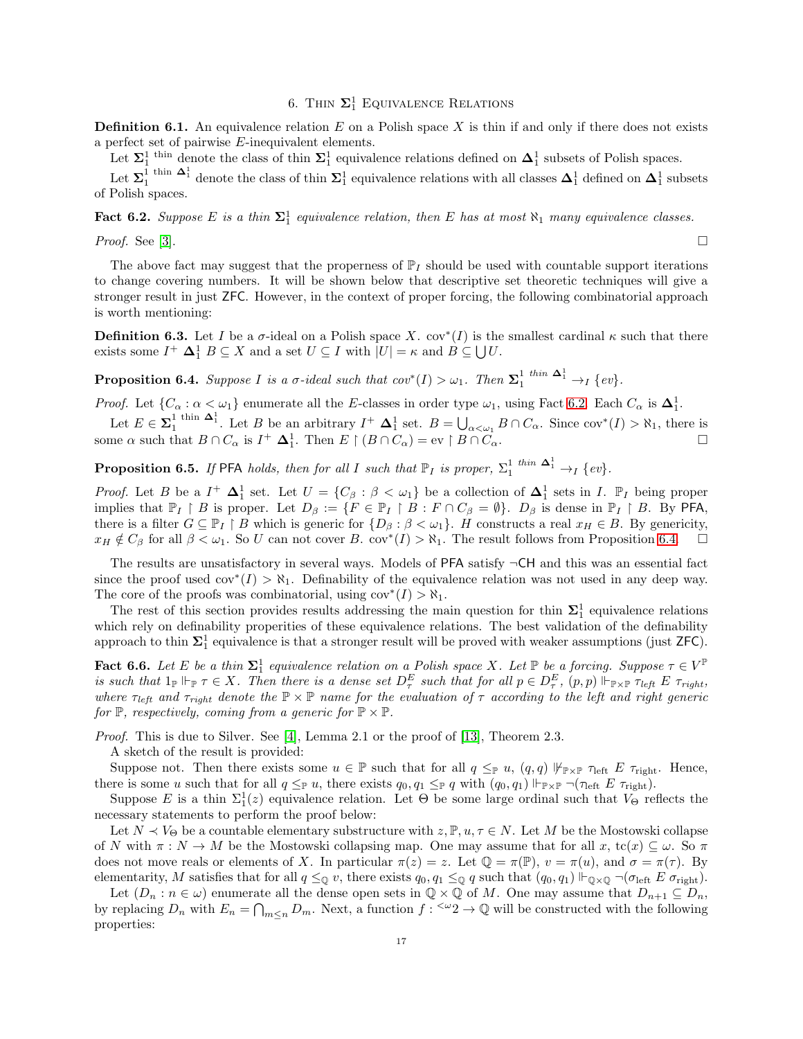# 6. Thin $\mathbf{\Sigma}_1^1$ Equivalence Relations

**Definition 6.1.** An equivalence relation $E$ on a Polish space $X$ is thin if and only if there does not exists a perfect set of pairwise $E$-inequivalent elements.

Let $\mathbf{\Sigma}_1^{1\text{ thin}}$ denote the class of thin $\mathbf{\Sigma}_1^1$ equivalence relations defined on $\mathbf{\Delta}_1^1$ subsets of Polish spaces.

Let $\mathbf{\Sigma}_1^{1\text{ thin }\mathbf{\Delta}_1^1}$ denote the class of thin $\mathbf{\Sigma}_1^1$ equivalence relations with all classes $\mathbf{\Delta}_1^1$ defined on $\mathbf{\Delta}_1^1$ subsets of Polish spaces.

**Fact 6.2.** *Suppose $E$ is a thin $\mathbf{\Sigma}_1^1$ equivalence relation, then $E$ has at most $\aleph_1$ many equivalence classes.*

*Proof.* See [3]. □

The above fact may suggest that the properness of $\mathbb{P}_I$ should be used with countable support iterations to change covering numbers. It will be shown below that descriptive set theoretic techniques will give a stronger result in just ZFC. However, in the context of proper forcing, the following combinatorial approach is worth mentioning:

**Definition 6.3.** Let $I$ be a $\sigma$-ideal on a Polish space $X$. $\text{cov}^*(I)$ is the smallest cardinal $\kappa$ such that there exists some $I^+$ $\mathbf{\Delta}_1^1$ $B \subseteq X$ and a set $U \subseteq I$ with $|U| = \kappa$ and $B \subseteq \bigcup U$.

**Proposition 6.4.** *Suppose $I$ is a $\sigma$-ideal such that $\text{cov}^*(I) > \omega_1$. Then $\mathbf{\Sigma}_1^{1\text{ thin }\mathbf{\Delta}_1^1} \rightarrow_I \{ev\}$.*

*Proof.* Let $\{C_\alpha : \alpha < \omega_1\}$ enumerate all the $E$-classes in order type $\omega_1$, using Fact 6.2. Each $C_\alpha$ is $\mathbf{\Delta}_1^1$.

Let $E \in \mathbf{\Sigma}_1^{1\text{ thin }\mathbf{\Delta}_1^1}$. Let $B$ be an arbitrary $I^+$ $\mathbf{\Delta}_1^1$ set. $B = \bigcup_{\alpha<\omega_1} B \cap C_\alpha$. Since $\text{cov}^*(I) > \aleph_1$, there is some $\alpha$ such that $B \cap C_\alpha$ is $I^+$ $\mathbf{\Delta}_1^1$. Then $E \upharpoonright (B \cap C_\alpha) = \text{ev} \upharpoonright B \cap C_\alpha$. □

**Proposition 6.5.** *If* PFA *holds, then for all $I$ such that $\mathbb{P}_I$ is proper, $\Sigma_1^{1\text{ thin }\mathbf{\Delta}_1^1} \rightarrow_I \{ev\}$.*

*Proof.* Let $B$ be a $I^+$ $\mathbf{\Delta}_1^1$ set. Let $U = \{C_\beta : \beta < \omega_1\}$ be a collection of $\mathbf{\Delta}_1^1$ sets in $I$. $\mathbb{P}_I$ being proper implies that $\mathbb{P}_I \upharpoonright B$ is proper. Let $D_\beta := \{F \in \mathbb{P}_I \upharpoonright B : F \cap C_\beta = \emptyset\}$. $D_\beta$ is dense in $\mathbb{P}_I \upharpoonright B$. By PFA, there is a filter $G \subseteq \mathbb{P}_I \upharpoonright B$ which is generic for $\{D_\beta : \beta < \omega_1\}$. $H$ constructs a real $x_H \in B$. By genericity, $x_H \notin C_\beta$ for all $\beta < \omega_1$. So $U$ can not cover $B$. $\text{cov}^*(I) > \aleph_1$. The result follows from Proposition 6.4. □

The results are unsatisfactory in several ways. Models of PFA satisfy $\neg$CH and this was an essential fact since the proof used $\text{cov}^*(I) > \aleph_1$. Definability of the equivalence relation was not used in any deep way. The core of the proofs was combinatorial, using $\text{cov}^*(I) > \aleph_1$.

The rest of this section provides results addressing the main question for thin $\mathbf{\Sigma}_1^1$ equivalence relations which rely on definability properities of these equivalence relations. The best validation of the definability approach to thin $\mathbf{\Sigma}_1^1$ equivalence is that a stronger result will be proved with weaker assumptions (just ZFC).

**Fact 6.6.** *Let $E$ be a thin $\mathbf{\Sigma}_1^1$ equivalence relation on a Polish space $X$. Let $\mathbb{P}$ be a forcing. Suppose $\tau \in V^{\mathbb{P}}$ is such that $1_{\mathbb{P}} \Vdash_{\mathbb{P}} \tau \in X$. Then there is a dense set $D_\tau^E$ such that for all $p \in D_\tau^E$, $(p,p) \Vdash_{\mathbb{P}\times\mathbb{P}} \tau_{left}\ E\ \tau_{right}$, where $\tau_{left}$ and $\tau_{right}$ denote the $\mathbb{P}\times\mathbb{P}$ name for the evaluation of $\tau$ according to the left and right generic for $\mathbb{P}$, respectively, coming from a generic for $\mathbb{P}\times\mathbb{P}$.*

*Proof.* This is due to Silver. See [4], Lemma 2.1 or the proof of [13], Theorem 2.3.

A sketch of the result is provided:

Suppose not. Then there exists some $u \in \mathbb{P}$ such that for all $q \leq_{\mathbb{P}} u$, $(q,q) \not\Vdash_{\mathbb{P}\times\mathbb{P}} \tau_{\text{left}}\ E\ \tau_{\text{right}}$. Hence, there is some $u$ such that for all $q \leq_{\mathbb{P}} u$, there exists $q_0, q_1 \leq_{\mathbb{P}} q$ with $(q_0, q_1) \Vdash_{\mathbb{P}\times\mathbb{P}} \neg(\tau_{\text{left}}\ E\ \tau_{\text{right}})$.

Suppose $E$ is a thin $\Sigma_1^1(z)$ equivalence relation. Let $\Theta$ be some large ordinal such that $V_\Theta$ reflects the necessary statements to perform the proof below:

Let $N \prec V_\Theta$ be a countable elementary substructure with $z, \mathbb{P}, u, \tau \in N$. Let $M$ be the Mostowski collapse of $N$ with $\pi : N \to M$ be the Mostowski collapsing map. One may assume that for all $x$, $\text{tc}(x) \subseteq \omega$. So $\pi$ does not move reals or elements of $X$. In particular $\pi(z) = z$. Let $\mathbb{Q} = \pi(\mathbb{P})$, $v = \pi(u)$, and $\sigma = \pi(\tau)$. By elementarity, $M$ satisfies that for all $q \leq_{\mathbb{Q}} v$, there exists $q_0, q_1 \leq_{\mathbb{Q}} q$ such that $(q_0, q_1) \Vdash_{\mathbb{Q}\times\mathbb{Q}} \neg(\sigma_{\text{left}}\ E\ \sigma_{\text{right}})$.

Let $(D_n : n \in \omega)$ enumerate all the dense open sets in $\mathbb{Q}\times\mathbb{Q}$ of $M$. One may assume that $D_{n+1} \subseteq D_n$, by replacing $D_n$ with $E_n = \bigcap_{m\leq n} D_m$. Next, a function $f : {}^{<\omega}2 \to \mathbb{Q}$ will be constructed with the following properties: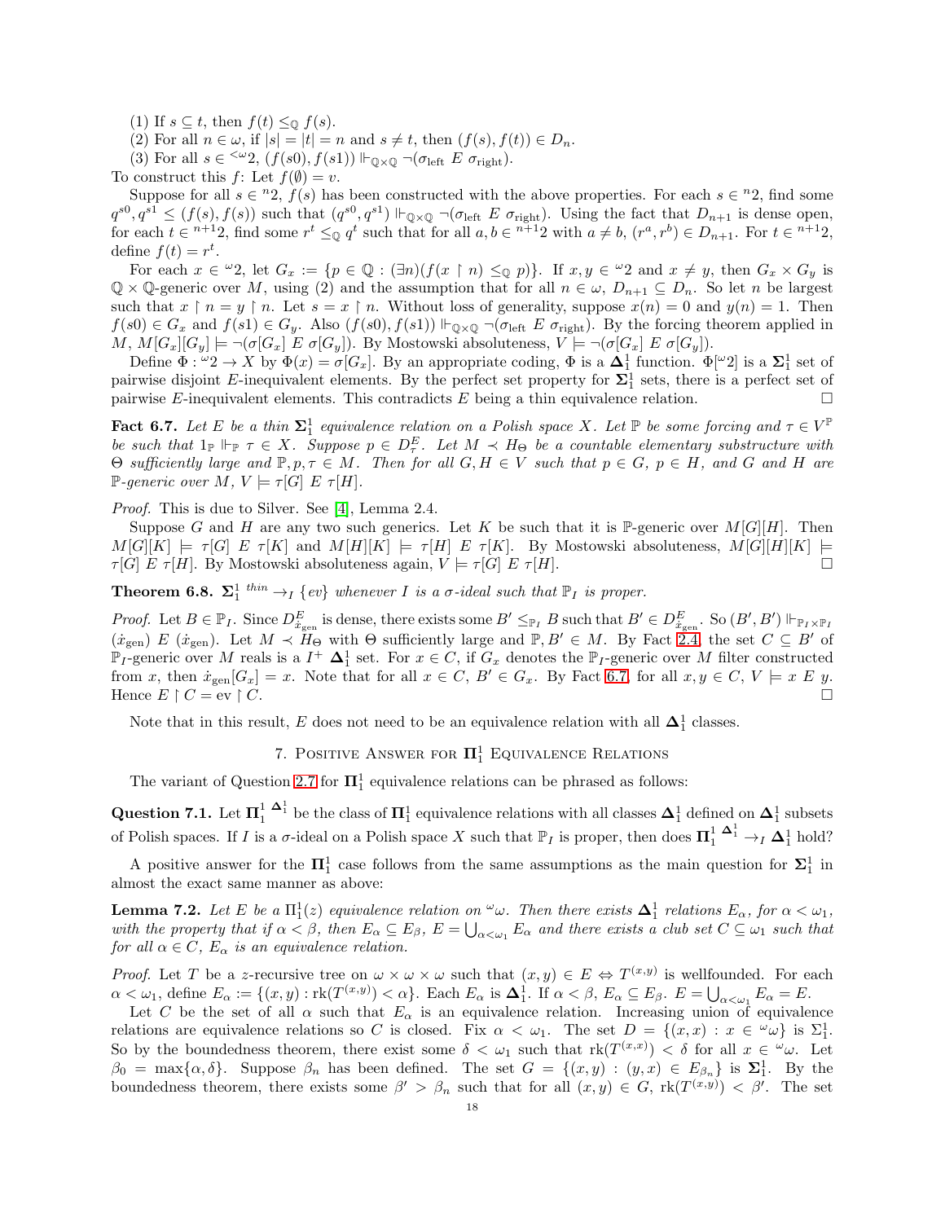(1) If $s \subseteq t$, then $f(t) \leq_{\mathbb{Q}} f(s)$.
(2) For all $n \in \omega$, if $|s| = |t| = n$ and $s \neq t$, then $(f(s), f(t)) \in D_n$.
(3) For all $s \in {}^{<\omega}2$, $(f(s0), f(s1)) \Vdash_{\mathbb{Q}\times\mathbb{Q}} \neg(\sigma_{\text{left}}\ E\ \sigma_{\text{right}})$.

To construct this $f$: Let $f(\emptyset) = v$.

Suppose for all $s \in {}^n2$, $f(s)$ has been constructed with the above properties. For each $s \in {}^n2$, find some $q^{s0}, q^{s1} \leq (f(s), f(s))$ such that $(q^{s0}, q^{s1}) \Vdash_{\mathbb{Q}\times\mathbb{Q}} \neg(\sigma_{\text{left}}\ E\ \sigma_{\text{right}})$. Using the fact that $D_{n+1}$ is dense open, for each $t \in {}^{n+1}2$, find some $r^t \leq_{\mathbb{Q}} q^t$ such that for all $a, b \in {}^{n+1}2$ with $a \neq b$, $(r^a, r^b) \in D_{n+1}$. For $t \in {}^{n+1}2$, define $f(t) = r^t$.

For each $x \in {}^\omega 2$, let $G_x := \{p \in \mathbb{Q} : (\exists n)(f(x \upharpoonright n) \leq_{\mathbb{Q}} p)\}$. If $x, y \in {}^\omega 2$ and $x \neq y$, then $G_x \times G_y$ is $\mathbb{Q}\times\mathbb{Q}$-generic over $M$, using (2) and the assumption that for all $n \in \omega$, $D_{n+1} \subseteq D_n$. So let $n$ be largest such that $x \upharpoonright n = y \upharpoonright n$. Let $s = x \upharpoonright n$. Without loss of generality, suppose $x(n) = 0$ and $y(n) = 1$. Then $f(s0) \in G_x$ and $f(s1) \in G_y$. Also $(f(s0), f(s1)) \Vdash_{\mathbb{Q}\times\mathbb{Q}} \neg(\sigma_{\text{left}}\ E\ \sigma_{\text{right}})$. By the forcing theorem applied in $M$, $M[G_x][G_y] \models \neg(\sigma[G_x]\ E\ \sigma[G_y])$. By Mostowski absoluteness, $V \models \neg(\sigma[G_x]\ E\ \sigma[G_y])$.

Define $\Phi : {}^\omega 2 \to X$ by $\Phi(x) = \sigma[G_x]$. By an appropriate coding, $\Phi$ is a $\mathbf{\Delta}^1_1$ function. $\Phi[{}^\omega 2]$ is a $\mathbf{\Sigma}^1_1$ set of pairwise disjoint $E$-inequivalent elements. By the perfect set property for $\mathbf{\Sigma}^1_1$ sets, there is a perfect set of pairwise $E$-inequivalent elements. This contradicts $E$ being a thin equivalence relation. $\square$

**Fact 6.7.** *Let $E$ be a thin $\mathbf{\Sigma}^1_1$ equivalence relation on a Polish space $X$. Let $\mathbb{P}$ be some forcing and $\tau \in V^{\mathbb{P}}$ be such that $1_{\mathbb{P}} \Vdash_{\mathbb{P}} \tau \in X$. Suppose $p \in D^E_\tau$. Let $M \prec H_\Theta$ be a countable elementary substructure with $\Theta$ sufficiently large and $\mathbb{P}, p, \tau \in M$. Then for all $G, H \in V$ such that $p \in G$, $p \in H$, and $G$ and $H$ are $\mathbb{P}$-generic over $M$, $V \models \tau[G]\ E\ \tau[H]$.*

*Proof.* This is due to Silver. See [4], Lemma 2.4.

Suppose $G$ and $H$ are any two such generics. Let $K$ be such that it is $\mathbb{P}$-generic over $M[G][H]$. Then $M[G][K] \models \tau[G]\ E\ \tau[K]$ and $M[H][K] \models \tau[H]\ E\ \tau[K]$. By Mostowski absoluteness, $M[G][H][K] \models \tau[G]\ E\ \tau[H]$. By Mostowski absoluteness again, $V \models \tau[G]\ E\ \tau[H]$. $\square$

**Theorem 6.8.** *$\mathbf{\Sigma}^1_1{}^{\text{ thin}} \to_I \{ev\}$ whenever $I$ is a $\sigma$-ideal such that $\mathbb{P}_I$ is proper.*

*Proof.* Let $B \in \mathbb{P}_I$. Since $D^E_{\dot{x}_{\text{gen}}}$ is dense, there exists some $B' \leq_{\mathbb{P}_I} B$ such that $B' \in D^E_{\dot{x}_{\text{gen}}}$. So $(B', B') \Vdash_{\mathbb{P}_I\times\mathbb{P}_I} (\dot{x}_{\text{gen}})\ E\ (\dot{x}_{\text{gen}})$. Let $M \prec H_\Theta$ with $\Theta$ sufficiently large and $\mathbb{P}, B' \in M$. By Fact 2.4, the set $C \subseteq B'$ of $\mathbb{P}_I$-generic over $M$ reals is a $I^+$ $\mathbf{\Delta}^1_1$ set. For $x \in C$, if $G_x$ denotes the $\mathbb{P}_I$-generic over $M$ filter constructed from $x$, then $\dot{x}_{\text{gen}}[G_x] = x$. Note that for all $x \in C$, $B' \in G_x$. By Fact 6.7, for all $x, y \in C$, $V \models x\ E\ y$. Hence $E \upharpoonright C = \text{ev} \upharpoonright C$. $\square$

Note that in this result, $E$ does not need to be an equivalence relation with all $\mathbf{\Delta}^1_1$ classes.

## 7. Positive Answer for $\mathbf{\Pi}^1_1$ Equivalence Relations

The variant of Question 2.7 for $\mathbf{\Pi}^1_1$ equivalence relations can be phrased as follows:

**Question 7.1.** Let $\mathbf{\Pi}^1_1{}^{\mathbf{\Delta}^1_1}$ be the class of $\mathbf{\Pi}^1_1$ equivalence relations with all classes $\mathbf{\Delta}^1_1$ defined on $\mathbf{\Delta}^1_1$ subsets of Polish spaces. If $I$ is a $\sigma$-ideal on a Polish space $X$ such that $\mathbb{P}_I$ is proper, then does $\mathbf{\Pi}^1_1{}^{\mathbf{\Delta}^1_1} \to_I \mathbf{\Delta}^1_1$ hold?

A positive answer for the $\mathbf{\Pi}^1_1$ case follows from the same assumptions as the main question for $\mathbf{\Sigma}^1_1$ in almost the exact same manner as above:

**Lemma 7.2.** *Let $E$ be a $\Pi^1_1(z)$ equivalence relation on ${}^\omega\omega$. Then there exists $\mathbf{\Delta}^1_1$ relations $E_\alpha$, for $\alpha < \omega_1$, with the property that if $\alpha < \beta$, then $E_\alpha \subseteq E_\beta$, $E = \bigcup_{\alpha<\omega_1} E_\alpha$ and there exists a club set $C \subseteq \omega_1$ such that for all $\alpha \in C$, $E_\alpha$ is an equivalence relation.*

*Proof.* Let $T$ be a $z$-recursive tree on $\omega \times \omega \times \omega$ such that $(x, y) \in E \Leftrightarrow T^{(x,y)}$ is wellfounded. For each $\alpha < \omega_1$, define $E_\alpha := \{(x, y) : \text{rk}(T^{(x,y)}) < \alpha\}$. Each $E_\alpha$ is $\mathbf{\Delta}^1_1$. If $\alpha < \beta$, $E_\alpha \subseteq E_\beta$. $E = \bigcup_{\alpha<\omega_1} E_\alpha = E$.

Let $C$ be the set of all $\alpha$ such that $E_\alpha$ is an equivalence relation. Increasing union of equivalence relations are equivalence relations so $C$ is closed. Fix $\alpha < \omega_1$. The set $D = \{(x, x) : x \in {}^\omega\omega\}$ is $\Sigma^1_1$. So by the boundedness theorem, there exist some $\delta < \omega_1$ such that $\text{rk}(T^{(x,x)}) < \delta$ for all $x \in {}^\omega\omega$. Let $\beta_0 = \max\{\alpha, \delta\}$. Suppose $\beta_n$ has been defined. The set $G = \{(x, y) : (y, x) \in E_{\beta_n}\}$ is $\mathbf{\Sigma}^1_1$. By the boundedness theorem, there exists some $\beta' > \beta_n$ such that for all $(x, y) \in G$, $\text{rk}(T^{(x,y)}) < \beta'$. The set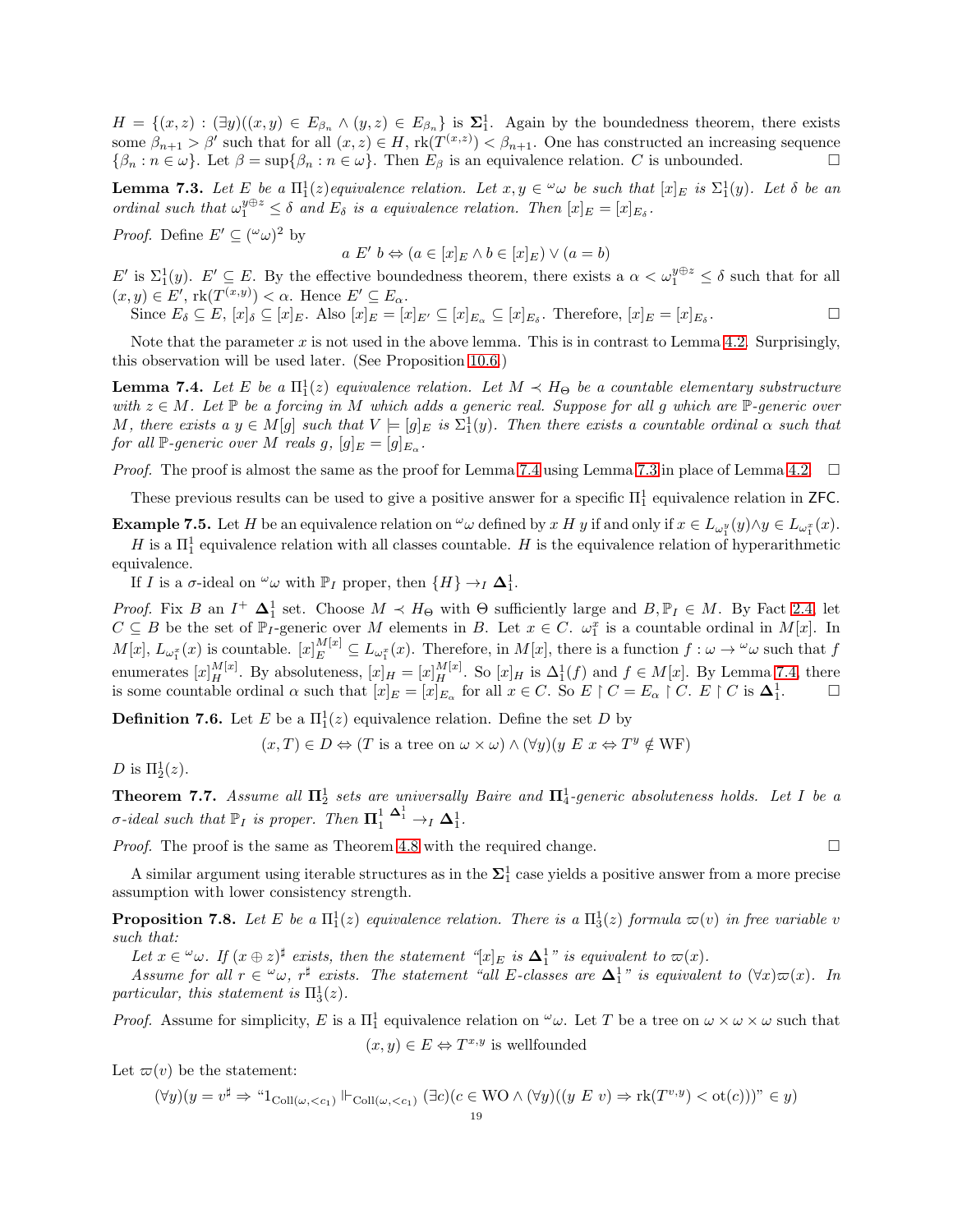$H = \{(x,z) : (\exists y)((x,y) \in E_{\beta_n} \wedge (y,z) \in E_{\beta_n}\}$ is $\boldsymbol{\Sigma}_1^1$. Again by the boundedness theorem, there exists some $\beta_{n+1} > \beta'$ such that for all $(x,z) \in H$, $\text{rk}(T^{(x,z)}) < \beta_{n+1}$. One has constructed an increasing sequence $\{\beta_n : n \in \omega\}$. Let $\beta = \sup\{\beta_n : n \in \omega\}$. Then $E_\beta$ is an equivalence relation. $C$ is unbounded. □

**Lemma 7.3.** *Let $E$ be a $\Pi_1^1(z)$equivalence relation. Let $x, y \in {}^\omega\omega$ be such that $[x]_E$ is $\Sigma_1^1(y)$. Let $\delta$ be an ordinal such that $\omega_1^{y \oplus z} \leq \delta$ and $E_\delta$ is an equivalence relation. Then $[x]_E = [x]_{E_\delta}$.*

*Proof.* Define $E' \subseteq ({}^\omega\omega)^2$ by

$$a \; E' \; b \Leftrightarrow (a \in [x]_E \wedge b \in [x]_E) \vee (a = b)$$

$E'$ is $\Sigma_1^1(y)$. $E' \subseteq E$. By the effective boundedness theorem, there exists a $\alpha < \omega_1^{y\oplus z} \leq \delta$ such that for all $(x,y) \in E'$, $\text{rk}(T^{(x,y)}) < \alpha$. Hence $E' \subseteq E_\alpha$.

Since $E_\delta \subseteq E$, $[x]_\delta \subseteq [x]_E$. Also $[x]_E = [x]_{E'} \subseteq [x]_{E_\alpha} \subseteq [x]_{E_\delta}$. Therefore, $[x]_E = [x]_{E_\delta}$. □

Note that the parameter $x$ is not used in the above lemma. This is in contrast to Lemma 4.2. Surprisingly, this observation will be used later. (See Proposition 10.6.)

**Lemma 7.4.** *Let $E$ be a $\Pi_1^1(z)$ equivalence relation. Let $M \prec H_\Theta$ be a countable elementary substructure with $z \in M$. Let $\mathbb{P}$ be a forcing in $M$ which adds a generic real. Suppose for all $g$ which are $\mathbb{P}$-generic over $M$, there exists a $y \in M[g]$ such that $V \models [g]_E$ is $\Sigma_1^1(y)$. Then there exists a countable ordinal $\alpha$ such that for all $\mathbb{P}$-generic over $M$ reals $g$, $[g]_E = [g]_{E_\alpha}$.*

*Proof.* The proof is almost the same as the proof for Lemma 7.4 using Lemma 7.3 in place of Lemma 4.2. □

These previous results can be used to give a positive answer for a specific $\Pi_1^1$ equivalence relation in $\mathsf{ZFC}$.

**Example 7.5.** Let $H$ be an equivalence relation on ${}^\omega\omega$ defined by $x \; H \; y$ if and only if $x \in L_{\omega_1^y}(y) \wedge y \in L_{\omega_1^x}(x)$.

$H$ is a $\Pi_1^1$ equivalence relation with all classes countable. $H$ is the equivalence relation of hyperarithmetic equivalence.

If $I$ is a $\sigma$-ideal on ${}^\omega\omega$ with $\mathbb{P}_I$ proper, then $\{H\} \to_I \boldsymbol{\Delta}_1^1$.

*Proof.* Fix $B$ an $I^+$ $\boldsymbol{\Delta}_1^1$ set. Choose $M \prec H_\Theta$ with $\Theta$ sufficiently large and $B, \mathbb{P}_I \in M$. By Fact 2.4, let $C \subseteq B$ be the set of $\mathbb{P}_I$-generic over $M$ elements in $B$. Let $x \in C$. $\omega_1^x$ is a countable ordinal in $M[x]$. In $M[x]$, $L_{\omega_1^x}(x)$ is countable. $[x]_E^{M[x]} \subseteq L_{\omega_1^x}(x)$. Therefore, in $M[x]$, there is a function $f : \omega \to {}^\omega\omega$ such that $f$ enumerates $[x]_H^{M[x]}$. By absoluteness, $[x]_H = [x]_H^{M[x]}$. So $[x]_H$ is $\Delta_1^1(f)$ and $f \in M[x]$. By Lemma 7.4, there is some countable ordinal $\alpha$ such that $[x]_E = [x]_{E_\alpha}$ for all $x \in C$. So $E \upharpoonright C = E_\alpha \upharpoonright C$. $E \upharpoonright C$ is $\boldsymbol{\Delta}_1^1$. □

**Definition 7.6.** Let $E$ be a $\Pi_1^1(z)$ equivalence relation. Define the set $D$ by

$$(x, T) \in D \Leftrightarrow (T \text{ is a tree on } \omega \times \omega) \wedge (\forall y)(y \; E \; x \Leftrightarrow T^y \notin \text{WF})$$

$D$ is $\Pi_2^1(z)$.

**Theorem 7.7.** *Assume all $\boldsymbol{\Pi}_2^1$ sets are universally Baire and $\boldsymbol{\Pi}_4^1$-generic absoluteness holds. Let $I$ be a $\sigma$-ideal such that $\mathbb{P}_I$ is proper. Then ${\boldsymbol{\Pi}_1^1}^{\boldsymbol{\Delta}_1^1} \to_I \boldsymbol{\Delta}_1^1$.*

*Proof.* The proof is the same as Theorem 4.8 with the required change. □

A similar argument using iterable structures as in the $\boldsymbol{\Sigma}_1^1$ case yields a positive answer from a more precise assumption with lower consistency strength.

**Proposition 7.8.** *Let $E$ be a $\Pi_1^1(z)$ equivalence relation. There is a $\Pi_3^1(z)$ formula $\varpi(v)$ in free variable $v$ such that:*

*Let $x \in {}^\omega\omega$. If $(x \oplus z)^\sharp$ exists, then the statement "$[x]_E$ is $\boldsymbol{\Delta}_1^1$" is equivalent to $\varpi(x)$.*

*Assume for all $r \in {}^\omega\omega$, $r^\sharp$ exists. The statement "all $E$-classes are $\boldsymbol{\Delta}_1^1$" is equivalent to $(\forall x)\varpi(x)$. In particular, this statement is $\Pi_3^1(z)$.*

*Proof.* Assume for simplicity, $E$ is a $\Pi_1^1$ equivalence relation on ${}^\omega\omega$. Let $T$ be a tree on $\omega \times \omega \times \omega$ such that

$$(x, y) \in E \Leftrightarrow T^{x,y} \text{ is wellfounded}$$

Let $\varpi(v)$ be the statement:

$$(\forall y)(y = v^\sharp \Rightarrow \text{“}1_{\text{Coll}(\omega,<c_1)} \Vdash_{\text{Coll}(\omega,<c_1)} (\exists c)(c \in \text{WO} \wedge (\forall y)((y \; E \; v) \Rightarrow \text{rk}(T^{v,y}) < \text{ot}(c)))\text{”} \in y)$$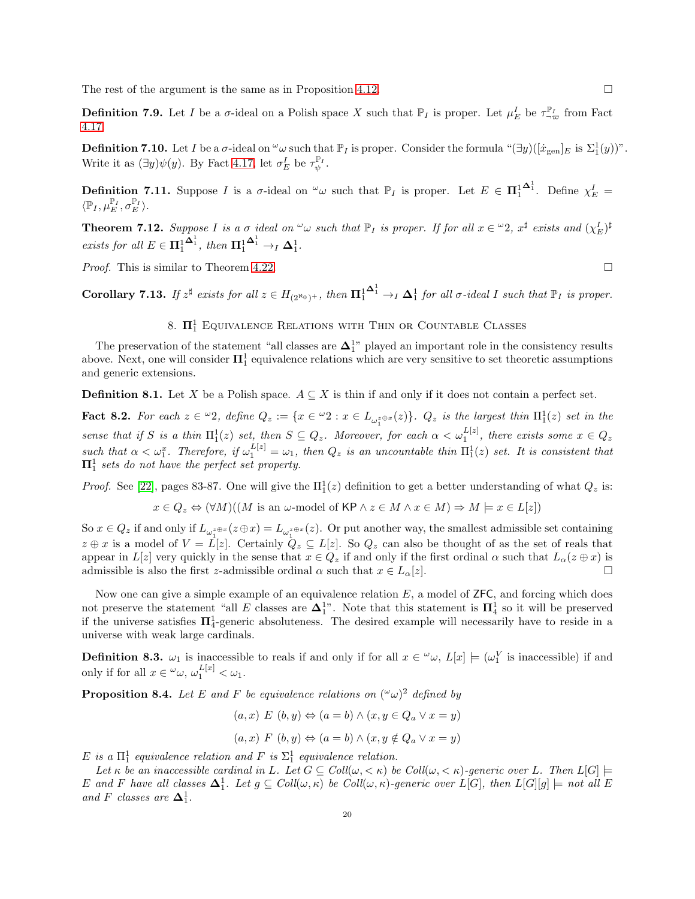The rest of the argument is the same as in Proposition 4.12. $\square$

**Definition 7.9.** Let $I$ be a $\sigma$-ideal on a Polish space $X$ such that $\mathbb{P}_I$ is proper. Let $\mu_E^I$ be $\tau_{\neg\varpi}^{\mathbb{P}_I}$ from Fact 4.17.

**Definition 7.10.** Let $I$ be a $\sigma$-ideal on ${}^\omega\omega$ such that $\mathbb{P}_I$ is proper. Consider the formula "$(\exists y)([\dot{x}_{\text{gen}}]_E$ is $\Sigma_1^1(y))$". Write it as $(\exists y)\psi(y)$. By Fact 4.17, let $\sigma_E^I$ be $\tau_\psi^{\mathbb{P}_I}$.

**Definition 7.11.** Suppose $I$ is a $\sigma$-ideal on ${}^\omega\omega$ such that $\mathbb{P}_I$ is proper. Let $E \in \mathbf{\Pi}_1^{1\mathbf{\Delta}_1^1}$. Define $\chi_E^I = \langle \mathbb{P}_I, \mu_E^{\mathbb{P}_I}, \sigma_E^{\mathbb{P}_I}\rangle$.

**Theorem 7.12.** *Suppose $I$ is a $\sigma$ ideal on ${}^\omega\omega$ such that $\mathbb{P}_I$ is proper. If for all $x \in {}^\omega 2$, $x^\sharp$ exists and $(\chi_E^I)^\sharp$ exists for all $E \in \mathbf{\Pi}_1^{1\mathbf{\Delta}_1^1}$, then $\mathbf{\Pi}_1^{1\mathbf{\Delta}_1^1} \rightarrow_I \mathbf{\Delta}_1^1$.*

*Proof.* This is similar to Theorem 4.22. $\square$

**Corollary 7.13.** *If $z^\sharp$ exists for all $z \in H_{(2^{\aleph_0})^+}$, then $\mathbf{\Pi}_1^{1\mathbf{\Delta}_1^1} \rightarrow_I \mathbf{\Delta}_1^1$ for all $\sigma$-ideal $I$ such that $\mathbb{P}_I$ is proper.*

## 8. $\mathbf{\Pi}_1^1$ Equivalence Relations with Thin or Countable Classes

The preservation of the statement "all classes are $\mathbf{\Delta}_1^1$" played an important role in the consistency results above. Next, one will consider $\mathbf{\Pi}_1^1$ equivalence relations which are very sensitive to set theoretic assumptions and generic extensions.

**Definition 8.1.** Let $X$ be a Polish space. $A \subseteq X$ is thin if and only if it does not contain a perfect set.

**Fact 8.2.** *For each $z \in {}^\omega 2$, define $Q_z := \{x \in {}^\omega 2 : x \in L_{\omega_1^{z\oplus x}}(z)\}$. $Q_z$ is the largest thin $\Pi_1^1(z)$ set in the sense that if $S$ is a thin $\Pi_1^1(z)$ set, then $S \subseteq Q_z$. Moreover, for each $\alpha < \omega_1^{L[z]}$, there exists some $x \in Q_z$ such that $\alpha < \omega_1^x$. Therefore, if $\omega_1^{L[z]} = \omega_1$, then $Q_z$ is an uncountable thin $\Pi_1^1(z)$ set. It is consistent that $\mathbf{\Pi}_1^1$ sets do not have the perfect set property.*

*Proof.* See [22], pages 83-87. One will give the $\Pi_1^1(z)$ definition to get a better understanding of what $Q_z$ is:

$$x \in Q_z \Leftrightarrow (\forall M)((M \text{ is an } \omega\text{-model of } \mathsf{KP} \wedge z \in M \wedge x \in M) \Rightarrow M \models x \in L[z])$$

So $x \in Q_z$ if and only if $L_{\omega_1^{z\oplus x}}(z \oplus x) = L_{\omega_1^{z\oplus x}}(z)$. Or put another way, the smallest admissible set containing $z \oplus x$ is a model of $V = L[z]$. Certainly $Q_z \subseteq L[z]$. So $Q_z$ can also be thought of as the set of reals that appear in $L[z]$ very quickly in the sense that $x \in Q_z$ if and only if the first ordinal $\alpha$ such that $L_\alpha(z \oplus x)$ is admissible is also the first $z$-admissible ordinal $\alpha$ such that $x \in L_\alpha[z]$. $\square$

Now one can give a simple example of an equivalence relation $E$, a model of $\mathsf{ZFC}$, and forcing which does not preserve the statement "all $E$ classes are $\mathbf{\Delta}_1^1$". Note that this statement is $\mathbf{\Pi}_4^1$ so it will be preserved if the universe satisfies $\mathbf{\Pi}_4^1$-generic absoluteness. The desired example will necessarily have to reside in a universe with weak large cardinals.

**Definition 8.3.** $\omega_1$ is inaccessible to reals if and only if for all $x \in {}^\omega\omega$, $L[x] \models (\omega_1^V$ is inaccessible) if and only if for all $x \in {}^\omega\omega$, $\omega_1^{L[x]} < \omega_1$.

**Proposition 8.4.** *Let $E$ and $F$ be equivalence relations on $({}^\omega\omega)^2$ defined by*

$$(a, x)\ E\ (b, y) \Leftrightarrow (a = b) \wedge (x, y \in Q_a \vee x = y)$$

$$(a, x)\ F\ (b, y) \Leftrightarrow (a = b) \wedge (x, y \notin Q_a \vee x = y)$$

*$E$ is a $\Pi_1^1$ equivalence relation and $F$ is $\Sigma_1^1$ equivalence relation.*

*Let $\kappa$ be an inaccessible cardinal in $L$. Let $G \subseteq Coll(\omega, <\kappa)$ be $Coll(\omega, <\kappa)$-generic over $L$. Then $L[G] \models E$ and $F$ have all classes $\mathbf{\Delta}_1^1$. Let $g \subseteq Coll(\omega, \kappa)$ be $Coll(\omega, \kappa)$-generic over $L[G]$, then $L[G][g] \models$ not all $E$ and $F$ classes are $\mathbf{\Delta}_1^1$.*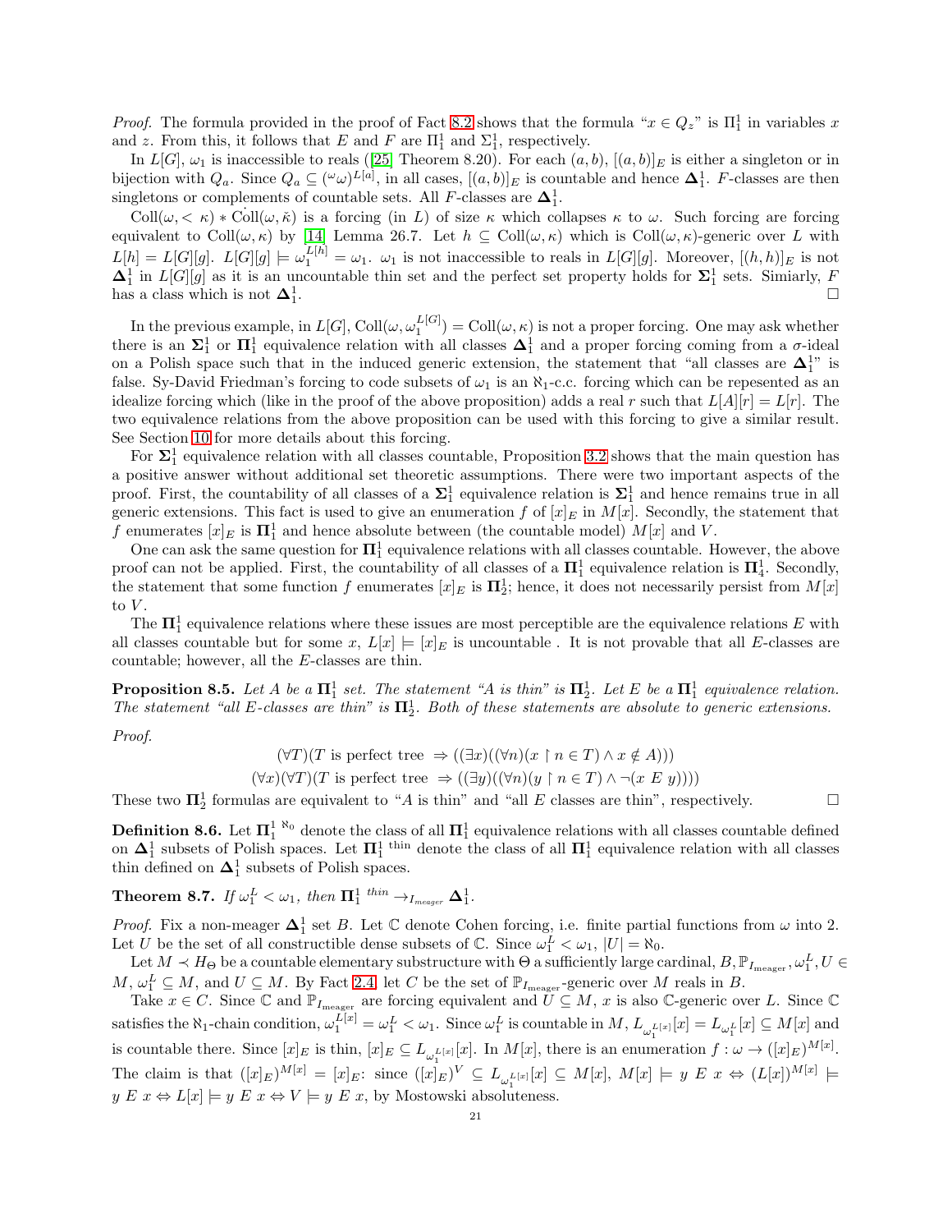*Proof.* The formula provided in the proof of Fact 8.2 shows that the formula "$x \in Q_z$" is $\Pi^1_1$ in variables $x$ and $z$. From this, it follows that $E$ and $F$ are $\Pi^1_1$ and $\Sigma^1_1$, respectively.

In $L[G]$, $\omega_1$ is inaccessible to reals ([25] Theorem 8.20). For each $(a,b)$, $[(a,b)]_E$ is either a singleton or in bijection with $Q_a$. Since $Q_a \subseteq ({}^\omega\omega)^{L[a]}$, in all cases, $[(a,b)]_E$ is countable and hence $\mathbf{\Delta}^1_1$. $F$-classes are then singletons or complements of countable sets. All $F$-classes are $\mathbf{\Delta}^1_1$.

$\text{Coll}(\omega, <\kappa) * \dot{\text{Coll}}(\omega, \check{\kappa})$ is a forcing (in $L$) of size $\kappa$ which collapses $\kappa$ to $\omega$. Such forcing are forcing equivalent to $\text{Coll}(\omega,\kappa)$ by [14] Lemma 26.7. Let $h \subseteq \text{Coll}(\omega,\kappa)$ which is $\text{Coll}(\omega,\kappa)$-generic over $L$ with $L[h] = L[G][g]$. $L[G][g] \models \omega_1^{L[h]} = \omega_1$. $\omega_1$ is not inaccessible to reals in $L[G][g]$. Moreover, $[(h,h)]_E$ is not $\mathbf{\Delta}^1_1$ in $L[G][g]$ as it is an uncountable thin set and the perfect set property holds for $\mathbf{\Sigma}^1_1$ sets. Simiarly, $F$ has a class which is not $\mathbf{\Delta}^1_1$. $\square$

In the previous example, in $L[G]$, $\text{Coll}(\omega, \omega_1^{L[G]}) = \text{Coll}(\omega,\kappa)$ is not a proper forcing. One may ask whether there is an $\mathbf{\Sigma}^1_1$ or $\mathbf{\Pi}^1_1$ equivalence relation with all classes $\mathbf{\Delta}^1_1$ and a proper forcing coming from a $\sigma$-ideal on a Polish space such that in the induced generic extension, the statement that "all classes are $\mathbf{\Delta}^1_1$" is false. Sy-David Friedman's forcing to code subsets of $\omega_1$ is an $\aleph_1$-c.c. forcing which can be repesented as an idealize forcing which (like in the proof of the above proposition) adds a real $r$ such that $L[A][r] = L[r]$. The two equivalence relations from the above proposition can be used with this forcing to give a similar result. See Section 10 for more details about this forcing.

For $\mathbf{\Sigma}^1_1$ equivalence relation with all classes countable, Proposition 3.2 shows that the main question has a positive answer without additional set theoretic assumptions. There were two important aspects of the proof. First, the countability of all classes of a $\mathbf{\Sigma}^1_1$ equivalence relation is $\mathbf{\Sigma}^1_1$ and hence remains true in all generic extensions. This fact is used to give an enumeration $f$ of $[x]_E$ in $M[x]$. Secondly, the statement that $f$ enumerates $[x]_E$ is $\mathbf{\Pi}^1_1$ and hence absolute between (the countable model) $M[x]$ and $V$.

One can ask the same question for $\mathbf{\Pi}^1_1$ equivalence relations with all classes countable. However, the above proof can not be applied. First, the countability of all classes of a $\mathbf{\Pi}^1_1$ equivalence relation is $\mathbf{\Pi}^1_4$. Secondly, the statement that some function $f$ enumerates $[x]_E$ is $\mathbf{\Pi}^1_2$; hence, it does not necessarily persist from $M[x]$ to $V$.

The $\mathbf{\Pi}^1_1$ equivalence relations where these issues are most perceptible are the equivalence relations $E$ with all classes countable but for some $x$, $L[x] \models [x]_E$ is uncountable . It is not provable that all $E$-classes are countable; however, all the $E$-classes are thin.

**Proposition 8.5.** *Let $A$ be a $\mathbf{\Pi}^1_1$ set. The statement "$A$ is thin" is $\mathbf{\Pi}^1_2$. Let $E$ be a $\mathbf{\Pi}^1_1$ equivalence relation. The statement "all $E$-classes are thin" is $\mathbf{\Pi}^1_2$. Both of these statements are absolute to generic extensions.*

*Proof.*

$$(\forall T)(T \text{ is perfect tree } \Rightarrow ((\exists x)((\forall n)(x \restriction n \in T) \wedge x \notin A)))$$
$$(\forall x)(\forall T)(T \text{ is perfect tree } \Rightarrow ((\exists y)((\forall n)(y \restriction n \in T) \wedge \neg(x \; E \; y))))$$

These two $\mathbf{\Pi}^1_2$ formulas are equivalent to "$A$ is thin" and "all $E$ classes are thin", respectively. $\square$

**Definition 8.6.** Let ${\mathbf{\Pi}^1_1}^{\aleph_0}$ denote the class of all $\mathbf{\Pi}^1_1$ equivalence relations with all classes countable defined on $\mathbf{\Delta}^1_1$ subsets of Polish spaces. Let ${\mathbf{\Pi}^1_1}^{\text{thin}}$ denote the class of all $\mathbf{\Pi}^1_1$ equivalence relation with all classes thin defined on $\mathbf{\Delta}^1_1$ subsets of Polish spaces.

**Theorem 8.7.** *If $\omega_1^L < \omega_1$, then ${\mathbf{\Pi}^1_1}^{\text{thin}} \rightarrow_{I_{\text{meager}}} \mathbf{\Delta}^1_1$.*

*Proof.* Fix a non-meager $\mathbf{\Delta}^1_1$ set $B$. Let $\mathbb{C}$ denote Cohen forcing, i.e. finite partial functions from $\omega$ into 2. Let $U$ be the set of all constructible dense subsets of $\mathbb{C}$. Since $\omega_1^L < \omega_1$, $|U| = \aleph_0$.

Let $M \prec H_\Theta$ be a countable elementary substructure with $\Theta$ a sufficiently large cardinal, $B, \mathbb{P}_{I_{\text{meager}}}, \omega_1^L, U \in M$, $\omega_1^L \subseteq M$, and $U \subseteq M$. By Fact 2.4, let $C$ be the set of $\mathbb{P}_{I_{\text{meager}}}$-generic over $M$ reals in $B$.

Take $x \in C$. Since $\mathbb{C}$ and $\mathbb{P}_{I_{\text{meager}}}$ are forcing equivalent and $U \subseteq M$, $x$ is also $\mathbb{C}$-generic over $L$. Since $\mathbb{C}$ satisfies the $\aleph_1$-chain condition, $\omega_1^{L[x]} = \omega_1^L < \omega_1$. Since $\omega_1^L$ is countable in $M$, $L_{\omega_1^{L[x]}}[x] = L_{\omega_1^L}[x] \subseteq M[x]$ and is countable there. Since $[x]_E$ is thin, $[x]_E \subseteq L_{\omega_1^{L[x]}}[x]$. In $M[x]$, there is an enumeration $f : \omega \to ([x]_E)^{M[x]}$. The claim is that $([x]_E)^{M[x]} = [x]_E$: since $([x]_E)^V \subseteq L_{\omega_1^{L[x]}}[x] \subseteq M[x]$, $M[x] \models y \; E \; x \Leftrightarrow (L[x])^{M[x]} \models y \; E \; x \Leftrightarrow L[x] \models y \; E \; x \Leftrightarrow V \models y \; E \; x$, by Mostowski absoluteness.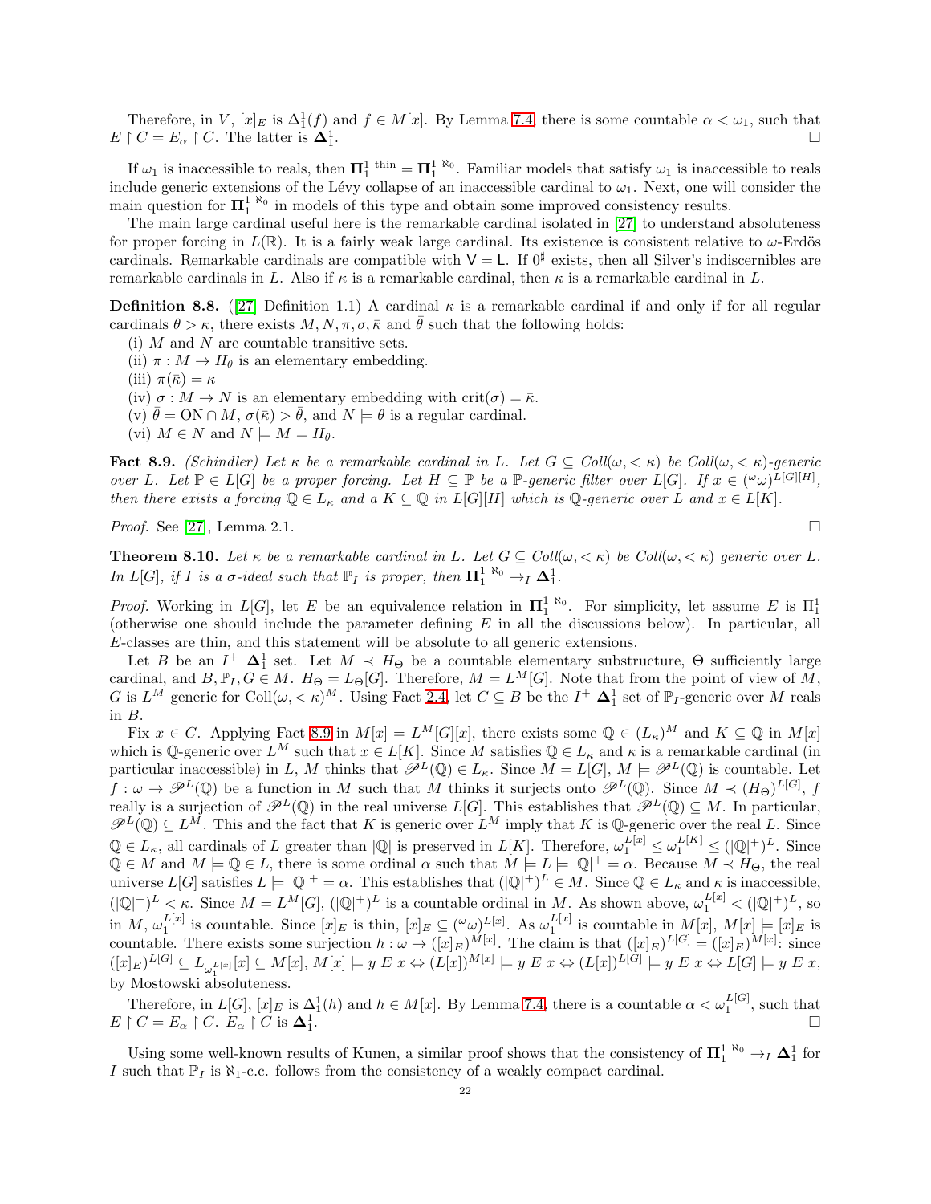Therefore, in $V$, $[x]_E$ is $\Delta^1_1(f)$ and $f \in M[x]$. By Lemma 7.4, there is some countable $\alpha < \omega_1$, such that $E \upharpoonright C = E_\alpha \upharpoonright C$. The latter is $\mathbf{\Delta}^1_1$. ☐

If $\omega_1$ is inaccessible to reals, then $\mathbf{\Pi}^{1\ \text{thin}}_1 = \mathbf{\Pi}^{1\ \aleph_0}_1$. Familiar models that satisfy $\omega_1$ is inaccessible to reals include generic extensions of the Lévy collapse of an inaccessible cardinal to $\omega_1$. Next, one will consider the main question for $\mathbf{\Pi}^{1\ \aleph_0}_1$ in models of this type and obtain some improved consistency results.

The main large cardinal useful here is the remarkable cardinal isolated in [27] to understand absoluteness for proper forcing in $L(\mathbb{R})$. It is a fairly weak large cardinal. Its existence is consistent relative to $\omega$-Erdös cardinals. Remarkable cardinals are compatible with $\mathsf{V} = \mathsf{L}$. If $0^\sharp$ exists, then all Silver's indiscernibles are remarkable cardinals in $L$. Also if $\kappa$ is a remarkable cardinal, then $\kappa$ is a remarkable cardinal in $L$.

**Definition 8.8.** ([27] Definition 1.1) A cardinal $\kappa$ is a remarkable cardinal if and only if for all regular cardinals $\theta > \kappa$, there exists $M, N, \pi, \sigma, \bar{\kappa}$ and $\bar{\theta}$ such that the following holds:
(i) $M$ and $N$ are countable transitive sets.
(ii) $\pi : M \to H_\theta$ is an elementary embedding.
(iii) $\pi(\bar{\kappa}) = \kappa$
(iv) $\sigma : M \to N$ is an elementary embedding with $\text{crit}(\sigma) = \bar{\kappa}$.
(v) $\bar{\theta} = \text{ON} \cap M$, $\sigma(\bar{\kappa}) > \bar{\theta}$, and $N \models \theta$ is a regular cardinal.
(vi) $M \in N$ and $N \models M = H_\theta$.

**Fact 8.9.** *(Schindler) Let $\kappa$ be a remarkable cardinal in $L$. Let $G \subseteq Coll(\omega, <\kappa)$ be $Coll(\omega, <\kappa)$-generic over $L$. Let $\mathbb{P} \in L[G]$ be a proper forcing. Let $H \subseteq \mathbb{P}$ be a $\mathbb{P}$-generic filter over $L[G]$. If $x \in ({}^\omega\omega)^{L[G][H]}$, then there exists a forcing $\mathbb{Q} \in L_\kappa$ and a $K \subseteq \mathbb{Q}$ in $L[G][H]$ which is $\mathbb{Q}$-generic over $L$ and $x \in L[K]$.*

*Proof.* See [27], Lemma 2.1. ☐

**Theorem 8.10.** *Let $\kappa$ be a remarkable cardinal in $L$. Let $G \subseteq Coll(\omega, <\kappa)$ be $Coll(\omega, <\kappa)$ generic over $L$. In $L[G]$, if $I$ is a $\sigma$-ideal such that $\mathbb{P}_I$ is proper, then $\mathbf{\Pi}^{1\ \aleph_0}_1 \to_I \mathbf{\Delta}^1_1$.*

*Proof.* Working in $L[G]$, let $E$ be an equivalence relation in $\mathbf{\Pi}^{1\ \aleph_0}_1$. For simplicity, let assume $E$ is $\Pi^1_1$ (otherwise one should include the parameter defining $E$ in all the discussions below). In particular, all $E$-classes are thin, and this statement will be absolute to all generic extensions.

Let $B$ be an $I^+$ $\mathbf{\Delta}^1_1$ set. Let $M \prec H_\Theta$ be a countable elementary substructure, $\Theta$ sufficiently large cardinal, and $B, \mathbb{P}_I, G \in M$. $H_\Theta = L_\Theta[G]$. Therefore, $M = L^M[G]$. Note that from the point of view of $M$, $G$ is $L^M$ generic for $\text{Coll}(\omega, <\kappa)^M$. Using Fact 2.4, let $C \subseteq B$ be the $I^+$ $\mathbf{\Delta}^1_1$ set of $\mathbb{P}_I$-generic over $M$ reals in $B$.

Fix $x \in C$. Applying Fact 8.9 in $M[x] = L^M[G][x]$, there exists some $\mathbb{Q} \in (L_\kappa)^M$ and $K \subseteq \mathbb{Q}$ in $M[x]$ which is $\mathbb{Q}$-generic over $L^M$ such that $x \in L[K]$. Since $M$ satisfies $\mathbb{Q} \in L_\kappa$ and $\kappa$ is a remarkable cardinal (in particular inaccessible) in $L$, $M$ thinks that $\mathscr{P}^L(\mathbb{Q}) \in L_\kappa$. Since $M = L[G]$, $M \models \mathscr{P}^L(\mathbb{Q})$ is countable. Let $f : \omega \to \mathscr{P}^L(\mathbb{Q})$ be a function in $M$ such that $M$ thinks it surjects onto $\mathscr{P}^L(\mathbb{Q})$. Since $M \prec (H_\Theta)^{L[G]}$, $f$ really is a surjection of $\mathscr{P}^L(\mathbb{Q})$ in the real universe $L[G]$. This establishes that $\mathscr{P}^L(\mathbb{Q}) \subseteq M$. In particular, $\mathscr{P}^L(\mathbb{Q}) \subseteq L^M$. This and the fact that $K$ is generic over $L^M$ imply that $K$ is $\mathbb{Q}$-generic over the real $L$. Since $\mathbb{Q} \in L_\kappa$, all cardinals of $L$ greater than $|\mathbb{Q}|$ is preserved in $L[K]$. Therefore, $\omega_1^{L[x]} \leq \omega_1^{L[K]} \leq (|\mathbb{Q}|^+)^L$. Since $\mathbb{Q} \in M$ and $M \models \mathbb{Q} \in L$, there is some ordinal $\alpha$ such that $M \models L \models |\mathbb{Q}|^+ = \alpha$. Because $M \prec H_\Theta$, the real universe $L[G]$ satisfies $L \models |\mathbb{Q}|^+ = \alpha$. This establishes that $(|\mathbb{Q}|^+)^L \in M$. Since $\mathbb{Q} \in L_\kappa$ and $\kappa$ is inaccessible, $(|\mathbb{Q}|^+)^L < \kappa$. Since $M = L^M[G]$, $(|\mathbb{Q}|^+)^L$ is a countable ordinal in $M$. As shown above, $\omega_1^{L[x]} < (|\mathbb{Q}|^+)^L$, so in $M$, $\omega_1^{L[x]}$ is countable. Since $[x]_E$ is thin, $[x]_E \subseteq ({}^\omega\omega)^{L[x]}$. As $\omega_1^{L[x]}$ is countable in $M[x]$, $M[x] \models [x]_E$ is countable. There exists some surjection $h : \omega \to ([x]_E)^{M[x]}$. The claim is that $([x]_E)^{L[G]} = ([x]_E)^{M[x]}$: since $([x]_E)^{L[G]} \subseteq L_{\omega_1^{L[x]}}[x] \subseteq M[x]$, $M[x] \models y\ E\ x \Leftrightarrow (L[x])^{M[x]} \models y\ E\ x \Leftrightarrow (L[x])^{L[G]} \models y\ E\ x \Leftrightarrow L[G] \models y\ E\ x$, by Mostowski absoluteness.

Therefore, in $L[G]$, $[x]_E$ is $\Delta^1_1(h)$ and $h \in M[x]$. By Lemma 7.4, there is a countable $\alpha < \omega_1^{L[G]}$, such that $E \upharpoonright C = E_\alpha \upharpoonright C$. $E_\alpha \upharpoonright C$ is $\mathbf{\Delta}^1_1$. ☐

Using some well-known results of Kunen, a similar proof shows that the consistency of $\mathbf{\Pi}^{1\ \aleph_0}_1 \to_I \mathbf{\Delta}^1_1$ for $I$ such that $\mathbb{P}_I$ is $\aleph_1$-c.c. follows from the consistency of a weakly compact cardinal.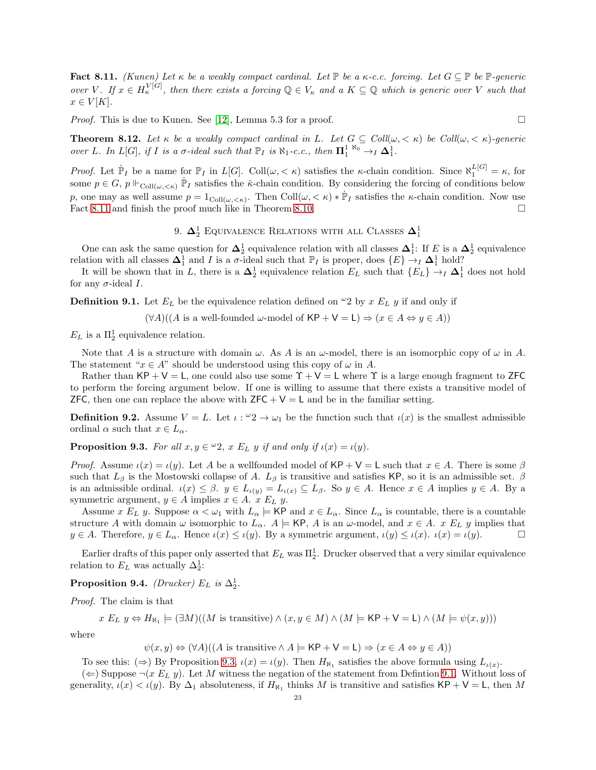**Fact 8.11.** *(Kunen) Let $\kappa$ be a weakly compact cardinal. Let $\mathbb{P}$ be a $\kappa$-c.c. forcing. Let $G \subseteq \mathbb{P}$ be $\mathbb{P}$-generic over $V$. If $x \in H_\kappa^{V[G]}$, then there exists a forcing $\mathbb{Q} \in V_\kappa$ and a $K \subseteq \mathbb{Q}$ which is generic over $V$ such that $x \in V[K]$.*

*Proof.* This is due to Kunen. See [12], Lemma 5.3 for a proof. □

**Theorem 8.12.** *Let $\kappa$ be a weakly compact cardinal in $L$. Let $G \subseteq Coll(\omega, <\kappa)$ be $Coll(\omega, <\kappa)$-generic over $L$. In $L[G]$, if $I$ is a $\sigma$-ideal such that $\mathbb{P}_I$ is $\aleph_1$-c.c., then ${\mathbf{\Pi}^1_1}^{\aleph_0} \to_I \mathbf{\Delta}^1_1$.*

*Proof.* Let $\dot{\mathbb{P}}_I$ be a name for $\mathbb{P}_I$ in $L[G]$. $\text{Coll}(\omega, <\kappa)$ satisfies the $\kappa$-chain condition. Since $\aleph_1^{L[G]} = \kappa$, for some $p \in G$, $p \Vdash_{\text{Coll}(\omega,<\kappa)} \dot{\mathbb{P}}_I$ satisfies the $\check{\kappa}$-chain condition. By considering the forcing of conditions below $p$, one may as well assume $p = 1_{\text{Coll}(\omega,<\kappa)}$. Then $\text{Coll}(\omega, <\kappa) * \dot{\mathbb{P}}_I$ satisfies the $\kappa$-chain condition. Now use Fact 8.11 and finish the proof much like in Theorem 8.10. □

## 9. $\mathbf{\Delta}^1_2$ Equivalence Relations with all Classes $\mathbf{\Delta}^1_1$

One can ask the same question for $\mathbf{\Delta}^1_2$ equivalence relation with all classes $\mathbf{\Delta}^1_1$: If $E$ is a $\mathbf{\Delta}^1_2$ equivalence relation with all classes $\mathbf{\Delta}^1_1$ and $I$ is a $\sigma$-ideal such that $\mathbb{P}_I$ is proper, does $\{E\} \to_I \mathbf{\Delta}^1_1$ hold?

It will be shown that in $L$, there is a $\mathbf{\Delta}^1_2$ equivalence relation $E_L$ such that $\{E_L\} \to_I \mathbf{\Delta}^1_1$ does not hold for any $\sigma$-ideal $I$.

**Definition 9.1.** Let $E_L$ be the equivalence relation defined on ${}^\omega 2$ by $x \; E_L \; y$ if and only if

$$(\forall A)((A \text{ is a well-founded } \omega\text{-model of } \mathsf{KP} + \mathsf{V} = \mathsf{L}) \Rightarrow (x \in A \Leftrightarrow y \in A))$$

$E_L$ is a $\Pi^1_2$ equivalence relation.

Note that $A$ is a structure with domain $\omega$. As $A$ is an $\omega$-model, there is an isomorphic copy of $\omega$ in $A$. The statement "$x \in A$" should be understood using this copy of $\omega$ in $A$.

Rather than $\mathsf{KP} + \mathsf{V} = \mathsf{L}$, one could also use some $\Upsilon + \mathsf{V} = \mathsf{L}$ where $\Upsilon$ is a large enough fragment to $\mathsf{ZFC}$ to perform the forcing argument below. If one is willing to assume that there exists a transitive model of $\mathsf{ZFC}$, then one can replace the above with $\mathsf{ZFC} + \mathsf{V} = \mathsf{L}$ and be in the familiar setting.

**Definition 9.2.** Assume $V = L$. Let $\iota : {}^\omega 2 \to \omega_1$ be the function such that $\iota(x)$ is the smallest admissible ordinal $\alpha$ such that $x \in L_\alpha$.

**Proposition 9.3.** *For all $x, y \in {}^\omega 2$, $x \; E_L \; y$ if and only if $\iota(x) = \iota(y)$.*

*Proof.* Assume $\iota(x) = \iota(y)$. Let $A$ be a wellfounded model of $\mathsf{KP} + \mathsf{V} = \mathsf{L}$ such that $x \in A$. There is some $\beta$ such that $L_\beta$ is the Mostowski collapse of $A$. $L_\beta$ is transitive and satisfies $\mathsf{KP}$, so it is an admissible set. $\beta$ is an admissible ordinal. $\iota(x) \leq \beta$. $y \in L_{\iota(y)} = L_{\iota(x)} \subseteq L_\beta$. So $y \in A$. Hence $x \in A$ implies $y \in A$. By a symmetric argument, $y \in A$ implies $x \in A$. $x \; E_L \; y$.

Assume $x \; E_L \; y$. Suppose $\alpha < \omega_1$ with $L_\alpha \models \mathsf{KP}$ and $x \in L_\alpha$. Since $L_\alpha$ is countable, there is a countable structure $A$ with domain $\omega$ isomorphic to $L_\alpha$. $A \models \mathsf{KP}$, $A$ is an $\omega$-model, and $x \in A$. $x \; E_L \; y$ implies that $y \in A$. Therefore, $y \in L_\alpha$. Hence $\iota(x) \leq \iota(y)$. By a symmetric argument, $\iota(y) \leq \iota(x)$. $\iota(x) = \iota(y)$. □

Earlier drafts of this paper only asserted that $E_L$ was $\Pi^1_2$. Drucker observed that a very similar equivalence relation to $E_L$ was actually $\Delta^1_2$:

**Proposition 9.4.** *(Drucker) $E_L$ is $\Delta^1_2$.*

*Proof.* The claim is that

$$x \; E_L \; y \Leftrightarrow H_{\aleph_1} \models (\exists M)((M \text{ is transitive}) \wedge (x, y \in M) \wedge (M \models \mathsf{KP} + \mathsf{V} = \mathsf{L}) \wedge (M \models \psi(x, y)))$$

where

$$\psi(x, y) \Leftrightarrow (\forall A)((A \text{ is transitive} \wedge A \models \mathsf{KP} + \mathsf{V} = \mathsf{L}) \Rightarrow (x \in A \Leftrightarrow y \in A))$$

To see this: ($\Rightarrow$) By Proposition 9.3, $\iota(x) = \iota(y)$. Then $H_{\aleph_1}$ satisfies the above formula using $L_{\iota(x)}$.

($\Leftarrow$) Suppose $\neg(x \; E_L \; y)$. Let $M$ witness the negation of the statement from Defintion 9.1. Without loss of generality, $\iota(x) < \iota(y)$. By $\Delta_1$ absoluteness, if $H_{\aleph_1}$ thinks $M$ is transitive and satisfies $\mathsf{KP} + \mathsf{V} = \mathsf{L}$, then $M$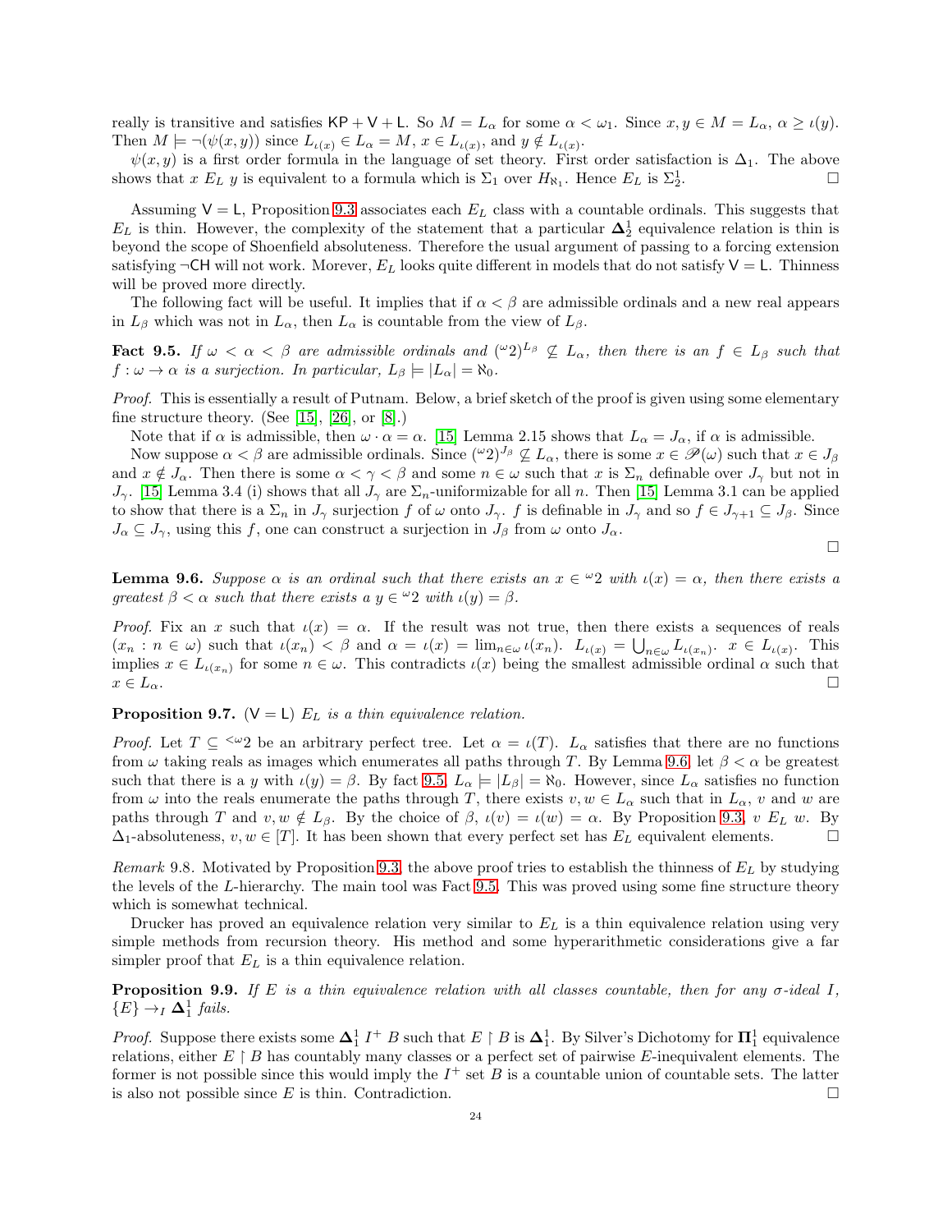really is transitive and satisfies $\mathsf{KP} + \mathsf{V} + \mathsf{L}$. So $M = L_\alpha$ for some $\alpha < \omega_1$. Since $x, y \in M = L_\alpha$, $\alpha \geq \iota(y)$. Then $M \models \neg(\psi(x,y))$ since $L_{\iota(x)} \in L_\alpha = M$, $x \in L_{\iota(x)}$, and $y \notin L_{\iota(x)}$.

$\psi(x,y)$ is a first order formula in the language of set theory. First order satisfaction is $\Delta_1$. The above shows that $x \ E_L \ y$ is equivalent to a formula which is $\Sigma_1$ over $H_{\aleph_1}$. Hence $E_L$ is $\Sigma^1_2$. □

Assuming $\mathsf{V} = \mathsf{L}$, Proposition 9.3 associates each $E_L$ class with a countable ordinals. This suggests that $E_L$ is thin. However, the complexity of the statement that a particular $\mathbf{\Delta}^1_2$ equivalence relation is thin is beyond the scope of Shoenfield absoluteness. Therefore the usual argument of passing to a forcing extension satisfying $\neg\mathsf{CH}$ will not work. Morever, $E_L$ looks quite different in models that do not satisfy $\mathsf{V} = \mathsf{L}$. Thinness will be proved more directly.

The following fact will be useful. It implies that if $\alpha < \beta$ are admissible ordinals and a new real appears in $L_\beta$ which was not in $L_\alpha$, then $L_\alpha$ is countable from the view of $L_\beta$.

**Fact 9.5.** *If $\omega < \alpha < \beta$ are admissible ordinals and $({}^\omega 2)^{L_\beta} \not\subseteq L_\alpha$, then there is an $f \in L_\beta$ such that $f : \omega \to \alpha$ is a surjection. In particular, $L_\beta \models |L_\alpha| = \aleph_0$.*

*Proof.* This is essentially a result of Putnam. Below, a brief sketch of the proof is given using some elementary fine structure theory. (See [15], [26], or [8].)

Note that if $\alpha$ is admissible, then $\omega \cdot \alpha = \alpha$. [15] Lemma 2.15 shows that $L_\alpha = J_\alpha$, if $\alpha$ is admissible.

Now suppose $\alpha < \beta$ are admissible ordinals. Since $({}^\omega 2)^{J_\beta} \not\subseteq L_\alpha$, there is some $x \in \mathscr{P}(\omega)$ such that $x \in J_\beta$ and $x \notin J_\alpha$. Then there is some $\alpha < \gamma < \beta$ and some $n \in \omega$ such that $x$ is $\Sigma_n$ definable over $J_\gamma$ but not in $J_\gamma$. [15] Lemma 3.4 (i) shows that all $J_\gamma$ are $\Sigma_n$-uniformizable for all $n$. Then [15] Lemma 3.1 can be applied to show that there is a $\Sigma_n$ in $J_\gamma$ surjection $f$ of $\omega$ onto $J_\gamma$. $f$ is definable in $J_\gamma$ and so $f \in J_{\gamma+1} \subseteq J_\beta$. Since $J_\alpha \subseteq J_\gamma$, using this $f$, one can construct a surjection in $J_\beta$ from $\omega$ onto $J_\alpha$.

□

**Lemma 9.6.** *Suppose $\alpha$ is an ordinal such that there exists an $x \in {}^\omega 2$ with $\iota(x) = \alpha$, then there exists a greatest $\beta < \alpha$ such that there exists a $y \in {}^\omega 2$ with $\iota(y) = \beta$.*

*Proof.* Fix an $x$ such that $\iota(x) = \alpha$. If the result was not true, then there exists a sequences of reals $(x_n : n \in \omega)$ such that $\iota(x_n) < \beta$ and $\alpha = \iota(x) = \lim_{n\in\omega} \iota(x_n)$. $L_{\iota(x)} = \bigcup_{n\in\omega} L_{\iota(x_n)}$. $x \in L_{\iota(x)}$. This implies $x \in L_{\iota(x_n)}$ for some $n \in \omega$. This contradicts $\iota(x)$ being the smallest admissible ordinal $\alpha$ such that $x \in L_\alpha$. □

**Proposition 9.7.** ($\mathsf{V} = \mathsf{L}$) *$E_L$ is a thin equivalence relation.*

*Proof.* Let $T \subseteq {}^{<\omega}2$ be an arbitrary perfect tree. Let $\alpha = \iota(T)$. $L_\alpha$ satisfies that there are no functions from $\omega$ taking reals as images which enumerates all paths through $T$. By Lemma 9.6, let $\beta < \alpha$ be greatest such that there is a $y$ with $\iota(y) = \beta$. By fact 9.5, $L_\alpha \models |L_\beta| = \aleph_0$. However, since $L_\alpha$ satisfies no function from $\omega$ into the reals enumerate the paths through $T$, there exists $v, w \in L_\alpha$ such that in $L_\alpha$, $v$ and $w$ are paths through $T$ and $v, w \notin L_\beta$. By the choice of $\beta$, $\iota(v) = \iota(w) = \alpha$. By Proposition 9.3, $v \ E_L \ w$. By $\Delta_1$-absoluteness, $v, w \in [T]$. It has been shown that every perfect set has $E_L$ equivalent elements. □

*Remark* 9.8. Motivated by Proposition 9.3, the above proof tries to establish the thinness of $E_L$ by studying the levels of the $L$-hierarchy. The main tool was Fact 9.5. This was proved using some fine structure theory which is somewhat technical.

Drucker has proved an equivalence relation very similar to $E_L$ is a thin equivalence relation using very simple methods from recursion theory. His method and some hyperarithmetic considerations give a far simpler proof that $E_L$ is a thin equivalence relation.

**Proposition 9.9.** *If $E$ is a thin equivalence relation with all classes countable, then for any $\sigma$-ideal $I$, $\{E\} \to_I \mathbf{\Delta}^1_1$ fails.*

*Proof.* Suppose there exists some $\mathbf{\Delta}^1_1$ $I^+$ $B$ such that $E \upharpoonright B$ is $\mathbf{\Delta}^1_1$. By Silver's Dichotomy for $\mathbf{\Pi}^1_1$ equivalence relations, either $E \upharpoonright B$ has countably many classes or a perfect set of pairwise $E$-inequivalent elements. The former is not possible since this would imply the $I^+$ set $B$ is a countable union of countable sets. The latter is also not possible since $E$ is thin. Contradiction. □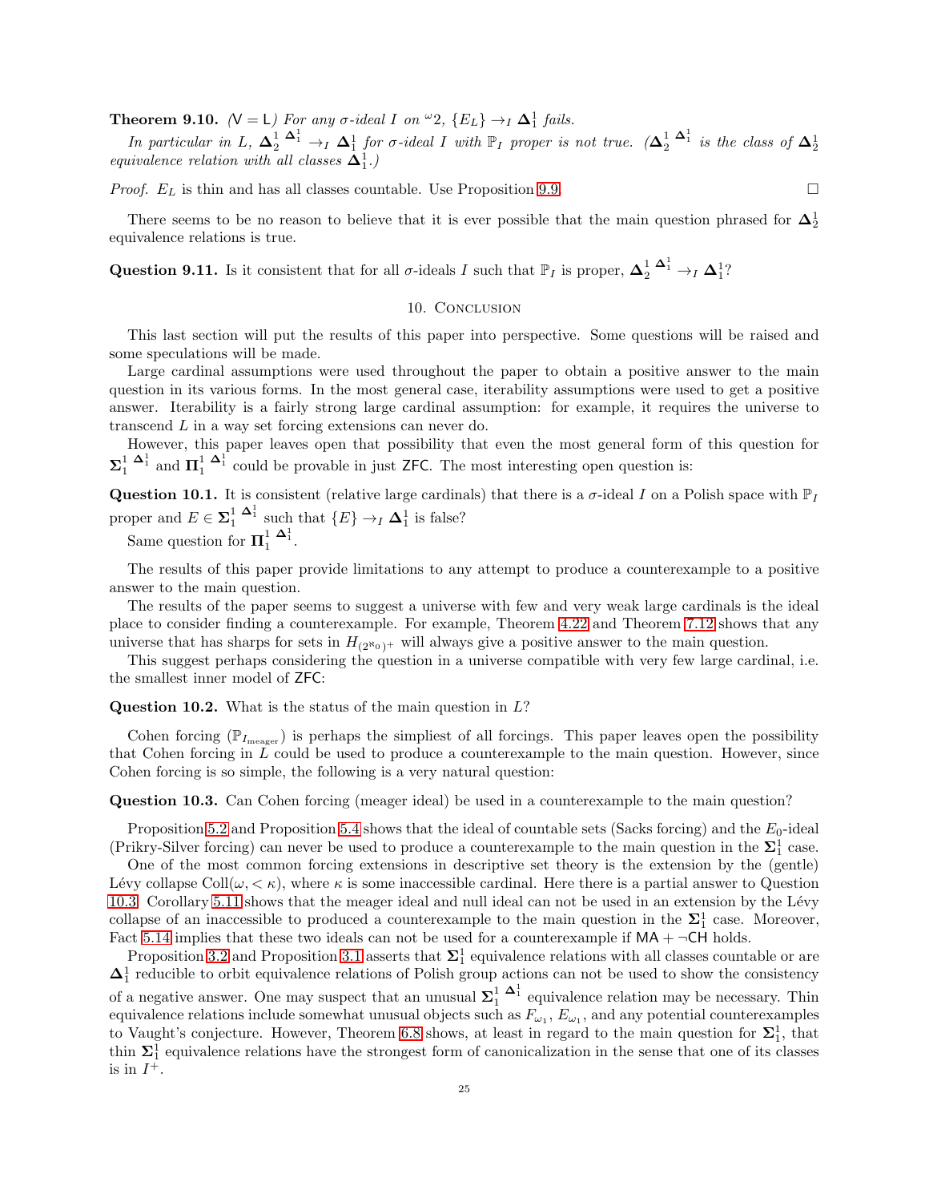**Theorem 9.10.** *($\mathsf{V} = \mathsf{L}$) For any $\sigma$-ideal $I$ on ${}^\omega 2$, $\{E_L\} \to_I \mathbf{\Delta}^1_1$ fails.*

*In particular in $L$, ${\mathbf{\Delta}^1_2}^{\mathbf{\Delta}^1_1} \to_I \mathbf{\Delta}^1_1$ for $\sigma$-ideal $I$ with $\mathbb{P}_I$ proper is not true. (${\mathbf{\Delta}^1_2}^{\mathbf{\Delta}^1_1}$ is the class of $\mathbf{\Delta}^1_2$ equivalence relation with all classes $\mathbf{\Delta}^1_1$.)*

*Proof.* $E_L$ is thin and has all classes countable. Use Proposition 9.9. □

There seems to be no reason to believe that it is ever possible that the main question phrased for $\mathbf{\Delta}^1_2$ equivalence relations is true.

**Question 9.11.** Is it consistent that for all $\sigma$-ideals $I$ such that $\mathbb{P}_I$ is proper, ${\mathbf{\Delta}^1_2}^{\mathbf{\Delta}^1_1} \to_I \mathbf{\Delta}^1_1$?

## 10. Conclusion

This last section will put the results of this paper into perspective. Some questions will be raised and some speculations will be made.

Large cardinal assumptions were used throughout the paper to obtain a positive answer to the main question in its various forms. In the most general case, iterability assumptions were used to get a positive answer. Iterability is a fairly strong large cardinal assumption: for example, it requires the universe to transcend $L$ in a way set forcing extensions can never do.

However, this paper leaves open that possibility that even the most general form of this question for ${\mathbf{\Sigma}^1_1}^{\mathbf{\Delta}^1_1}$ and ${\mathbf{\Pi}^1_1}^{\mathbf{\Delta}^1_1}$ could be provable in just $\mathsf{ZFC}$. The most interesting open question is:

**Question 10.1.** It is consistent (relative large cardinals) that there is a $\sigma$-ideal $I$ on a Polish space with $\mathbb{P}_I$ proper and $E \in {\mathbf{\Sigma}^1_1}^{\mathbf{\Delta}^1_1}$ such that $\{E\} \to_I \mathbf{\Delta}^1_1$ is false?

Same question for ${\mathbf{\Pi}^1_1}^{\mathbf{\Delta}^1_1}$.

The results of this paper provide limitations to any attempt to produce a counterexample to a positive answer to the main question.

The results of the paper seems to suggest a universe with few and very weak large cardinals is the ideal place to consider finding a counterexample. For example, Theorem 4.22 and Theorem 7.12 shows that any universe that has sharps for sets in $H_{(2^{\aleph_0})^+}$ will always give a positive answer to the main question.

This suggest perhaps considering the question in a universe compatible with very few large cardinal, i.e. the smallest inner model of $\mathsf{ZFC}$:

**Question 10.2.** What is the status of the main question in $L$?

Cohen forcing ($\mathbb{P}_{I_{\text{meager}}}$) is perhaps the simpliest of all forcings. This paper leaves open the possibility that Cohen forcing in $L$ could be used to produce a counterexample to the main question. However, since Cohen forcing is so simple, the following is a very natural question:

**Question 10.3.** Can Cohen forcing (meager ideal) be used in a counterexample to the main question?

Proposition 5.2 and Proposition 5.4 shows that the ideal of countable sets (Sacks forcing) and the $E_0$-ideal (Prikry-Silver forcing) can never be used to produce a counterexample to the main question in the $\mathbf{\Sigma}^1_1$ case.

One of the most common forcing extensions in descriptive set theory is the extension by the (gentle) Lévy collapse $\text{Coll}(\omega, < \kappa)$, where $\kappa$ is some inaccessible cardinal. Here there is a partial answer to Question 10.3. Corollary 5.11 shows that the meager ideal and null ideal can not be used in an extension by the Lévy collapse of an inaccessible to produced a counterexample to the main question in the $\mathbf{\Sigma}^1_1$ case. Moreover, Fact 5.14 implies that these two ideals can not be used for a counterexample if $\mathsf{MA} + \neg\mathsf{CH}$ holds.

Proposition 3.2 and Proposition 3.1 asserts that $\mathbf{\Sigma}^1_1$ equivalence relations with all classes countable or are $\mathbf{\Delta}^1_1$ reducible to orbit equivalence relations of Polish group actions can not be used to show the consistency of a negative answer. One may suspect that an unusual ${\mathbf{\Sigma}^1_1}^{\mathbf{\Delta}^1_1}$ equivalence relation may be necessary. Thin equivalence relations include somewhat unusual objects such as $F_{\omega_1}$, $E_{\omega_1}$, and any potential counterexamples to Vaught's conjecture. However, Theorem 6.8 shows, at least in regard to the main question for $\mathbf{\Sigma}^1_1$, that thin $\mathbf{\Sigma}^1_1$ equivalence relations have the strongest form of canonicalization in the sense that one of its classes is in $I^+$.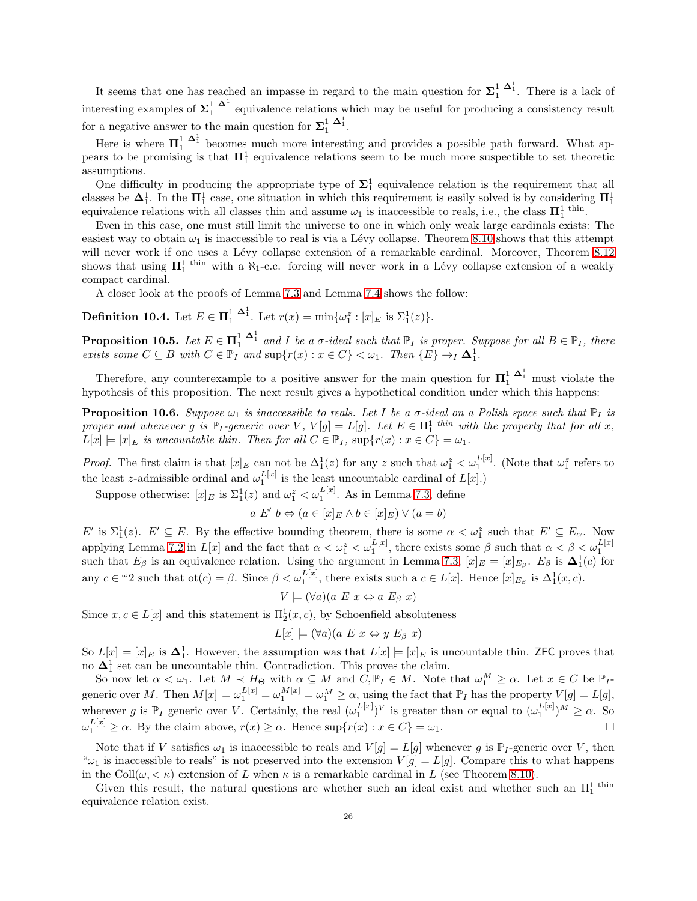It seems that one has reached an impasse in regard to the main question for $\mathbf{\Sigma}_1^1{}^{\mathbf{\Delta}_1^1}$. There is a lack of interesting examples of $\mathbf{\Sigma}_1^1{}^{\mathbf{\Delta}_1^1}$ equivalence relations which may be useful for producing a consistency result for a negative answer to the main question for $\mathbf{\Sigma}_1^1{}^{\mathbf{\Delta}_1^1}$.

Here is where $\mathbf{\Pi}_1^1{}^{\mathbf{\Delta}_1^1}$ becomes much more interesting and provides a possible path forward. What appears to be promising is that $\mathbf{\Pi}_1^1$ equivalence relations seem to be much more suspectible to set theoretic assumptions.

One difficulty in producing the appropriate type of $\mathbf{\Sigma}_1^1$ equivalence relation is the requirement that all classes be $\mathbf{\Delta}_1^1$. In the $\mathbf{\Pi}_1^1$ case, one situation in which this requirement is easily solved is by considering $\mathbf{\Pi}_1^1$ equivalence relations with all classes thin and assume $\omega_1$ is inaccessible to reals, i.e., the class $\mathbf{\Pi}_1^1{}^{\text{thin}}$.

Even in this case, one must still limit the universe to one in which only weak large cardinals exists: The easiest way to obtain $\omega_1$ is inaccessible to real is via a Lévy collapse. Theorem 8.10 shows that this attempt will never work if one uses a Lévy collapse extension of a remarkable cardinal. Moreover, Theorem 8.12 shows that using $\mathbf{\Pi}_1^1{}^{\text{thin}}$ with a $\aleph_1$-c.c. forcing will never work in a Lévy collapse extension of a weakly compact cardinal.

A closer look at the proofs of Lemma 7.3 and Lemma 7.4 shows the follow:

**Definition 10.4.** Let $E \in \mathbf{\Pi}_1^1{}^{\mathbf{\Delta}_1^1}$. Let $r(x) = \min\{\omega_1^z : [x]_E \text{ is } \Sigma_1^1(z)\}$.

**Proposition 10.5.** *Let $E \in \mathbf{\Pi}_1^1{}^{\mathbf{\Delta}_1^1}$ and $I$ be a $\sigma$-ideal such that $\mathbb{P}_I$ is proper. Suppose for all $B \in \mathbb{P}_I$, there exists some $C \subseteq B$ with $C \in \mathbb{P}_I$ and $\sup\{r(x) : x \in C\} < \omega_1$. Then $\{E\} \to_I \mathbf{\Delta}_1^1$.*

Therefore, any counterexample to a positive answer for the main question for $\mathbf{\Pi}_1^1{}^{\mathbf{\Delta}_1^1}$ must violate the hypothesis of this proposition. The next result gives a hypothetical condition under which this happens:

**Proposition 10.6.** *Suppose $\omega_1$ is inaccessible to reals. Let $I$ be a $\sigma$-ideal on a Polish space such that $\mathbb{P}_I$ is proper and whenever $g$ is $\mathbb{P}_I$-generic over $V$, $V[g] = L[g]$. Let $E \in \Pi_1^1{}^{\text{thin}}$ with the property that for all $x$, $L[x] \models [x]_E$ is uncountable thin. Then for all $C \in \mathbb{P}_I$, $\sup\{r(x) : x \in C\} = \omega_1$.*

*Proof.* The first claim is that $[x]_E$ can not be $\Delta_1^1(z)$ for any $z$ such that $\omega_1^z < \omega_1^{L[x]}$. (Note that $\omega_1^z$ refers to the least $z$-admissible ordinal and $\omega_1^{L[x]}$ is the least uncountable cardinal of $L[x]$.)

Suppose otherwise: $[x]_E$ is $\Sigma_1^1(z)$ and $\omega_1^z < \omega_1^{L[x]}$. As in Lemma 7.3, define

$$a\ E'\ b \Leftrightarrow (a \in [x]_E \wedge b \in [x]_E) \vee (a = b)$$

$E'$ is $\Sigma_1^1(z)$. $E' \subseteq E$. By the effective bounding theorem, there is some $\alpha < \omega_1^z$ such that $E' \subseteq E_\alpha$. Now applying Lemma 7.2 in $L[x]$ and the fact that $\alpha < \omega_1^z < \omega_1^{L[x]}$, there exists some $\beta$ such that $\alpha < \beta < \omega_1^{L[x]}$ such that $E_\beta$ is an equivalence relation. Using the argument in Lemma 7.3, $[x]_E = [x]_{E_\beta}$. $E_\beta$ is $\mathbf{\Delta}_1^1(c)$ for any $c \in {}^\omega 2$ such that $\text{ot}(c) = \beta$. Since $\beta < \omega_1^{L[x]}$, there exists such a $c \in L[x]$. Hence $[x]_{E_\beta}$ is $\Delta_1^1(x, c)$.

$$V \models (\forall a)(a\ E\ x \Leftrightarrow a\ E_\beta\ x)$$

Since $x, c \in L[x]$ and this statement is $\Pi_2^1(x, c)$, by Schoenfield absoluteness

$$L[x] \models (\forall a)(a\ E\ x \Leftrightarrow y\ E_\beta\ x)$$

So $L[x] \models [x]_E$ is $\mathbf{\Delta}_1^1$. However, the assumption was that $L[x] \models [x]_E$ is uncountable thin. $\mathsf{ZFC}$ proves that no $\mathbf{\Delta}_1^1$ set can be uncountable thin. Contradiction. This proves the claim.

So now let $\alpha < \omega_1$. Let $M \prec H_\Theta$ with $\alpha \subseteq M$ and $C, \mathbb{P}_I \in M$. Note that $\omega_1^M \geq \alpha$. Let $x \in C$ be $\mathbb{P}_I$-generic over $M$. Then $M[x] \models \omega_1^{L[x]} = \omega_1^{M[x]} = \omega_1^M \geq \alpha$, using the fact that $\mathbb{P}_I$ has the property $V[g] = L[g]$, wherever $g$ is $\mathbb{P}_I$ generic over $V$. Certainly, the real $(\omega_1^{L[x]})^V$ is greater than or equal to $(\omega_1^{L[x]})^M \geq \alpha$. So $\omega_1^{L[x]} \geq \alpha$. By the claim above, $r(x) \geq \alpha$. Hence $\sup\{r(x) : x \in C\} = \omega_1$. $\square$

Note that if $V$ satisfies $\omega_1$ is inaccessible to reals and $V[g] = L[g]$ whenever $g$ is $\mathbb{P}_I$-generic over $V$, then "$\omega_1$ is inaccessible to reals" is not preserved into the extension $V[g] = L[g]$. Compare this to what happens in the $\text{Coll}(\omega, < \kappa)$ extension of $L$ when $\kappa$ is a remarkable cardinal in $L$ (see Theorem 8.10).

Given this result, the natural questions are whether such an ideal exist and whether such an $\Pi_1^1{}^{\text{thin}}$ equivalence relation exist.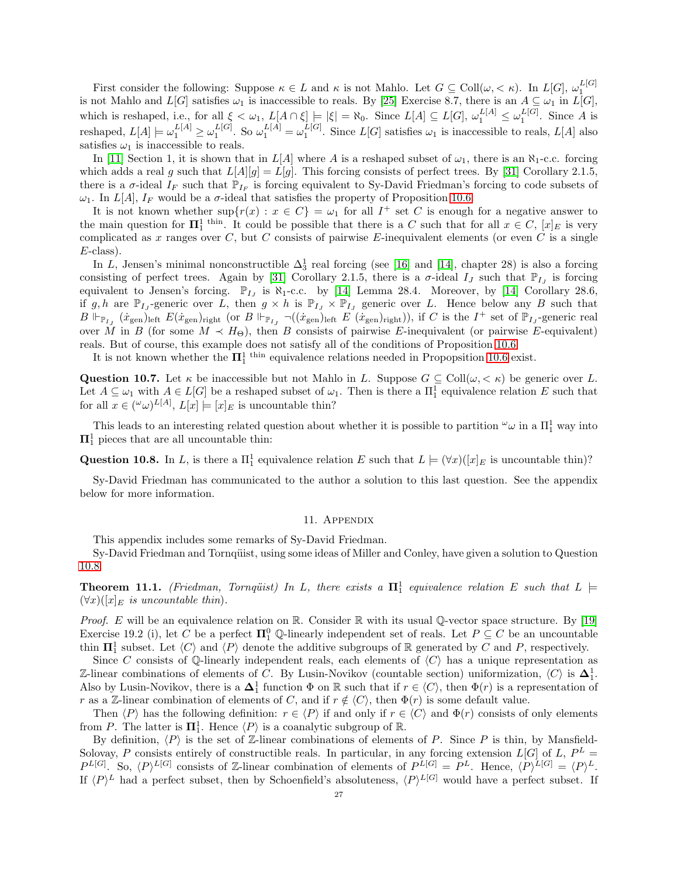First consider the following: Suppose $\kappa \in L$ and $\kappa$ is not Mahlo. Let $G \subseteq \text{Coll}(\omega, < \kappa)$. In $L[G]$, $\omega_1^{L[G]}$ is not Mahlo and $L[G]$ satisfies $\omega_1$ is inaccessible to reals. By [25] Exercise 8.7, there is an $A \subseteq \omega_1$ in $L[G]$, which is reshaped, i.e., for all $\xi < \omega_1$, $L[A \cap \xi] \models |\xi| = \aleph_0$. Since $L[A] \subseteq L[G]$, $\omega_1^{L[A]} \leq \omega_1^{L[G]}$. Since $A$ is reshaped, $L[A] \models \omega_1^{L[A]} \geq \omega_1^{L[G]}$. So $\omega_1^{L[A]} = \omega_1^{L[G]}$. Since $L[G]$ satisfies $\omega_1$ is inaccessible to reals, $L[A]$ also satisfies $\omega_1$ is inaccessible to reals.

In [11] Section 1, it is shown that in $L[A]$ where $A$ is a reshaped subset of $\omega_1$, there is an $\aleph_1$-c.c. forcing which adds a real $g$ such that $L[A][g] = L[g]$. This forcing consists of perfect trees. By [31] Corollary 2.1.5, there is a $\sigma$-ideal $I_F$ such that $\mathbb{P}_{I_F}$ is forcing equivalent to Sy-David Friedman's forcing to code subsets of $\omega_1$. In $L[A]$, $I_F$ would be a $\sigma$-ideal that satisfies the property of Proposition 10.6.

It is not known whether $\sup\{r(x) : x \in C\} = \omega_1$ for all $I^+$ set $C$ is enough for a negative answer to the main question for $\mathbf{\Pi}_1^{1\text{ thin}}$. It could be possible that there is a $C$ such that for all $x \in C$, $[x]_E$ is very complicated as $x$ ranges over $C$, but $C$ consists of pairwise $E$-inequivalent elements (or even $C$ is a single $E$-class).

In $L$, Jensen's minimal nonconstructible $\Delta_3^1$ real forcing (see [16] and [14], chapter 28) is also a forcing consisting of perfect trees. Again by [31] Corollary 2.1.5, there is a $\sigma$-ideal $I_J$ such that $\mathbb{P}_{I_J}$ is forcing equivalent to Jensen's forcing. $\mathbb{P}_{I_J}$ is $\aleph_1$-c.c. by [14] Lemma 28.4. Moreover, by [14] Corollary 28.6, if $g, h$ are $\mathbb{P}_{I_J}$-generic over $L$, then $g \times h$ is $\mathbb{P}_{I_J} \times \mathbb{P}_{I_J}$ generic over $L$. Hence below any $B$ such that $B \Vdash_{\mathbb{P}_{I_J}} (\dot{x}_{\text{gen}})_{\text{left}}\ E (\dot{x}_{\text{gen}})_{\text{right}}$ (or $B \Vdash_{\mathbb{P}_{I_J}} \neg((\dot{x}_{\text{gen}})_{\text{left}}\ E\ (\dot{x}_{\text{gen}})_{\text{right}})$), if $C$ is the $I^+$ set of $\mathbb{P}_{I_J}$-generic real over $M$ in $B$ (for some $M \prec H_\Theta$), then $B$ consists of pairwise $E$-inequivalent (or pairwise $E$-equivalent) reals. But of course, this example does not satisfy all of the conditions of Proposition 10.6.

It is not known whether the $\mathbf{\Pi}_1^{1\text{ thin}}$ equivalence relations needed in Propopsition 10.6 exist.

**Question 10.7.** Let $\kappa$ be inaccessible but not Mahlo in $L$. Suppose $G \subseteq \text{Coll}(\omega, < \kappa)$ be generic over $L$. Let $A \subseteq \omega_1$ with $A \in L[G]$ be a reshaped subset of $\omega_1$. Then is there a $\Pi_1^1$ equivalence relation $E$ such that for all $x \in ({}^\omega\omega)^{L[A]}$, $L[x] \models [x]_E$ is uncountable thin?

This leads to an interesting related question about whether it is possible to partition ${}^\omega\omega$ in a $\Pi_1^1$ way into $\mathbf{\Pi}_1^1$ pieces that are all uncountable thin:

**Question 10.8.** In $L$, is there a $\Pi_1^1$ equivalence relation $E$ such that $L \models (\forall x)([x]_E$ is uncountable thin)?

Sy-David Friedman has communicated to the author a solution to this last question. See the appendix below for more information.

## 11. Appendix

This appendix includes some remarks of Sy-David Friedman.

Sy-David Friedman and Tornqüist, using some ideas of Miller and Conley, have given a solution to Question 10.8.

**Theorem 11.1.** *(Friedman, Tornqüist) In $L$, there exists a $\mathbf{\Pi}_1^1$ equivalence relation $E$ such that $L \models (\forall x)([x]_E$ is uncountable thin).*

*Proof.* $E$ will be an equivalence relation on $\mathbb{R}$. Consider $\mathbb{R}$ with its usual $\mathbb{Q}$-vector space structure. By [19] Exercise 19.2 (i), let $C$ be a perfect $\mathbf{\Pi}_1^0$ $\mathbb{Q}$-linearly independent set of reals. Let $P \subseteq C$ be an uncountable thin $\mathbf{\Pi}_1^1$ subset. Let $\langle C \rangle$ and $\langle P \rangle$ denote the additive subgroups of $\mathbb{R}$ generated by $C$ and $P$, respectively.

Since $C$ consists of $\mathbb{Q}$-linearly independent reals, each elements of $\langle C \rangle$ has a unique representation as $\mathbb{Z}$-linear combinations of elements of $C$. By Lusin-Novikov (countable section) uniformization, $\langle C \rangle$ is $\mathbf{\Delta}_1^1$. Also by Lusin-Novikov, there is a $\mathbf{\Delta}_1^1$ function $\Phi$ on $\mathbb{R}$ such that if $r \in \langle C \rangle$, then $\Phi(r)$ is a representation of $r$ as a $\mathbb{Z}$-linear combination of elements of $C$, and if $r \notin \langle C \rangle$, then $\Phi(r)$ is some default value.

Then $\langle P \rangle$ has the following definition: $r \in \langle P \rangle$ if and only if $r \in \langle C \rangle$ and $\Phi(r)$ consists of only elements from $P$. The latter is $\mathbf{\Pi}_1^1$. Hence $\langle P \rangle$ is a coanalytic subgroup of $\mathbb{R}$.

By definition, $\langle P \rangle$ is the set of $\mathbb{Z}$-linear combinations of elements of $P$. Since $P$ is thin, by Mansfield-Solovay, $P$ consists entirely of constructible reals. In particular, in any forcing extension $L[G]$ of $L$, $P^L = P^{L[G]}$. So, $\langle P \rangle^{L[G]}$ consists of $\mathbb{Z}$-linear combination of elements of $P^{L[G]} = P^L$. Hence, $\langle P \rangle^{L[G]} = \langle P \rangle^L$. If $\langle P \rangle^L$ had a perfect subset, then by Schoenfield's absoluteness, $\langle P \rangle^{L[G]}$ would have a perfect subset. If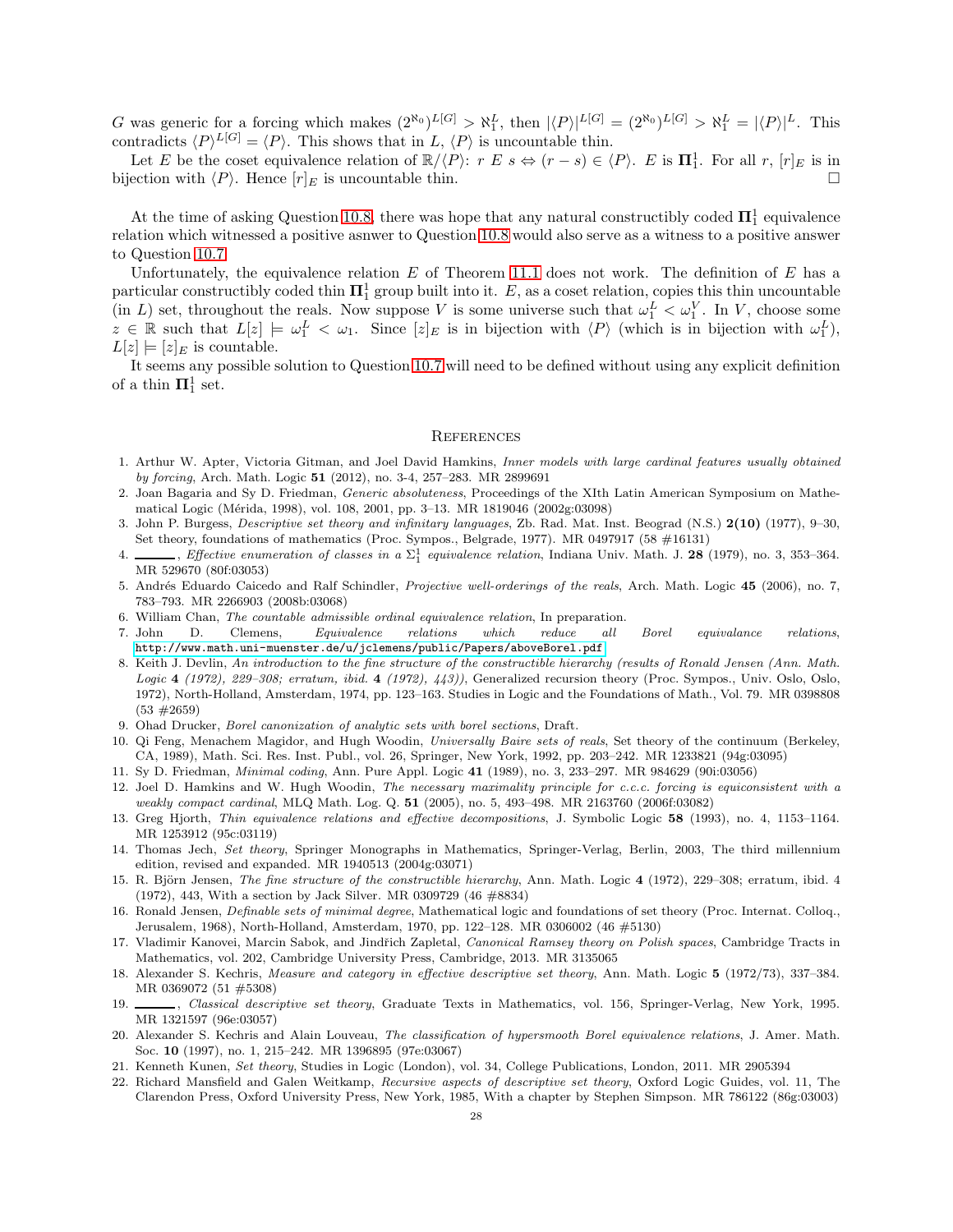$G$ was generic for a forcing which makes $(2^{\aleph_0})^{L[G]} > \aleph_1^L$, then $|\langle P\rangle|^{L[G]} = (2^{\aleph_0})^{L[G]} > \aleph_1^L = |\langle P\rangle|^L$. This contradicts $\langle P\rangle^{L[G]} = \langle P\rangle$. This shows that in $L$, $\langle P\rangle$ is uncountable thin.

Let $E$ be the coset equivalence relation of $\mathbb{R}/\langle P\rangle$: $r \; E \; s \Leftrightarrow (r - s) \in \langle P\rangle$. $E$ is $\mathbf{\Pi}^1_1$. For all $r$, $[r]_E$ is in bijection with $\langle P\rangle$. Hence $[r]_E$ is uncountable thin. □

At the time of asking Question 10.8, there was hope that any natural constructibly coded $\mathbf{\Pi}^1_1$ equivalence relation which witnessed a positive asnwer to Question 10.8 would also serve as a witness to a positive answer to Question 10.7.

Unfortunately, the equivalence relation $E$ of Theorem 11.1 does not work. The definition of $E$ has a particular constructibly coded thin $\mathbf{\Pi}^1_1$ group built into it. $E$, as a coset relation, copies this thin uncountable (in $L$) set, throughout the reals. Now suppose $V$ is some universe such that $\omega_1^L < \omega_1^V$. In $V$, choose some $z \in \mathbb{R}$ such that $L[z] \models \omega_1^L < \omega_1$. Since $[z]_E$ is in bijection with $\langle P\rangle$ (which is in bijection with $\omega_1^L$), $L[z] \models [z]_E$ is countable.

It seems any possible solution to Question 10.7 will need to be defined without using any explicit definition of a thin $\mathbf{\Pi}^1_1$ set.

## References

1. Arthur W. Apter, Victoria Gitman, and Joel David Hamkins, *Inner models with large cardinal features usually obtained by forcing*, Arch. Math. Logic **51** (2012), no. 3-4, 257–283. MR 2899691
2. Joan Bagaria and Sy D. Friedman, *Generic absoluteness*, Proceedings of the XIth Latin American Symposium on Mathematical Logic (Mérida, 1998), vol. 108, 2001, pp. 3–13. MR 1819046 (2002g:03098)
3. John P. Burgess, *Descriptive set theory and infinitary languages*, Zb. Rad. Mat. Inst. Beograd (N.S.) **2(10)** (1977), 9–30, Set theory, foundations of mathematics (Proc. Sympos., Belgrade, 1977). MR 0497917 (58 #16131)
4. ———, *Effective enumeration of classes in a $\Sigma^1_1$ equivalence relation*, Indiana Univ. Math. J. **28** (1979), no. 3, 353–364. MR 529670 (80f:03053)
5. Andrés Eduardo Caicedo and Ralf Schindler, *Projective well-orderings of the reals*, Arch. Math. Logic **45** (2006), no. 7, 783–793. MR 2266903 (2008b:03068)
6. William Chan, *The countable admissible ordinal equivalence relation*, In preparation.
7. John D. Clemens, *Equivalence relations which reduce all Borel equivalance relations*, http://www.math.uni-muenster.de/u/jclemens/public/Papers/aboveBorel.pdf.
8. Keith J. Devlin, *An introduction to the fine structure of the constructible hierarchy (results of Ronald Jensen (Ann. Math. Logic 4 (1972), 229–308; erratum, ibid. 4 (1972), 443))*, Generalized recursion theory (Proc. Sympos., Univ. Oslo, Oslo, 1972), North-Holland, Amsterdam, 1974, pp. 123–163. Studies in Logic and the Foundations of Math., Vol. 79. MR 0398808 (53 #2659)
9. Ohad Drucker, *Borel canonization of analytic sets with borel sections*, Draft.
10. Qi Feng, Menachem Magidor, and Hugh Woodin, *Universally Baire sets of reals*, Set theory of the continuum (Berkeley, CA, 1989), Math. Sci. Res. Inst. Publ., vol. 26, Springer, New York, 1992, pp. 203–242. MR 1233821 (94g:03095)
11. Sy D. Friedman, *Minimal coding*, Ann. Pure Appl. Logic **41** (1989), no. 3, 233–297. MR 984629 (90i:03056)
12. Joel D. Hamkins and W. Hugh Woodin, *The necessary maximality principle for c.c.c. forcing is equiconsistent with a weakly compact cardinal*, MLQ Math. Log. Q. **51** (2005), no. 5, 493–498. MR 2163760 (2006f:03082)
13. Greg Hjorth, *Thin equivalence relations and effective decompositions*, J. Symbolic Logic **58** (1993), no. 4, 1153–1164. MR 1253912 (95c:03119)
14. Thomas Jech, *Set theory*, Springer Monographs in Mathematics, Springer-Verlag, Berlin, 2003, The third millennium edition, revised and expanded. MR 1940513 (2004g:03071)
15. R. Björn Jensen, *The fine structure of the constructible hierarchy*, Ann. Math. Logic **4** (1972), 229–308; erratum, ibid. 4 (1972), 443, With a section by Jack Silver. MR 0309729 (46 #8834)
16. Ronald Jensen, *Definable sets of minimal degree*, Mathematical logic and foundations of set theory (Proc. Internat. Colloq., Jerusalem, 1968), North-Holland, Amsterdam, 1970, pp. 122–128. MR 0306002 (46 #5130)
17. Vladimir Kanovei, Marcin Sabok, and Jindřich Zapletal, *Canonical Ramsey theory on Polish spaces*, Cambridge Tracts in Mathematics, vol. 202, Cambridge University Press, Cambridge, 2013. MR 3135065
18. Alexander S. Kechris, *Measure and category in effective descriptive set theory*, Ann. Math. Logic **5** (1972/73), 337–384. MR 0369072 (51 #5308)
19. ———, *Classical descriptive set theory*, Graduate Texts in Mathematics, vol. 156, Springer-Verlag, New York, 1995. MR 1321597 (96e:03057)
20. Alexander S. Kechris and Alain Louveau, *The classification of hypersmooth Borel equivalence relations*, J. Amer. Math. Soc. **10** (1997), no. 1, 215–242. MR 1396895 (97e:03067)
21. Kenneth Kunen, *Set theory*, Studies in Logic (London), vol. 34, College Publications, London, 2011. MR 2905394
22. Richard Mansfield and Galen Weitkamp, *Recursive aspects of descriptive set theory*, Oxford Logic Guides, vol. 11, The Clarendon Press, Oxford University Press, New York, 1985, With a chapter by Stephen Simpson. MR 786122 (86g:03003)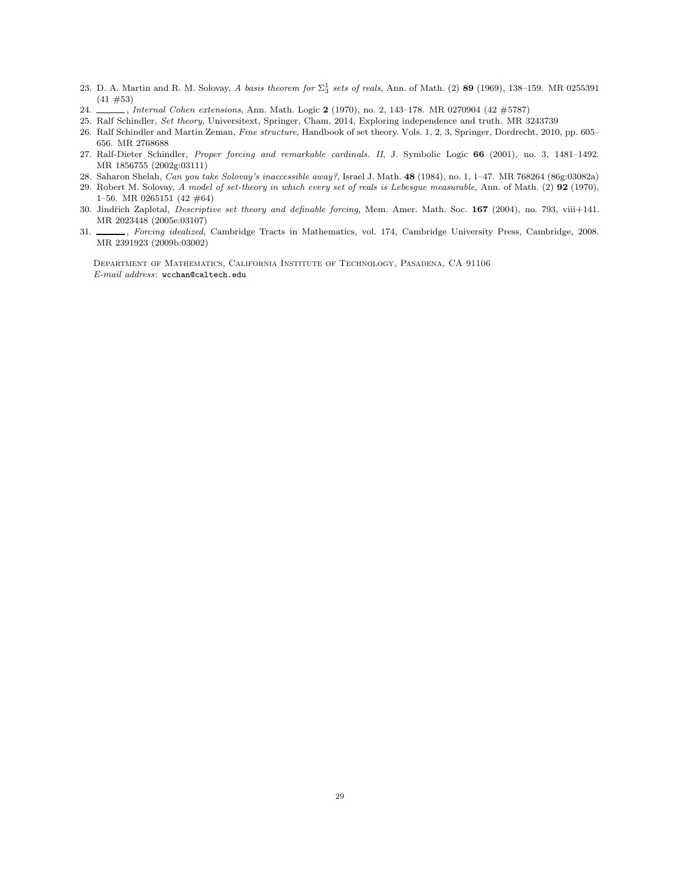23. D. A. Martin and R. M. Solovay, *A basis theorem for $\Sigma^1_3$ sets of reals*, Ann. of Math. (2) **89** (1969), 138–159. MR 0255391 (41 #53)
24. ______, *Internal Cohen extensions*, Ann. Math. Logic **2** (1970), no. 2, 143–178. MR 0270904 (42 #5787)
25. Ralf Schindler, *Set theory*, Universitext, Springer, Cham, 2014, Exploring independence and truth. MR 3243739
26. Ralf Schindler and Martin Zeman, *Fine structure*, Handbook of set theory. Vols. 1, 2, 3, Springer, Dordrecht, 2010, pp. 605–656. MR 2768688
27. Ralf-Dieter Schindler, *Proper forcing and remarkable cardinals. II*, J. Symbolic Logic **66** (2001), no. 3, 1481–1492. MR 1856755 (2002g:03111)
28. Saharon Shelah, *Can you take Solovay's inaccessible away?*, Israel J. Math. **48** (1984), no. 1, 1–47. MR 768264 (86g:03082a)
29. Robert M. Solovay, *A model of set-theory in which every set of reals is Lebesgue measurable*, Ann. of Math. (2) **92** (1970), 1–56. MR 0265151 (42 #64)
30. Jindřich Zapletal, *Descriptive set theory and definable forcing*, Mem. Amer. Math. Soc. **167** (2004), no. 793, viii+141. MR 2023448 (2005e:03107)
31. ______, *Forcing idealized*, Cambridge Tracts in Mathematics, vol. 174, Cambridge University Press, Cambridge, 2008. MR 2391923 (2009b:03002)

Department of Mathematics, California Institute of Technology, Pasadena, CA 91106
*E-mail address*: wcchan@caltech.edu